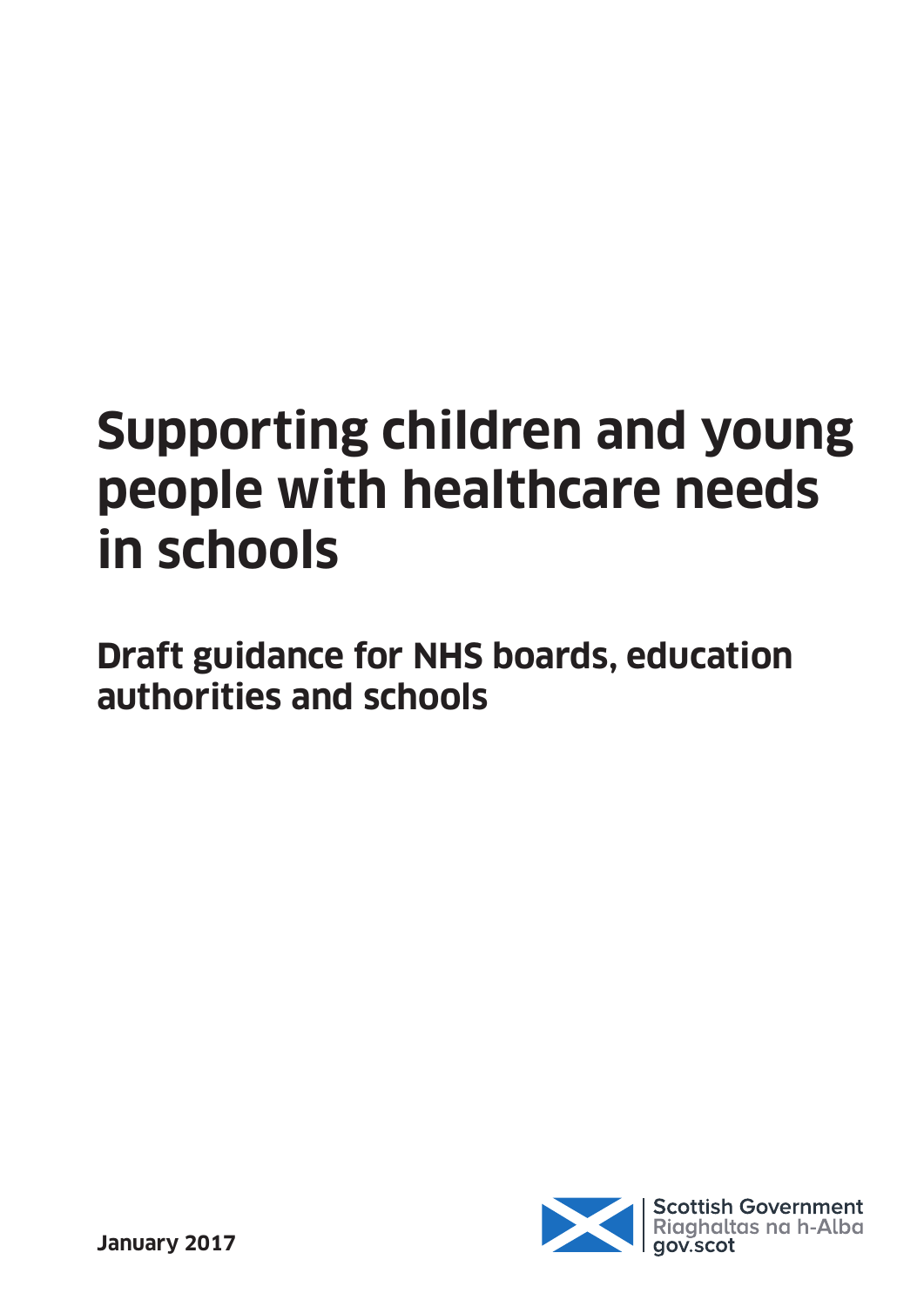# Supporting children and young people with healthcare needs in schools

## Draft guidance for NHS boards, education authorities and schools

Scottish Government
Riaghaltas na h-Alba
gov.scot

**January 2017**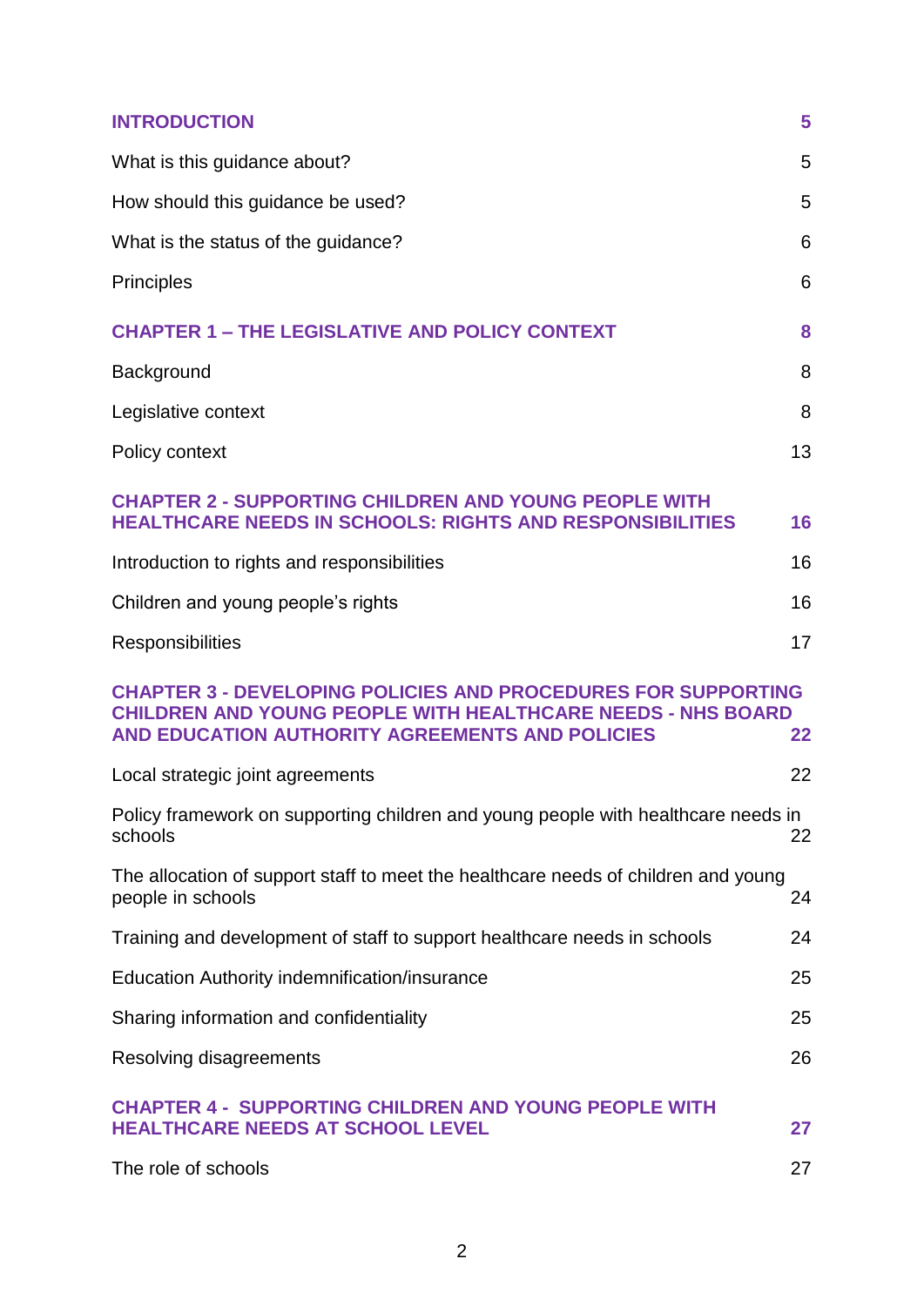| | |
|---|---|
| **INTRODUCTION** | **5** |
| What is this guidance about? | 5 |
| How should this guidance be used? | 5 |
| What is the status of the guidance? | 6 |
| Principles | 6 |
| **CHAPTER 1 – THE LEGISLATIVE AND POLICY CONTEXT** | **8** |
| Background | 8 |
| Legislative context | 8 |
| Policy context | 13 |
| **CHAPTER 2 - SUPPORTING CHILDREN AND YOUNG PEOPLE WITH HEALTHCARE NEEDS IN SCHOOLS: RIGHTS AND RESPONSIBILITIES** | **16** |
| Introduction to rights and responsibilities | 16 |
| Children and young people's rights | 16 |
| Responsibilities | 17 |
| **CHAPTER 3 - DEVELOPING POLICIES AND PROCEDURES FOR SUPPORTING CHILDREN AND YOUNG PEOPLE WITH HEALTHCARE NEEDS - NHS BOARD AND EDUCATION AUTHORITY AGREEMENTS AND POLICIES** | **22** |
| Local strategic joint agreements | 22 |
| Policy framework on supporting children and young people with healthcare needs in schools | 22 |
| The allocation of support staff to meet the healthcare needs of children and young people in schools | 24 |
| Training and development of staff to support healthcare needs in schools | 24 |
| Education Authority indemnification/insurance | 25 |
| Sharing information and confidentiality | 25 |
| Resolving disagreements | 26 |
| **CHAPTER 4 - SUPPORTING CHILDREN AND YOUNG PEOPLE WITH HEALTHCARE NEEDS AT SCHOOL LEVEL** | **27** |
| The role of schools | 27 |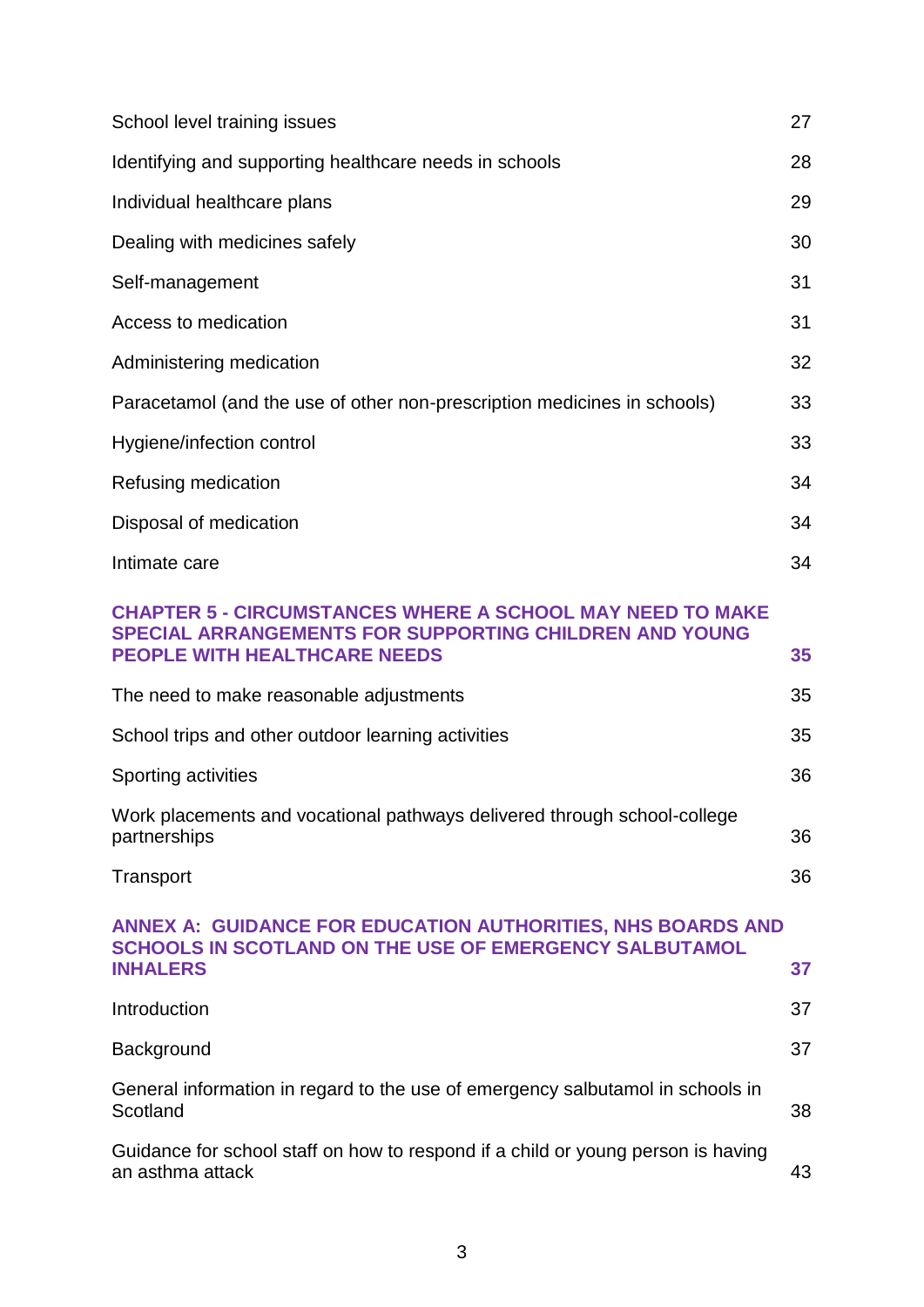| | |
|---|---|
| School level training issues | 27 |
| Identifying and supporting healthcare needs in schools | 28 |
| Individual healthcare plans | 29 |
| Dealing with medicines safely | 30 |
| Self-management | 31 |
| Access to medication | 31 |
| Administering medication | 32 |
| Paracetamol (and the use of other non-prescription medicines in schools) | 33 |
| Hygiene/infection control | 33 |
| Refusing medication | 34 |
| Disposal of medication | 34 |
| Intimate care | 34 |
| **CHAPTER 5 - CIRCUMSTANCES WHERE A SCHOOL MAY NEED TO MAKE SPECIAL ARRANGEMENTS FOR SUPPORTING CHILDREN AND YOUNG PEOPLE WITH HEALTHCARE NEEDS** | **35** |
| The need to make reasonable adjustments | 35 |
| School trips and other outdoor learning activities | 35 |
| Sporting activities | 36 |
| Work placements and vocational pathways delivered through school-college partnerships | 36 |
| Transport | 36 |
| **ANNEX A: GUIDANCE FOR EDUCATION AUTHORITIES, NHS BOARDS AND SCHOOLS IN SCOTLAND ON THE USE OF EMERGENCY SALBUTAMOL INHALERS** | **37** |
| Introduction | 37 |
| Background | 37 |
| General information in regard to the use of emergency salbutamol in schools in Scotland | 38 |
| Guidance for school staff on how to respond if a child or young person is having an asthma attack | 43 |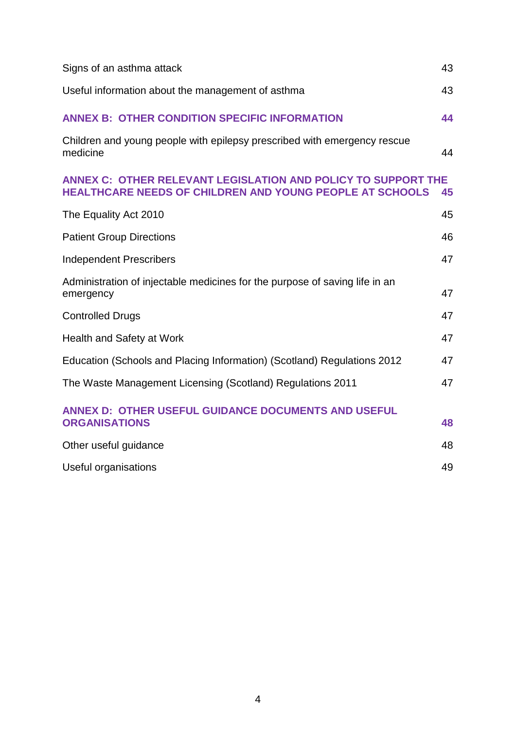| | |
|---|---|
| Signs of an asthma attack | 43 |
| Useful information about the management of asthma | 43 |
| **ANNEX B: OTHER CONDITION SPECIFIC INFORMATION** | **44** |
| Children and young people with epilepsy prescribed with emergency rescue medicine | 44 |
| **ANNEX C: OTHER RELEVANT LEGISLATION AND POLICY TO SUPPORT THE HEALTHCARE NEEDS OF CHILDREN AND YOUNG PEOPLE AT SCHOOLS** | **45** |
| The Equality Act 2010 | 45 |
| Patient Group Directions | 46 |
| Independent Prescribers | 47 |
| Administration of injectable medicines for the purpose of saving life in an emergency | 47 |
| Controlled Drugs | 47 |
| Health and Safety at Work | 47 |
| Education (Schools and Placing Information) (Scotland) Regulations 2012 | 47 |
| The Waste Management Licensing (Scotland) Regulations 2011 | 47 |
| **ANNEX D: OTHER USEFUL GUIDANCE DOCUMENTS AND USEFUL ORGANISATIONS** | **48** |
| Other useful guidance | 48 |
| Useful organisations | 49 |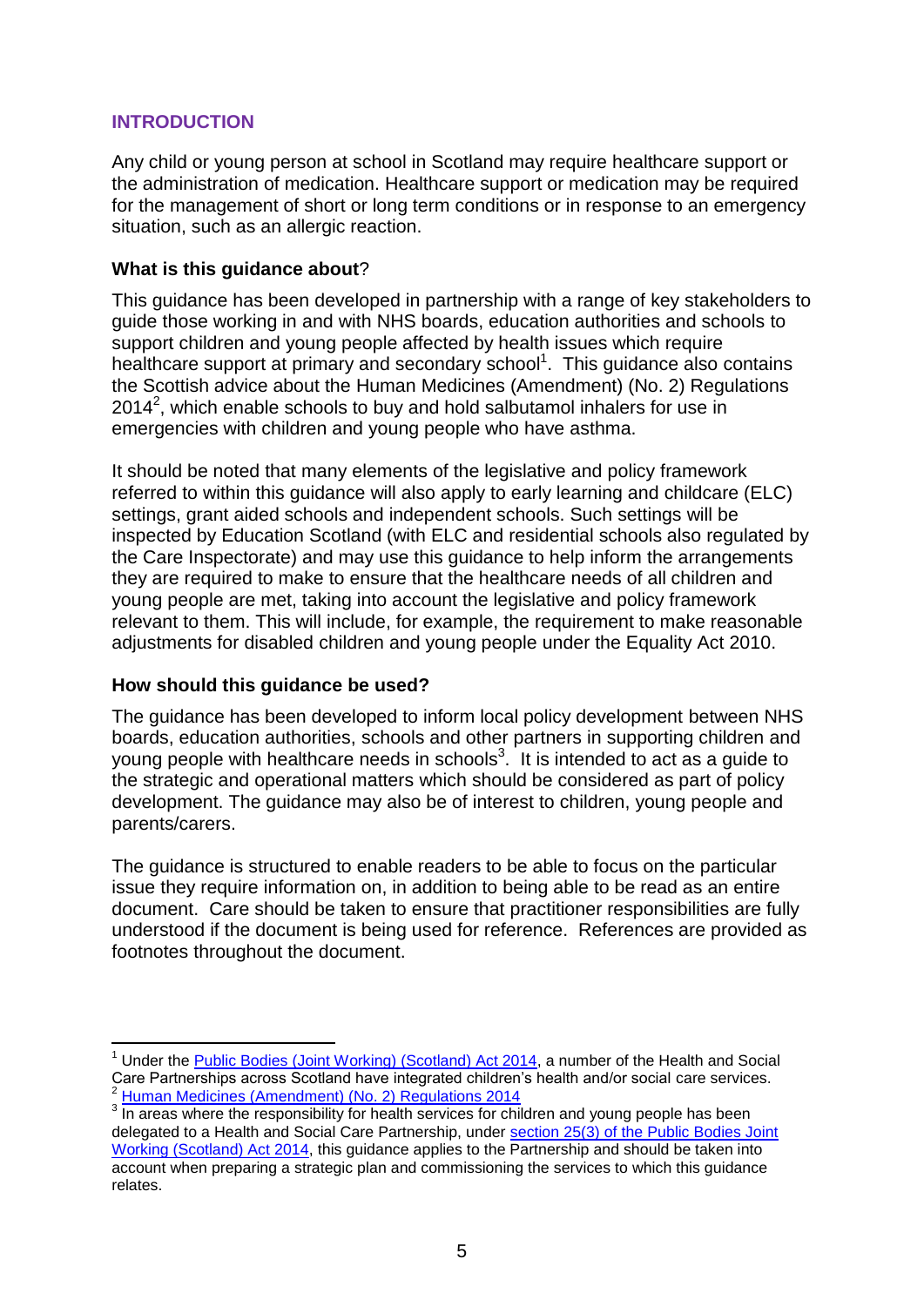## INTRODUCTION

Any child or young person at school in Scotland may require healthcare support or the administration of medication. Healthcare support or medication may be required for the management of short or long term conditions or in response to an emergency situation, such as an allergic reaction.

### What is this guidance about?

This guidance has been developed in partnership with a range of key stakeholders to guide those working in and with NHS boards, education authorities and schools to support children and young people affected by health issues which require healthcare support at primary and secondary school[1]. This guidance also contains the Scottish advice about the Human Medicines (Amendment) (No. 2) Regulations 2014[2], which enable schools to buy and hold salbutamol inhalers for use in emergencies with children and young people who have asthma.

It should be noted that many elements of the legislative and policy framework referred to within this guidance will also apply to early learning and childcare (ELC) settings, grant aided schools and independent schools. Such settings will be inspected by Education Scotland (with ELC and residential schools also regulated by the Care Inspectorate) and may use this guidance to help inform the arrangements they are required to make to ensure that the healthcare needs of all children and young people are met, taking into account the legislative and policy framework relevant to them. This will include, for example, the requirement to make reasonable adjustments for disabled children and young people under the Equality Act 2010.

### How should this guidance be used?

The guidance has been developed to inform local policy development between NHS boards, education authorities, schools and other partners in supporting children and young people with healthcare needs in schools[3]. It is intended to act as a guide to the strategic and operational matters which should be considered as part of policy development. The guidance may also be of interest to children, young people and parents/carers.

The guidance is structured to enable readers to be able to focus on the particular issue they require information on, in addition to being able to be read as an entire document. Care should be taken to ensure that practitioner responsibilities are fully understood if the document is being used for reference. References are provided as footnotes throughout the document.

---

[1] Under the Public Bodies (Joint Working) (Scotland) Act 2014, a number of the Health and Social Care Partnerships across Scotland have integrated children's health and/or social care services.

[2] Human Medicines (Amendment) (No. 2) Regulations 2014

[3] In areas where the responsibility for health services for children and young people has been delegated to a Health and Social Care Partnership, under section 25(3) of the Public Bodies Joint Working (Scotland) Act 2014, this guidance applies to the Partnership and should be taken into account when preparing a strategic plan and commissioning the services to which this guidance relates.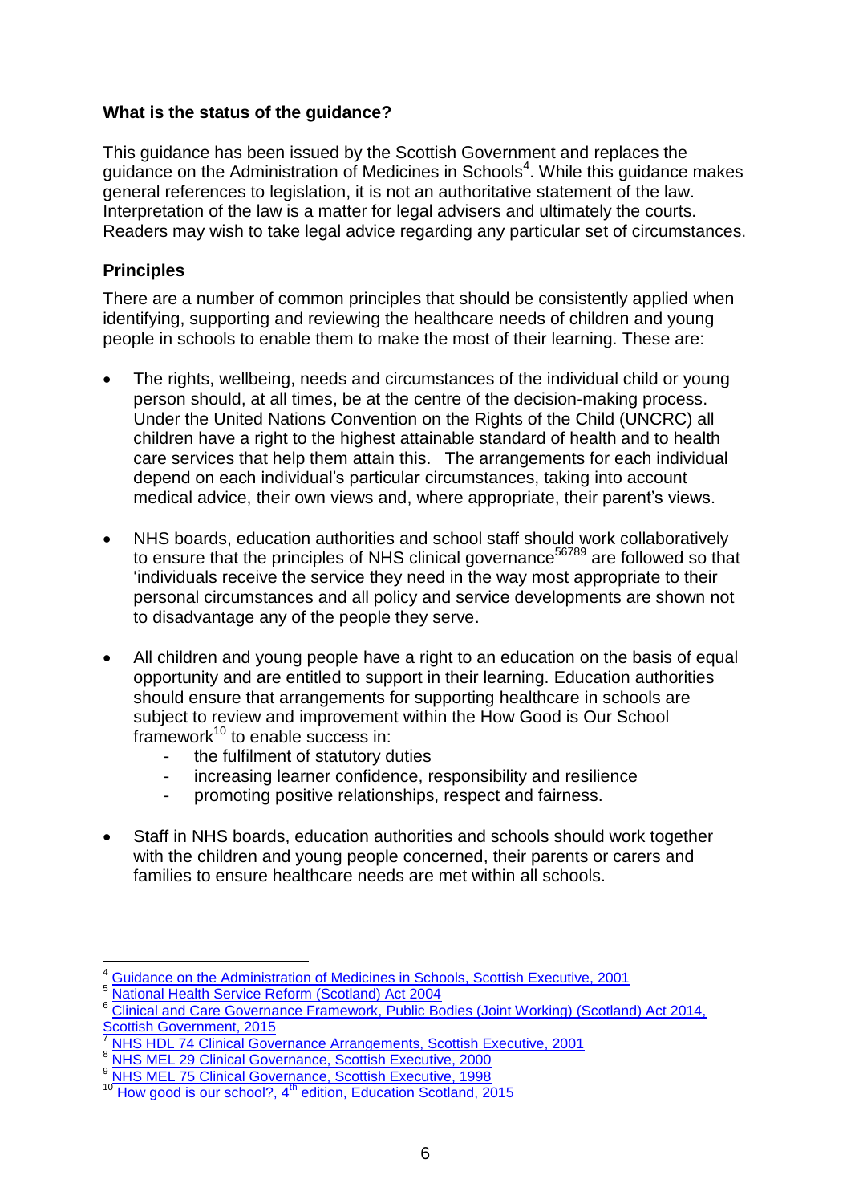**What is the status of the guidance?**

This guidance has been issued by the Scottish Government and replaces the guidance on the Administration of Medicines in Schools[4]. While this guidance makes general references to legislation, it is not an authoritative statement of the law. Interpretation of the law is a matter for legal advisers and ultimately the courts. Readers may wish to take legal advice regarding any particular set of circumstances.

## Principles

There are a number of common principles that should be consistently applied when identifying, supporting and reviewing the healthcare needs of children and young people in schools to enable them to make the most of their learning. These are:

- The rights, wellbeing, needs and circumstances of the individual child or young person should, at all times, be at the centre of the decision-making process. Under the United Nations Convention on the Rights of the Child (UNCRC) all children have a right to the highest attainable standard of health and to health care services that help them attain this. The arrangements for each individual depend on each individual's particular circumstances, taking into account medical advice, their own views and, where appropriate, their parent's views.

- NHS boards, education authorities and school staff should work collaboratively to ensure that the principles of NHS clinical governance[5,6,7,8,9] are followed so that 'individuals receive the service they need in the way most appropriate to their personal circumstances and all policy and service developments are shown not to disadvantage any of the people they serve.

- All children and young people have a right to an education on the basis of equal opportunity and are entitled to support in their learning. Education authorities should ensure that arrangements for supporting healthcare in schools are subject to review and improvement within the How Good is Our School framework[10] to enable success in:
    - the fulfilment of statutory duties
    - increasing learner confidence, responsibility and resilience
    - promoting positive relationships, respect and fairness.

- Staff in NHS boards, education authorities and schools should work together with the children and young people concerned, their parents or carers and families to ensure healthcare needs are met within all schools.

---

[4] Guidance on the Administration of Medicines in Schools, Scottish Executive, 2001

[5] National Health Service Reform (Scotland) Act 2004

[6] Clinical and Care Governance Framework, Public Bodies (Joint Working) (Scotland) Act 2014, Scottish Government, 2015

[7] NHS HDL 74 Clinical Governance Arrangements, Scottish Executive, 2001

[8] NHS MEL 29 Clinical Governance, Scottish Executive, 2000

[9] NHS MEL 75 Clinical Governance, Scottish Executive, 1998

[10] How good is our school?, 4th edition, Education Scotland, 2015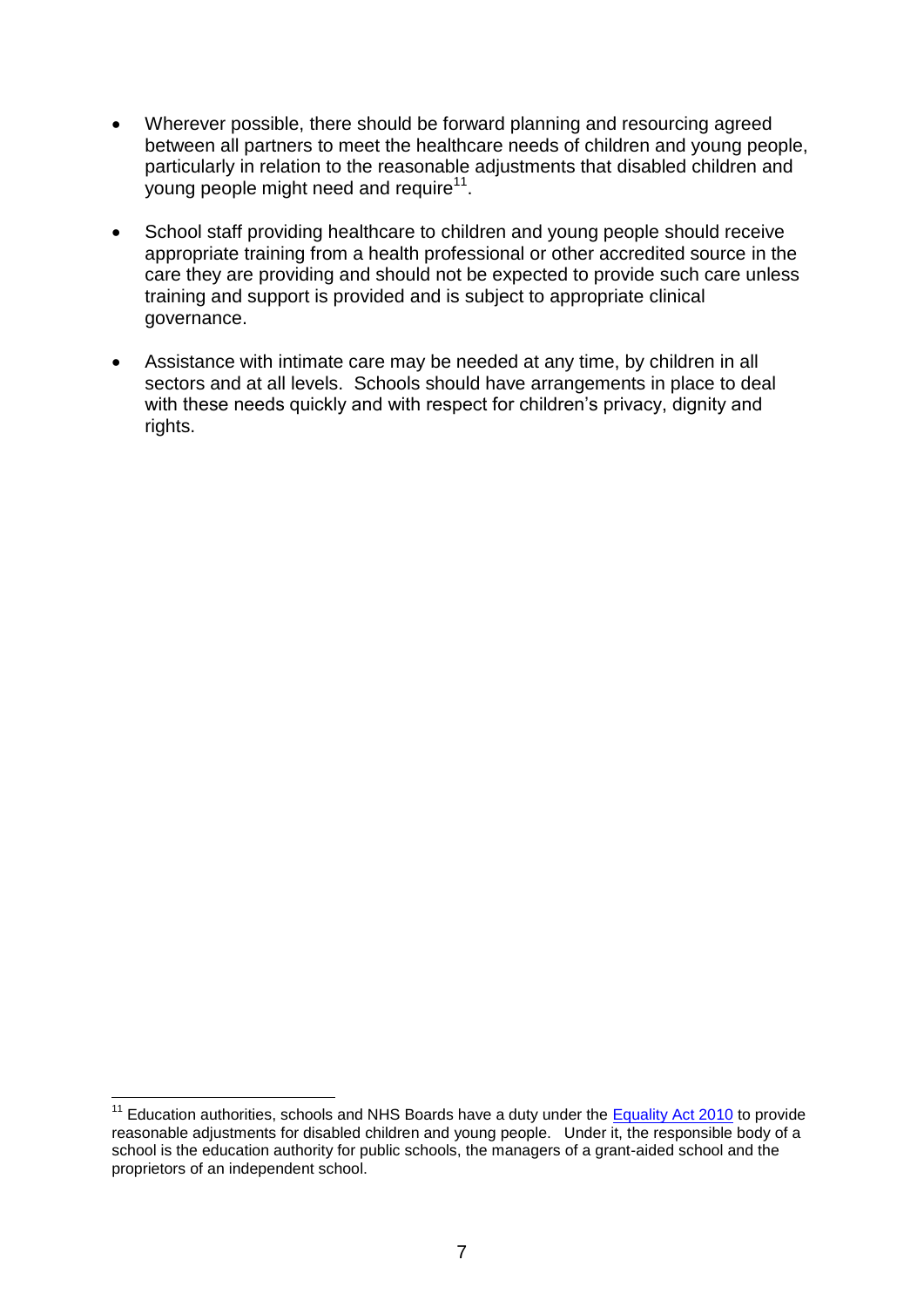- Wherever possible, there should be forward planning and resourcing agreed between all partners to meet the healthcare needs of children and young people, particularly in relation to the reasonable adjustments that disabled children and young people might need and require[11].

- School staff providing healthcare to children and young people should receive appropriate training from a health professional or other accredited source in the care they are providing and should not be expected to provide such care unless training and support is provided and is subject to appropriate clinical governance.

- Assistance with intimate care may be needed at any time, by children in all sectors and at all levels. Schools should have arrangements in place to deal with these needs quickly and with respect for children's privacy, dignity and rights.

---

[11] Education authorities, schools and NHS Boards have a duty under the Equality Act 2010 to provide reasonable adjustments for disabled children and young people. Under it, the responsible body of a school is the education authority for public schools, the managers of a grant-aided school and the proprietors of an independent school.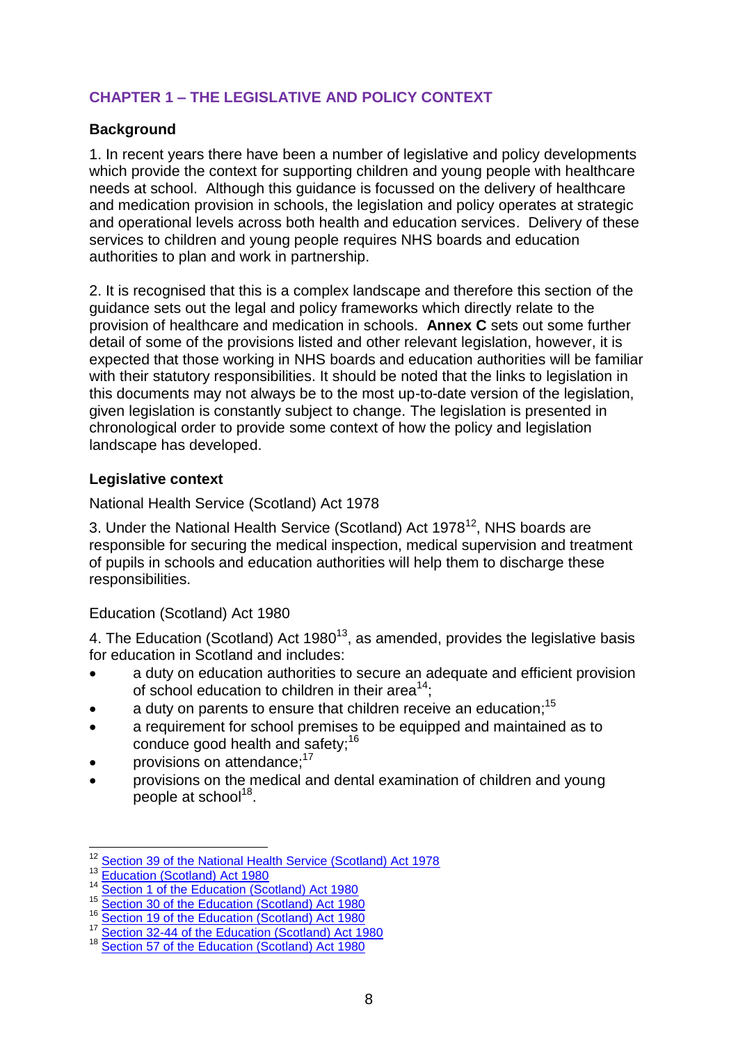## CHAPTER 1 – THE LEGISLATIVE AND POLICY CONTEXT

### Background

1. In recent years there have been a number of legislative and policy developments which provide the context for supporting children and young people with healthcare needs at school. Although this guidance is focussed on the delivery of healthcare and medication provision in schools, the legislation and policy operates at strategic and operational levels across both health and education services. Delivery of these services to children and young people requires NHS boards and education authorities to plan and work in partnership.

2. It is recognised that this is a complex landscape and therefore this section of the guidance sets out the legal and policy frameworks which directly relate to the provision of healthcare and medication in schools. **Annex C** sets out some further detail of some of the provisions listed and other relevant legislation, however, it is expected that those working in NHS boards and education authorities will be familiar with their statutory responsibilities. It should be noted that the links to legislation in this documents may not always be to the most up-to-date version of the legislation, given legislation is constantly subject to change. The legislation is presented in chronological order to provide some context of how the policy and legislation landscape has developed.

### Legislative context

National Health Service (Scotland) Act 1978

3. Under the National Health Service (Scotland) Act 1978[12], NHS boards are responsible for securing the medical inspection, medical supervision and treatment of pupils in schools and education authorities will help them to discharge these responsibilities.

Education (Scotland) Act 1980

4. The Education (Scotland) Act 1980[13], as amended, provides the legislative basis for education in Scotland and includes:

- a duty on education authorities to secure an adequate and efficient provision of school education to children in their area[14];
- a duty on parents to ensure that children receive an education;[15]
- a requirement for school premises to be equipped and maintained as to conduce good health and safety;[16]
- provisions on attendance;[17]
- provisions on the medical and dental examination of children and young people at school[18].

---

[12] Section 39 of the National Health Service (Scotland) Act 1978
[13] Education (Scotland) Act 1980
[14] Section 1 of the Education (Scotland) Act 1980
[15] Section 30 of the Education (Scotland) Act 1980
[16] Section 19 of the Education (Scotland) Act 1980
[17] Section 32-44 of the Education (Scotland) Act 1980
[18] Section 57 of the Education (Scotland) Act 1980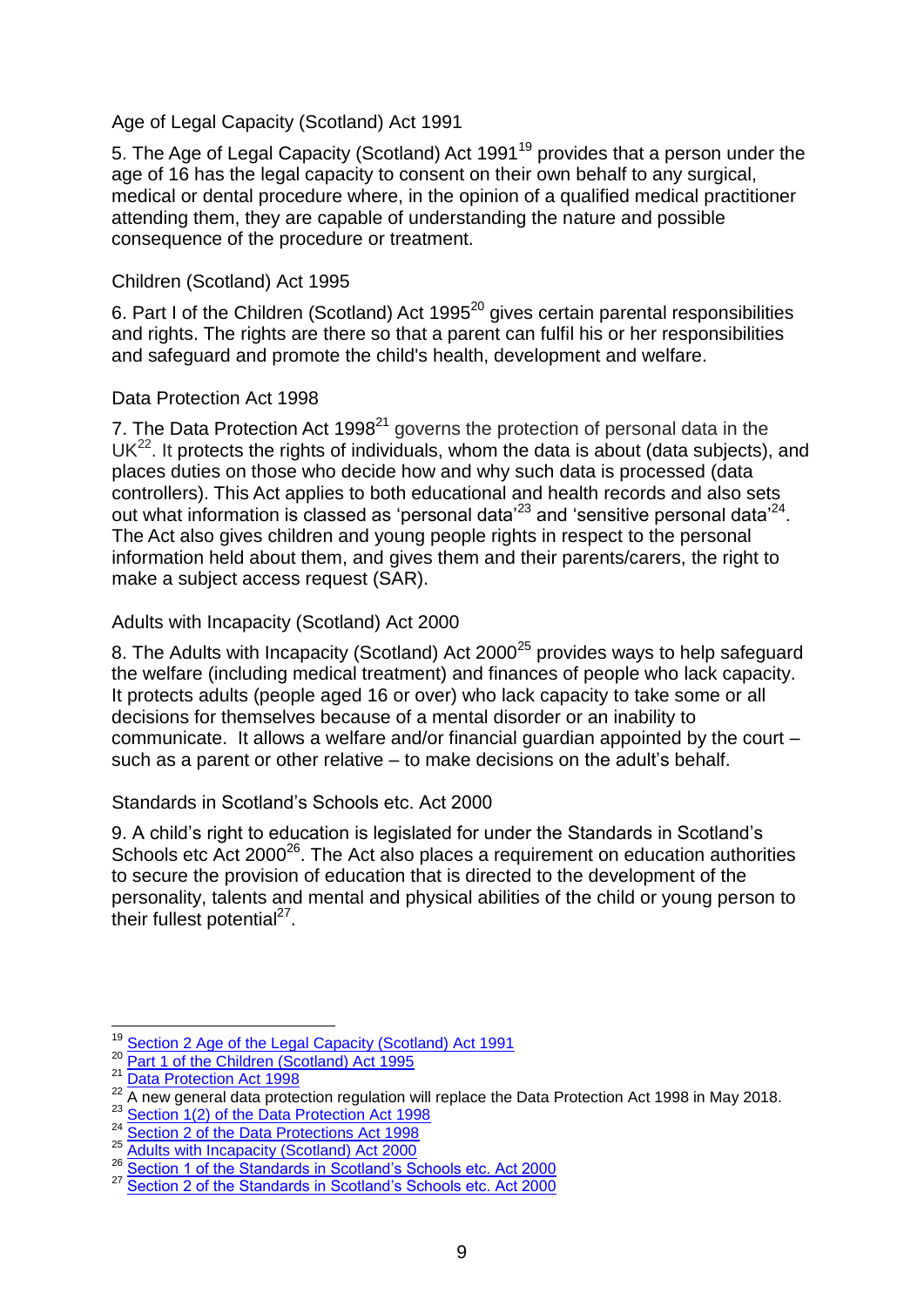### Age of Legal Capacity (Scotland) Act 1991

5. The Age of Legal Capacity (Scotland) Act 1991[19] provides that a person under the age of 16 has the legal capacity to consent on their own behalf to any surgical, medical or dental procedure where, in the opinion of a qualified medical practitioner attending them, they are capable of understanding the nature and possible consequence of the procedure or treatment.

### Children (Scotland) Act 1995

6. Part I of the Children (Scotland) Act 1995[20] gives certain parental responsibilities and rights. The rights are there so that a parent can fulfil his or her responsibilities and safeguard and promote the child's health, development and welfare.

### Data Protection Act 1998

7. The Data Protection Act 1998[21] governs the protection of personal data in the UK[22]. It protects the rights of individuals, whom the data is about (data subjects), and places duties on those who decide how and why such data is processed (data controllers). This Act applies to both educational and health records and also sets out what information is classed as 'personal data'[23] and 'sensitive personal data'[24]. The Act also gives children and young people rights in respect to the personal information held about them, and gives them and their parents/carers, the right to make a subject access request (SAR).

### Adults with Incapacity (Scotland) Act 2000

8. The Adults with Incapacity (Scotland) Act 2000[25] provides ways to help safeguard the welfare (including medical treatment) and finances of people who lack capacity. It protects adults (people aged 16 or over) who lack capacity to take some or all decisions for themselves because of a mental disorder or an inability to communicate. It allows a welfare and/or financial guardian appointed by the court – such as a parent or other relative – to make decisions on the adult's behalf.

### Standards in Scotland's Schools etc. Act 2000

9. A child's right to education is legislated for under the Standards in Scotland's Schools etc Act 2000[26]. The Act also places a requirement on education authorities to secure the provision of education that is directed to the development of the personality, talents and mental and physical abilities of the child or young person to their fullest potential[27].

---

[19] Section 2 Age of the Legal Capacity (Scotland) Act 1991
[20] Part 1 of the Children (Scotland) Act 1995
[21] Data Protection Act 1998
[22] A new general data protection regulation will replace the Data Protection Act 1998 in May 2018.
[23] Section 1(2) of the Data Protection Act 1998
[24] Section 2 of the Data Protections Act 1998
[25] Adults with Incapacity (Scotland) Act 2000
[26] Section 1 of the Standards in Scotland's Schools etc. Act 2000
[27] Section 2 of the Standards in Scotland's Schools etc. Act 2000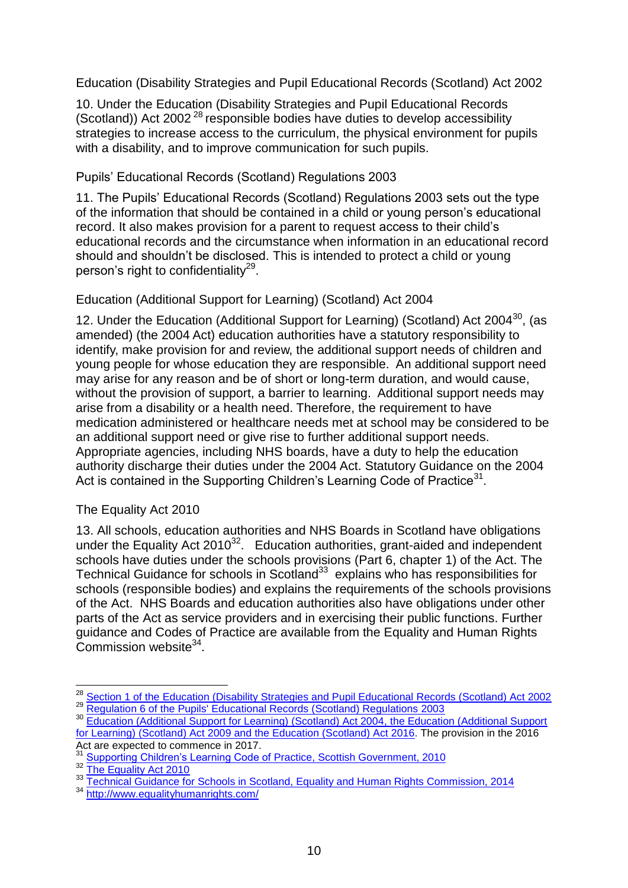### Education (Disability Strategies and Pupil Educational Records (Scotland) Act 2002

10. Under the Education (Disability Strategies and Pupil Educational Records (Scotland)) Act 2002 [28] responsible bodies have duties to develop accessibility strategies to increase access to the curriculum, the physical environment for pupils with a disability, and to improve communication for such pupils.

### Pupils' Educational Records (Scotland) Regulations 2003

11. The Pupils' Educational Records (Scotland) Regulations 2003 sets out the type of the information that should be contained in a child or young person's educational record. It also makes provision for a parent to request access to their child's educational records and the circumstance when information in an educational record should and shouldn't be disclosed. This is intended to protect a child or young person's right to confidentiality[29].

### Education (Additional Support for Learning) (Scotland) Act 2004

12. Under the Education (Additional Support for Learning) (Scotland) Act 2004[30], (as amended) (the 2004 Act) education authorities have a statutory responsibility to identify, make provision for and review, the additional support needs of children and young people for whose education they are responsible. An additional support need may arise for any reason and be of short or long-term duration, and would cause, without the provision of support, a barrier to learning. Additional support needs may arise from a disability or a health need. Therefore, the requirement to have medication administered or healthcare needs met at school may be considered to be an additional support need or give rise to further additional support needs. Appropriate agencies, including NHS boards, have a duty to help the education authority discharge their duties under the 2004 Act. Statutory Guidance on the 2004 Act is contained in the Supporting Children's Learning Code of Practice[31].

### The Equality Act 2010

13. All schools, education authorities and NHS Boards in Scotland have obligations under the Equality Act 2010[32]. Education authorities, grant-aided and independent schools have duties under the schools provisions (Part 6, chapter 1) of the Act. The Technical Guidance for schools in Scotland[33] explains who has responsibilities for schools (responsible bodies) and explains the requirements of the schools provisions of the Act. NHS Boards and education authorities also have obligations under other parts of the Act as service providers and in exercising their public functions. Further guidance and Codes of Practice are available from the Equality and Human Rights Commission website[34].

---

[28] Section 1 of the Education (Disability Strategies and Pupil Educational Records (Scotland) Act 2002

[29] Regulation 6 of the Pupils' Educational Records (Scotland) Regulations 2003

[30] Education (Additional Support for Learning) (Scotland) Act 2004, the Education (Additional Support for Learning) (Scotland) Act 2009 and the Education (Scotland) Act 2016. The provision in the 2016 Act are expected to commence in 2017.

[31] Supporting Children's Learning Code of Practice, Scottish Government, 2010

[32] The Equality Act 2010

[33] Technical Guidance for Schools in Scotland, Equality and Human Rights Commission, 2014

[34] http://www.equalityhumanrights.com/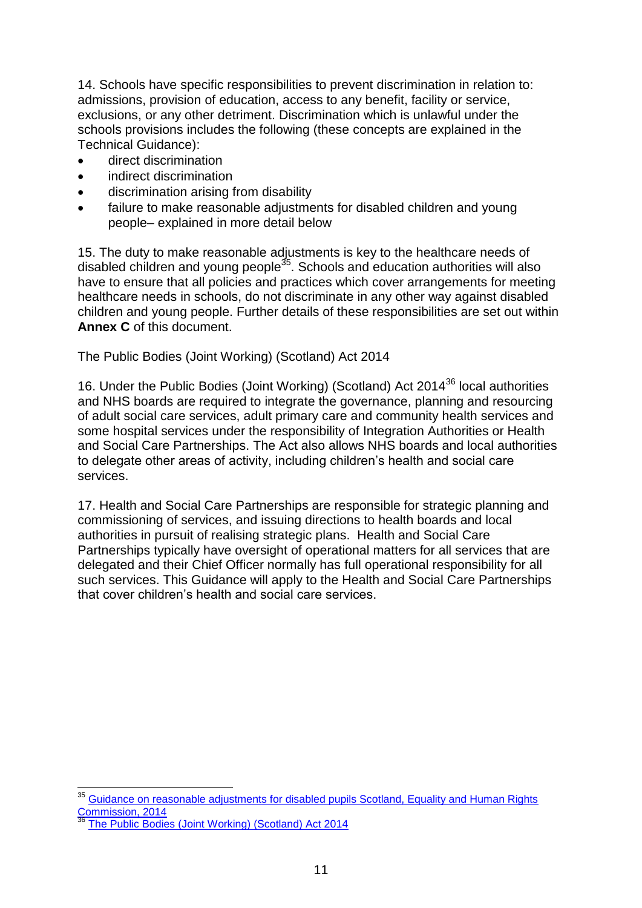14. Schools have specific responsibilities to prevent discrimination in relation to: admissions, provision of education, access to any benefit, facility or service, exclusions, or any other detriment. Discrimination which is unlawful under the schools provisions includes the following (these concepts are explained in the Technical Guidance):

- direct discrimination
- indirect discrimination
- discrimination arising from disability
- failure to make reasonable adjustments for disabled children and young people– explained in more detail below

15. The duty to make reasonable adjustments is key to the healthcare needs of disabled children and young people[35]. Schools and education authorities will also have to ensure that all policies and practices which cover arrangements for meeting healthcare needs in schools, do not discriminate in any other way against disabled children and young people. Further details of these responsibilities are set out within **Annex C** of this document.

The Public Bodies (Joint Working) (Scotland) Act 2014

16. Under the Public Bodies (Joint Working) (Scotland) Act 2014[36] local authorities and NHS boards are required to integrate the governance, planning and resourcing of adult social care services, adult primary care and community health services and some hospital services under the responsibility of Integration Authorities or Health and Social Care Partnerships. The Act also allows NHS boards and local authorities to delegate other areas of activity, including children's health and social care services.

17. Health and Social Care Partnerships are responsible for strategic planning and commissioning of services, and issuing directions to health boards and local authorities in pursuit of realising strategic plans. Health and Social Care Partnerships typically have oversight of operational matters for all services that are delegated and their Chief Officer normally has full operational responsibility for all such services. This Guidance will apply to the Health and Social Care Partnerships that cover children's health and social care services.

---

[35] Guidance on reasonable adjustments for disabled pupils Scotland, Equality and Human Rights Commission, 2014

[36] The Public Bodies (Joint Working) (Scotland) Act 2014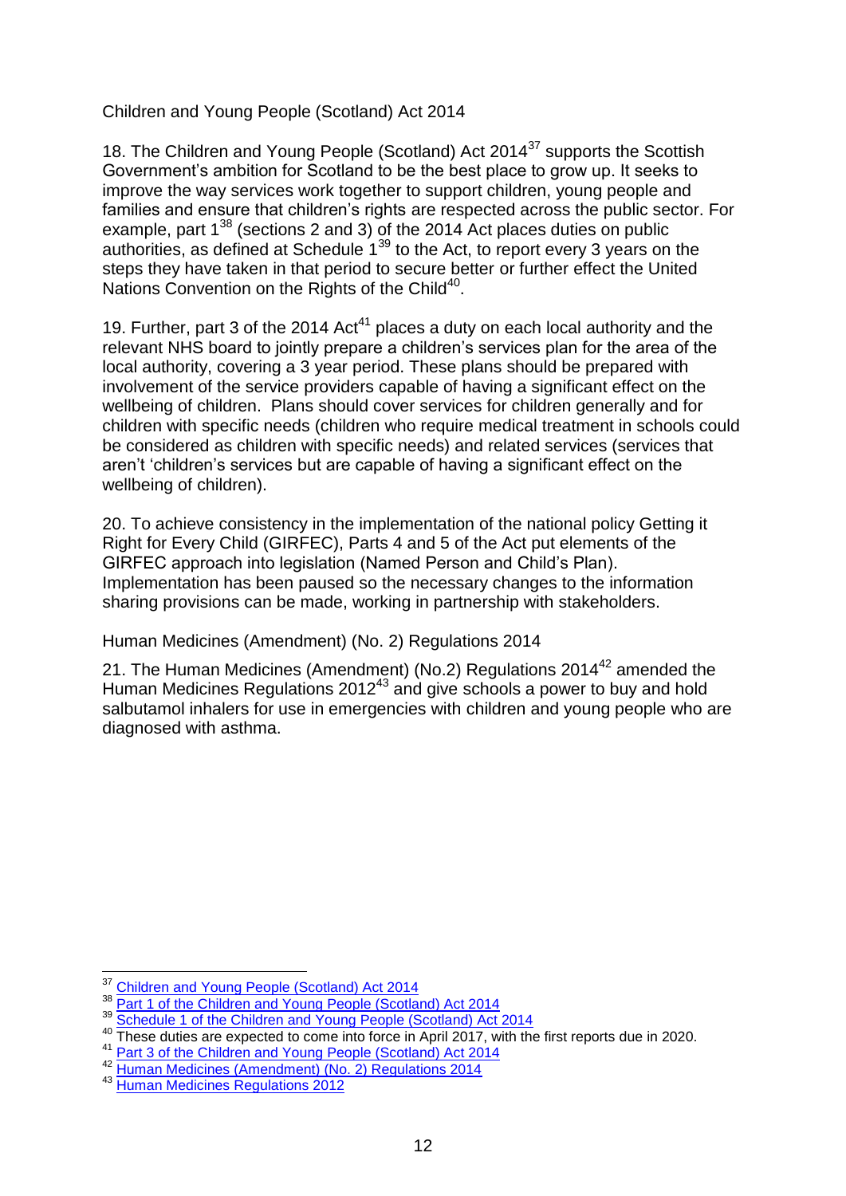## Children and Young People (Scotland) Act 2014

18. The Children and Young People (Scotland) Act 2014[37] supports the Scottish Government's ambition for Scotland to be the best place to grow up. It seeks to improve the way services work together to support children, young people and families and ensure that children's rights are respected across the public sector. For example, part 1[38] (sections 2 and 3) of the 2014 Act places duties on public authorities, as defined at Schedule 1[39] to the Act, to report every 3 years on the steps they have taken in that period to secure better or further effect the United Nations Convention on the Rights of the Child[40].

19. Further, part 3 of the 2014 Act[41] places a duty on each local authority and the relevant NHS board to jointly prepare a children's services plan for the area of the local authority, covering a 3 year period. These plans should be prepared with involvement of the service providers capable of having a significant effect on the wellbeing of children. Plans should cover services for children generally and for children with specific needs (children who require medical treatment in schools could be considered as children with specific needs) and related services (services that aren't 'children's services but are capable of having a significant effect on the wellbeing of children).

20. To achieve consistency in the implementation of the national policy Getting it Right for Every Child (GIRFEC), Parts 4 and 5 of the Act put elements of the GIRFEC approach into legislation (Named Person and Child's Plan). Implementation has been paused so the necessary changes to the information sharing provisions can be made, working in partnership with stakeholders.

## Human Medicines (Amendment) (No. 2) Regulations 2014

21. The Human Medicines (Amendment) (No.2) Regulations 2014[42] amended the Human Medicines Regulations 2012[43] and give schools a power to buy and hold salbutamol inhalers for use in emergencies with children and young people who are diagnosed with asthma.

---

[37] Children and Young People (Scotland) Act 2014
[38] Part 1 of the Children and Young People (Scotland) Act 2014
[39] Schedule 1 of the Children and Young People (Scotland) Act 2014
[40] These duties are expected to come into force in April 2017, with the first reports due in 2020.
[41] Part 3 of the Children and Young People (Scotland) Act 2014
[42] Human Medicines (Amendment) (No. 2) Regulations 2014
[43] Human Medicines Regulations 2012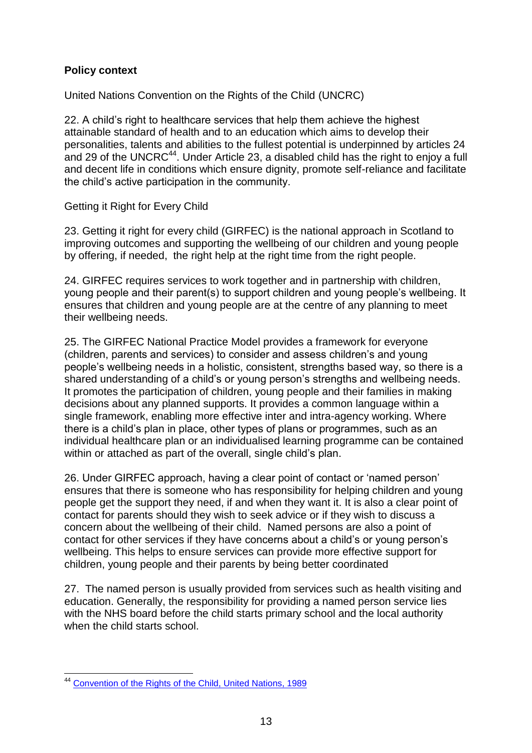**Policy context**

United Nations Convention on the Rights of the Child (UNCRC)

22. A child's right to healthcare services that help them achieve the highest attainable standard of health and to an education which aims to develop their personalities, talents and abilities to the fullest potential is underpinned by articles 24 and 29 of the UNCRC[44]. Under Article 23, a disabled child has the right to enjoy a full and decent life in conditions which ensure dignity, promote self-reliance and facilitate the child's active participation in the community.

Getting it Right for Every Child

23. Getting it right for every child (GIRFEC) is the national approach in Scotland to improving outcomes and supporting the wellbeing of our children and young people by offering, if needed, the right help at the right time from the right people.

24. GIRFEC requires services to work together and in partnership with children, young people and their parent(s) to support children and young people's wellbeing. It ensures that children and young people are at the centre of any planning to meet their wellbeing needs.

25. The GIRFEC National Practice Model provides a framework for everyone (children, parents and services) to consider and assess children's and young people's wellbeing needs in a holistic, consistent, strengths based way, so there is a shared understanding of a child's or young person's strengths and wellbeing needs. It promotes the participation of children, young people and their families in making decisions about any planned supports. It provides a common language within a single framework, enabling more effective inter and intra-agency working. Where there is a child's plan in place, other types of plans or programmes, such as an individual healthcare plan or an individualised learning programme can be contained within or attached as part of the overall, single child's plan.

26. Under GIRFEC approach, having a clear point of contact or 'named person' ensures that there is someone who has responsibility for helping children and young people get the support they need, if and when they want it. It is also a clear point of contact for parents should they wish to seek advice or if they wish to discuss a concern about the wellbeing of their child. Named persons are also a point of contact for other services if they have concerns about a child's or young person's wellbeing. This helps to ensure services can provide more effective support for children, young people and their parents by being better coordinated

27. The named person is usually provided from services such as health visiting and education. Generally, the responsibility for providing a named person service lies with the NHS board before the child starts primary school and the local authority when the child starts school.

---

[44] Convention of the Rights of the Child, United Nations, 1989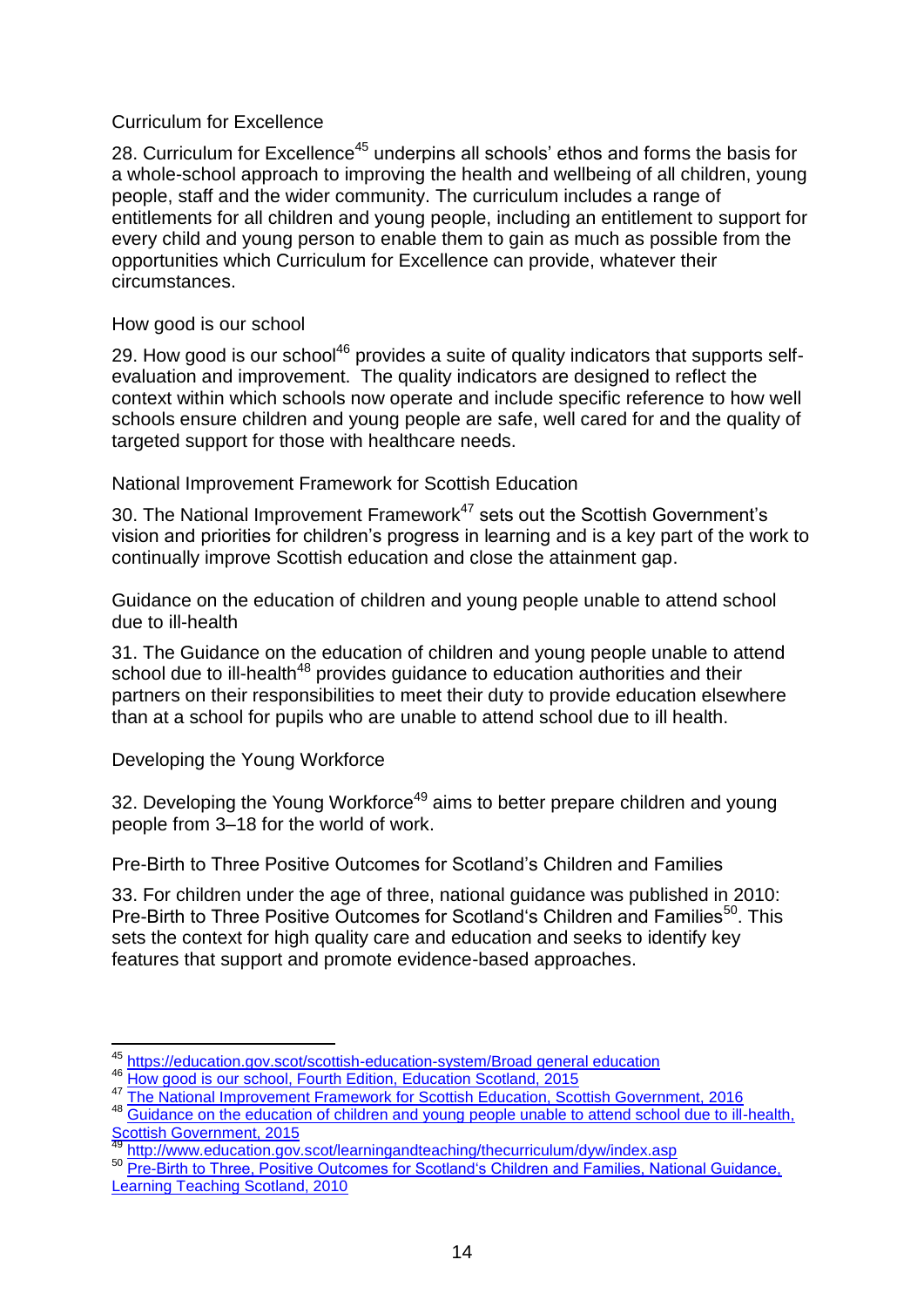### Curriculum for Excellence

28. Curriculum for Excellence[45] underpins all schools' ethos and forms the basis for a whole-school approach to improving the health and wellbeing of all children, young people, staff and the wider community. The curriculum includes a range of entitlements for all children and young people, including an entitlement to support for every child and young person to enable them to gain as much as possible from the opportunities which Curriculum for Excellence can provide, whatever their circumstances.

### How good is our school

29. How good is our school[46] provides a suite of quality indicators that supports self-evaluation and improvement. The quality indicators are designed to reflect the context within which schools now operate and include specific reference to how well schools ensure children and young people are safe, well cared for and the quality of targeted support for those with healthcare needs.

### National Improvement Framework for Scottish Education

30. The National Improvement Framework[47] sets out the Scottish Government's vision and priorities for children's progress in learning and is a key part of the work to continually improve Scottish education and close the attainment gap.

### Guidance on the education of children and young people unable to attend school due to ill-health

31. The Guidance on the education of children and young people unable to attend school due to ill-health[48] provides guidance to education authorities and their partners on their responsibilities to meet their duty to provide education elsewhere than at a school for pupils who are unable to attend school due to ill health.

### Developing the Young Workforce

32. Developing the Young Workforce[49] aims to better prepare children and young people from 3–18 for the world of work.

### Pre-Birth to Three Positive Outcomes for Scotland's Children and Families

33. For children under the age of three, national guidance was published in 2010: Pre-Birth to Three Positive Outcomes for Scotland's Children and Families[50]. This sets the context for high quality care and education and seeks to identify key features that support and promote evidence-based approaches.

---

[45] https://education.gov.scot/scottish-education-system/Broad general education

[46] How good is our school, Fourth Edition, Education Scotland, 2015

[47] The National Improvement Framework for Scottish Education, Scottish Government, 2016

[48] Guidance on the education of children and young people unable to attend school due to ill-health, Scottish Government, 2015

[49] http://www.education.gov.scot/learningandteaching/thecurriculum/dyw/index.asp

[50] Pre-Birth to Three, Positive Outcomes for Scotland's Children and Families, National Guidance, Learning Teaching Scotland, 2010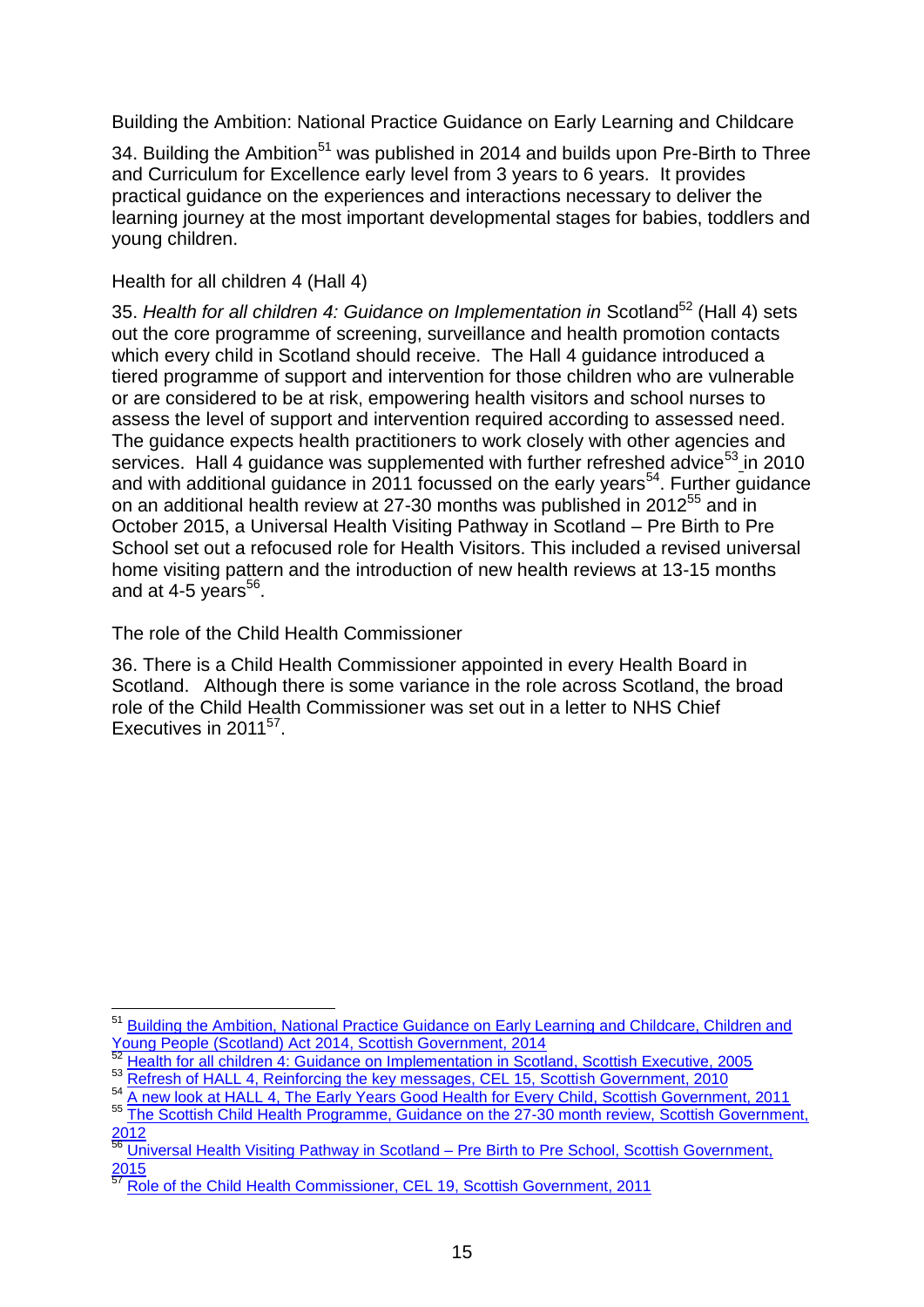### Building the Ambition: National Practice Guidance on Early Learning and Childcare

34. Building the Ambition[51] was published in 2014 and builds upon Pre-Birth to Three and Curriculum for Excellence early level from 3 years to 6 years. It provides practical guidance on the experiences and interactions necessary to deliver the learning journey at the most important developmental stages for babies, toddlers and young children.

### Health for all children 4 (Hall 4)

35. *Health for all children 4: Guidance on Implementation in* Scotland[52] (Hall 4) sets out the core programme of screening, surveillance and health promotion contacts which every child in Scotland should receive. The Hall 4 guidance introduced a tiered programme of support and intervention for those children who are vulnerable or are considered to be at risk, empowering health visitors and school nurses to assess the level of support and intervention required according to assessed need. The guidance expects health practitioners to work closely with other agencies and services. Hall 4 guidance was supplemented with further refreshed advice[53] in 2010 and with additional guidance in 2011 focussed on the early years[54]. Further guidance on an additional health review at 27-30 months was published in 2012[55] and in October 2015, a Universal Health Visiting Pathway in Scotland – Pre Birth to Pre School set out a refocused role for Health Visitors. This included a revised universal home visiting pattern and the introduction of new health reviews at 13-15 months and at 4-5 years[56].

### The role of the Child Health Commissioner

36. There is a Child Health Commissioner appointed in every Health Board in Scotland. Although there is some variance in the role across Scotland, the broad role of the Child Health Commissioner was set out in a letter to NHS Chief Executives in 2011[57].

---

[51] Building the Ambition, National Practice Guidance on Early Learning and Childcare, Children and Young People (Scotland) Act 2014, Scottish Government, 2014

[52] Health for all children 4: Guidance on Implementation in Scotland, Scottish Executive, 2005

[53] Refresh of HALL 4, Reinforcing the key messages, CEL 15, Scottish Government, 2010

[54] A new look at HALL 4, The Early Years Good Health for Every Child, Scottish Government, 2011

[55] The Scottish Child Health Programme, Guidance on the 27-30 month review, Scottish Government, 2012

[56] Universal Health Visiting Pathway in Scotland – Pre Birth to Pre School, Scottish Government, 2015

[57] Role of the Child Health Commissioner, CEL 19, Scottish Government, 2011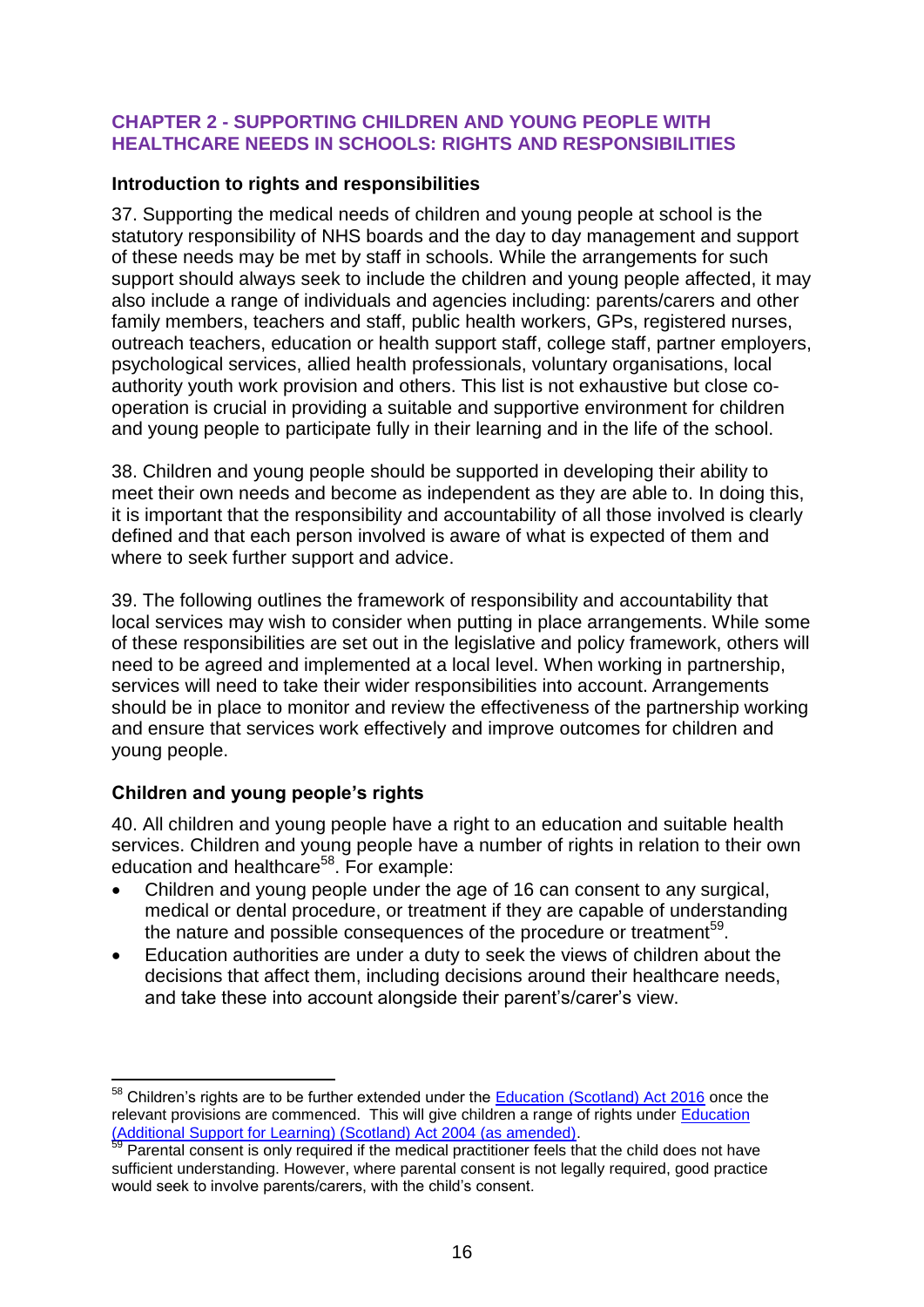## CHAPTER 2 - SUPPORTING CHILDREN AND YOUNG PEOPLE WITH HEALTHCARE NEEDS IN SCHOOLS: RIGHTS AND RESPONSIBILITIES

### Introduction to rights and responsibilities

37. Supporting the medical needs of children and young people at school is the statutory responsibility of NHS boards and the day to day management and support of these needs may be met by staff in schools. While the arrangements for such support should always seek to include the children and young people affected, it may also include a range of individuals and agencies including: parents/carers and other family members, teachers and staff, public health workers, GPs, registered nurses, outreach teachers, education or health support staff, college staff, partner employers, psychological services, allied health professionals, voluntary organisations, local authority youth work provision and others. This list is not exhaustive but close co-operation is crucial in providing a suitable and supportive environment for children and young people to participate fully in their learning and in the life of the school.

38. Children and young people should be supported in developing their ability to meet their own needs and become as independent as they are able to. In doing this, it is important that the responsibility and accountability of all those involved is clearly defined and that each person involved is aware of what is expected of them and where to seek further support and advice.

39. The following outlines the framework of responsibility and accountability that local services may wish to consider when putting in place arrangements. While some of these responsibilities are set out in the legislative and policy framework, others will need to be agreed and implemented at a local level. When working in partnership, services will need to take their wider responsibilities into account. Arrangements should be in place to monitor and review the effectiveness of the partnership working and ensure that services work effectively and improve outcomes for children and young people.

### Children and young people's rights

40. All children and young people have a right to an education and suitable health services. Children and young people have a number of rights in relation to their own education and healthcare[58]. For example:

- Children and young people under the age of 16 can consent to any surgical, medical or dental procedure, or treatment if they are capable of understanding the nature and possible consequences of the procedure or treatment[59].
- Education authorities are under a duty to seek the views of children about the decisions that affect them, including decisions around their healthcare needs, and take these into account alongside their parent's/carer's view.

---

[58] Children's rights are to be further extended under the Education (Scotland) Act 2016 once the relevant provisions are commenced. This will give children a range of rights under Education (Additional Support for Learning) (Scotland) Act 2004 (as amended).

[59] Parental consent is only required if the medical practitioner feels that the child does not have sufficient understanding. However, where parental consent is not legally required, good practice would seek to involve parents/carers, with the child's consent.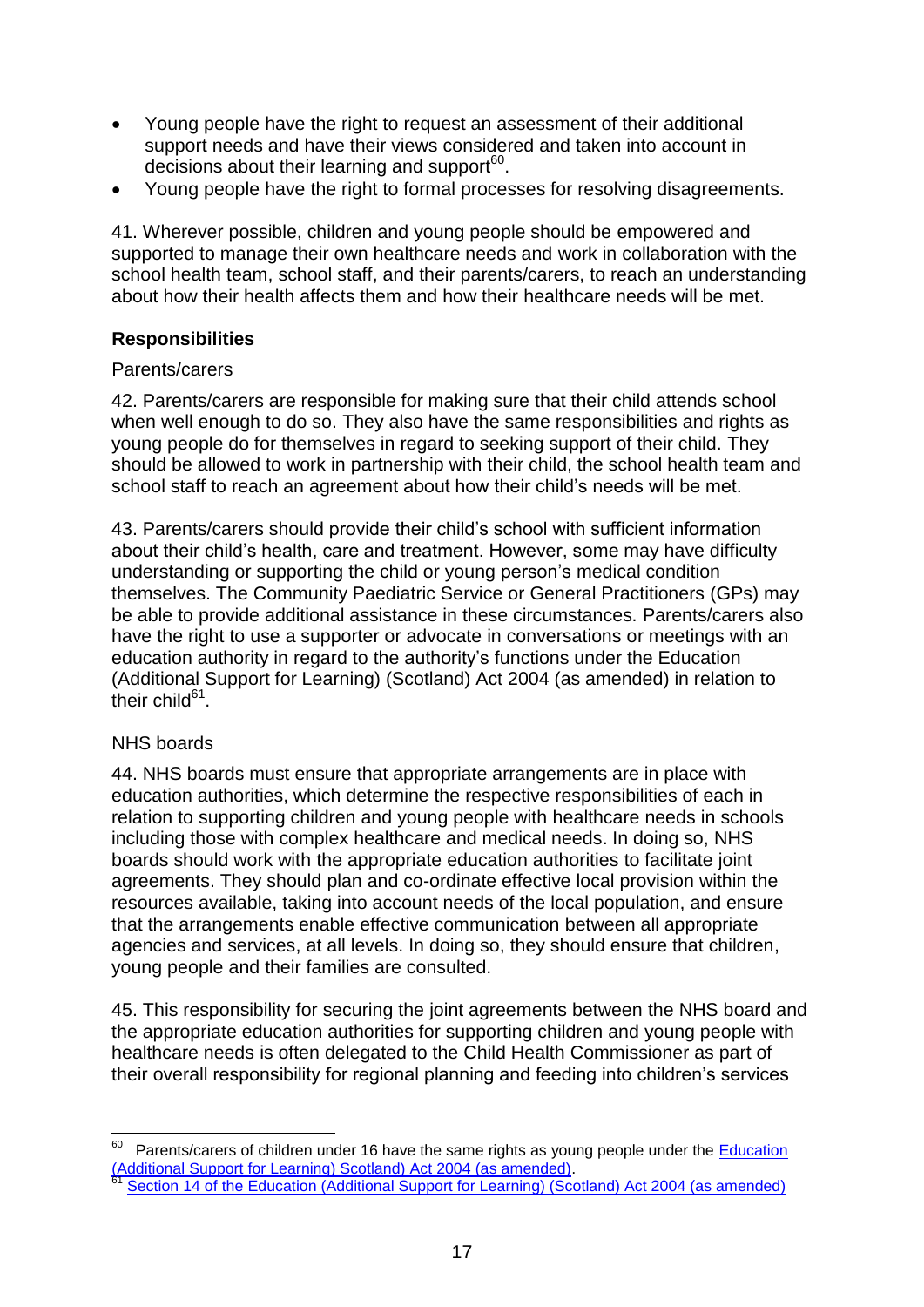- Young people have the right to request an assessment of their additional support needs and have their views considered and taken into account in decisions about their learning and support[60].
- Young people have the right to formal processes for resolving disagreements.

41. Wherever possible, children and young people should be empowered and supported to manage their own healthcare needs and work in collaboration with the school health team, school staff, and their parents/carers, to reach an understanding about how their health affects them and how their healthcare needs will be met.

**Responsibilities**

Parents/carers

42. Parents/carers are responsible for making sure that their child attends school when well enough to do so. They also have the same responsibilities and rights as young people do for themselves in regard to seeking support of their child. They should be allowed to work in partnership with their child, the school health team and school staff to reach an agreement about how their child's needs will be met.

43. Parents/carers should provide their child's school with sufficient information about their child's health, care and treatment. However, some may have difficulty understanding or supporting the child or young person's medical condition themselves. The Community Paediatric Service or General Practitioners (GPs) may be able to provide additional assistance in these circumstances. Parents/carers also have the right to use a supporter or advocate in conversations or meetings with an education authority in regard to the authority's functions under the Education (Additional Support for Learning) (Scotland) Act 2004 (as amended) in relation to their child[61].

NHS boards

44. NHS boards must ensure that appropriate arrangements are in place with education authorities, which determine the respective responsibilities of each in relation to supporting children and young people with healthcare needs in schools including those with complex healthcare and medical needs. In doing so, NHS boards should work with the appropriate education authorities to facilitate joint agreements. They should plan and co-ordinate effective local provision within the resources available, taking into account needs of the local population, and ensure that the arrangements enable effective communication between all appropriate agencies and services, at all levels. In doing so, they should ensure that children, young people and their families are consulted.

45. This responsibility for securing the joint agreements between the NHS board and the appropriate education authorities for supporting children and young people with healthcare needs is often delegated to the Child Health Commissioner as part of their overall responsibility for regional planning and feeding into children's services

---

[60] Parents/carers of children under 16 have the same rights as young people under the Education (Additional Support for Learning) Scotland) Act 2004 (as amended).

[61] Section 14 of the Education (Additional Support for Learning) (Scotland) Act 2004 (as amended)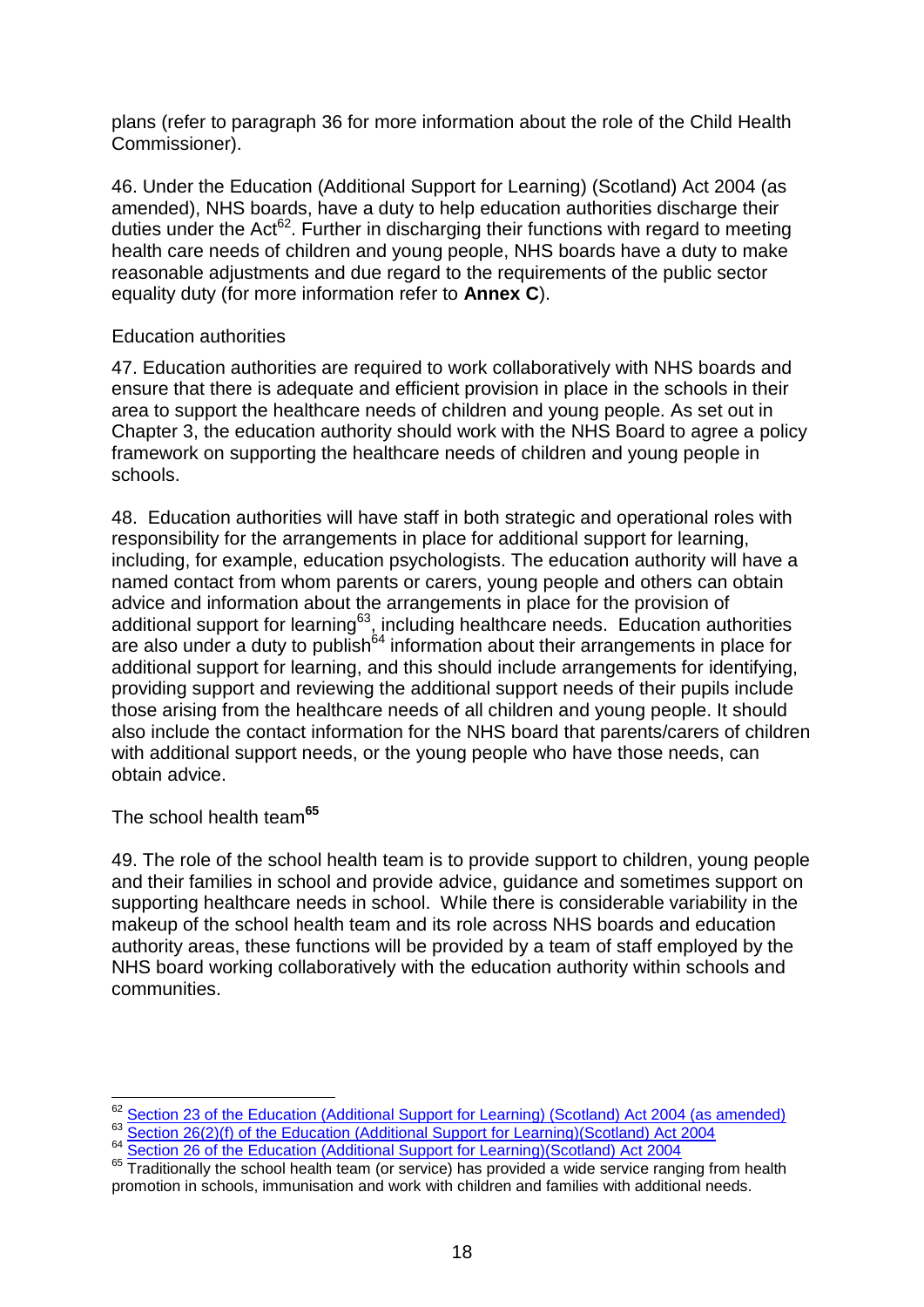plans (refer to paragraph 36 for more information about the role of the Child Health Commissioner).

46. Under the Education (Additional Support for Learning) (Scotland) Act 2004 (as amended), NHS boards, have a duty to help education authorities discharge their duties under the Act[62]. Further in discharging their functions with regard to meeting health care needs of children and young people, NHS boards have a duty to make reasonable adjustments and due regard to the requirements of the public sector equality duty (for more information refer to **Annex C**).

### Education authorities

47. Education authorities are required to work collaboratively with NHS boards and ensure that there is adequate and efficient provision in place in the schools in their area to support the healthcare needs of children and young people. As set out in Chapter 3, the education authority should work with the NHS Board to agree a policy framework on supporting the healthcare needs of children and young people in schools.

48. Education authorities will have staff in both strategic and operational roles with responsibility for the arrangements in place for additional support for learning, including, for example, education psychologists. The education authority will have a named contact from whom parents or carers, young people and others can obtain advice and information about the arrangements in place for the provision of additional support for learning[63], including healthcare needs. Education authorities are also under a duty to publish[64] information about their arrangements in place for additional support for learning, and this should include arrangements for identifying, providing support and reviewing the additional support needs of their pupils include those arising from the healthcare needs of all children and young people. It should also include the contact information for the NHS board that parents/carers of children with additional support needs, or the young people who have those needs, can obtain advice.

### The school health team[65]

49. The role of the school health team is to provide support to children, young people and their families in school and provide advice, guidance and sometimes support on supporting healthcare needs in school. While there is considerable variability in the makeup of the school health team and its role across NHS boards and education authority areas, these functions will be provided by a team of staff employed by the NHS board working collaboratively with the education authority within schools and communities.

---

[62] Section 23 of the Education (Additional Support for Learning) (Scotland) Act 2004 (as amended)

[63] Section 26(2)(f) of the Education (Additional Support for Learning)(Scotland) Act 2004

[64] Section 26 of the Education (Additional Support for Learning)(Scotland) Act 2004

[65] Traditionally the school health team (or service) has provided a wide service ranging from health promotion in schools, immunisation and work with children and families with additional needs.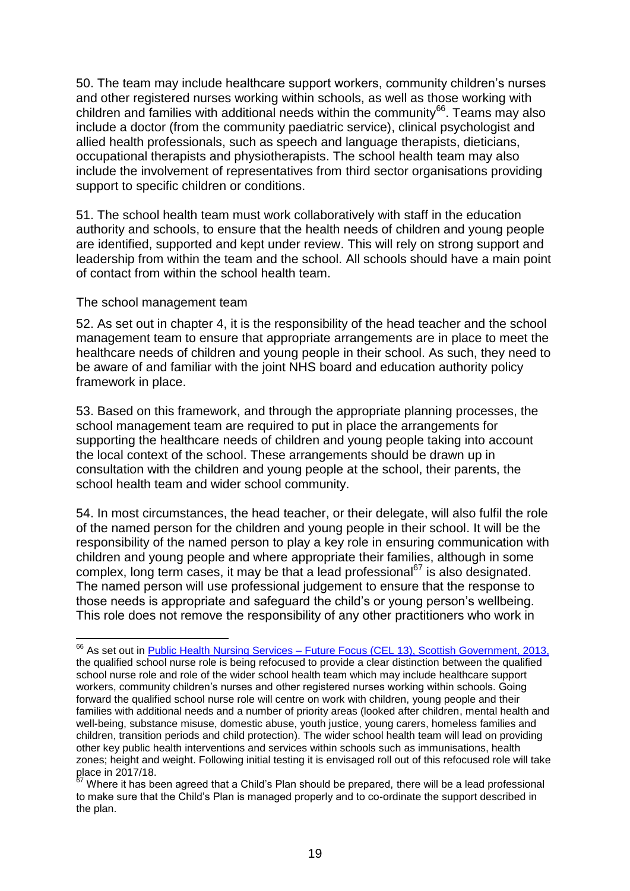50. The team may include healthcare support workers, community children's nurses and other registered nurses working within schools, as well as those working with children and families with additional needs within the community[66]. Teams may also include a doctor (from the community paediatric service), clinical psychologist and allied health professionals, such as speech and language therapists, dieticians, occupational therapists and physiotherapists. The school health team may also include the involvement of representatives from third sector organisations providing support to specific children or conditions.

51. The school health team must work collaboratively with staff in the education authority and schools, to ensure that the health needs of children and young people are identified, supported and kept under review. This will rely on strong support and leadership from within the team and the school. All schools should have a main point of contact from within the school health team.

The school management team

52. As set out in chapter 4, it is the responsibility of the head teacher and the school management team to ensure that appropriate arrangements are in place to meet the healthcare needs of children and young people in their school. As such, they need to be aware of and familiar with the joint NHS board and education authority policy framework in place.

53. Based on this framework, and through the appropriate planning processes, the school management team are required to put in place the arrangements for supporting the healthcare needs of children and young people taking into account the local context of the school. These arrangements should be drawn up in consultation with the children and young people at the school, their parents, the school health team and wider school community.

54. In most circumstances, the head teacher, or their delegate, will also fulfil the role of the named person for the children and young people in their school. It will be the responsibility of the named person to play a key role in ensuring communication with children and young people and where appropriate their families, although in some complex, long term cases, it may be that a lead professional[67] is also designated. The named person will use professional judgement to ensure that the response to those needs is appropriate and safeguard the child's or young person's wellbeing. This role does not remove the responsibility of any other practitioners who work in

---

[66] As set out in [Public Health Nursing Services – Future Focus (CEL 13), Scottish Government, 2013,](#) the qualified school nurse role is being refocused to provide a clear distinction between the qualified school nurse role and role of the wider school health team which may include healthcare support workers, community children's nurses and other registered nurses working within schools. Going forward the qualified school nurse role will centre on work with children, young people and their families with additional needs and a number of priority areas (looked after children, mental health and well-being, substance misuse, domestic abuse, youth justice, young carers, homeless families and children, transition periods and child protection). The wider school health team will lead on providing other key public health interventions and services within schools such as immunisations, health zones; height and weight. Following initial testing it is envisaged roll out of this refocused role will take place in 2017/18.

[67] Where it has been agreed that a Child's Plan should be prepared, there will be a lead professional to make sure that the Child's Plan is managed properly and to co-ordinate the support described in the plan.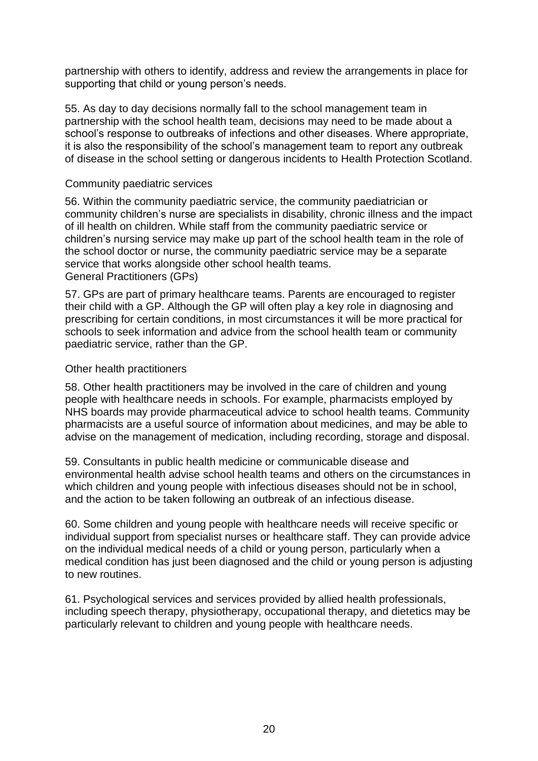partnership with others to identify, address and review the arrangements in place for supporting that child or young person's needs.

55. As day to day decisions normally fall to the school management team in partnership with the school health team, decisions may need to be made about a school's response to outbreaks of infections and other diseases. Where appropriate, it is also the responsibility of the school's management team to report any outbreak of disease in the school setting or dangerous incidents to Health Protection Scotland.

### Community paediatric services

56. Within the community paediatric service, the community paediatrician or community children's nurse are specialists in disability, chronic illness and the impact of ill health on children. While staff from the community paediatric service or children's nursing service may make up part of the school health team in the role of the school doctor or nurse, the community paediatric service may be a separate service that works alongside other school health teams.

### General Practitioners (GPs)

57. GPs are part of primary healthcare teams. Parents are encouraged to register their child with a GP. Although the GP will often play a key role in diagnosing and prescribing for certain conditions, in most circumstances it will be more practical for schools to seek information and advice from the school health team or community paediatric service, rather than the GP.

### Other health practitioners

58. Other health practitioners may be involved in the care of children and young people with healthcare needs in schools. For example, pharmacists employed by NHS boards may provide pharmaceutical advice to school health teams. Community pharmacists are a useful source of information about medicines, and may be able to advise on the management of medication, including recording, storage and disposal.

59. Consultants in public health medicine or communicable disease and environmental health advise school health teams and others on the circumstances in which children and young people with infectious diseases should not be in school, and the action to be taken following an outbreak of an infectious disease.

60. Some children and young people with healthcare needs will receive specific or individual support from specialist nurses or healthcare staff. They can provide advice on the individual medical needs of a child or young person, particularly when a medical condition has just been diagnosed and the child or young person is adjusting to new routines.

61. Psychological services and services provided by allied health professionals, including speech therapy, physiotherapy, occupational therapy, and dietetics may be particularly relevant to children and young people with healthcare needs.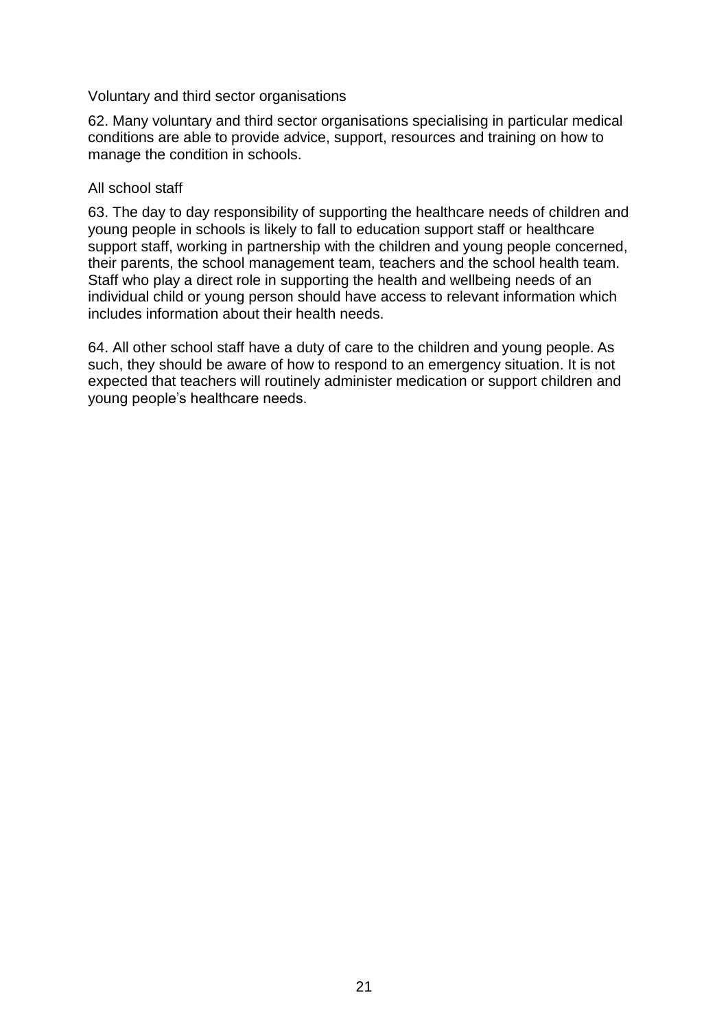### Voluntary and third sector organisations

62. Many voluntary and third sector organisations specialising in particular medical conditions are able to provide advice, support, resources and training on how to manage the condition in schools.

### All school staff

63. The day to day responsibility of supporting the healthcare needs of children and young people in schools is likely to fall to education support staff or healthcare support staff, working in partnership with the children and young people concerned, their parents, the school management team, teachers and the school health team. Staff who play a direct role in supporting the health and wellbeing needs of an individual child or young person should have access to relevant information which includes information about their health needs.

64. All other school staff have a duty of care to the children and young people. As such, they should be aware of how to respond to an emergency situation. It is not expected that teachers will routinely administer medication or support children and young people's healthcare needs.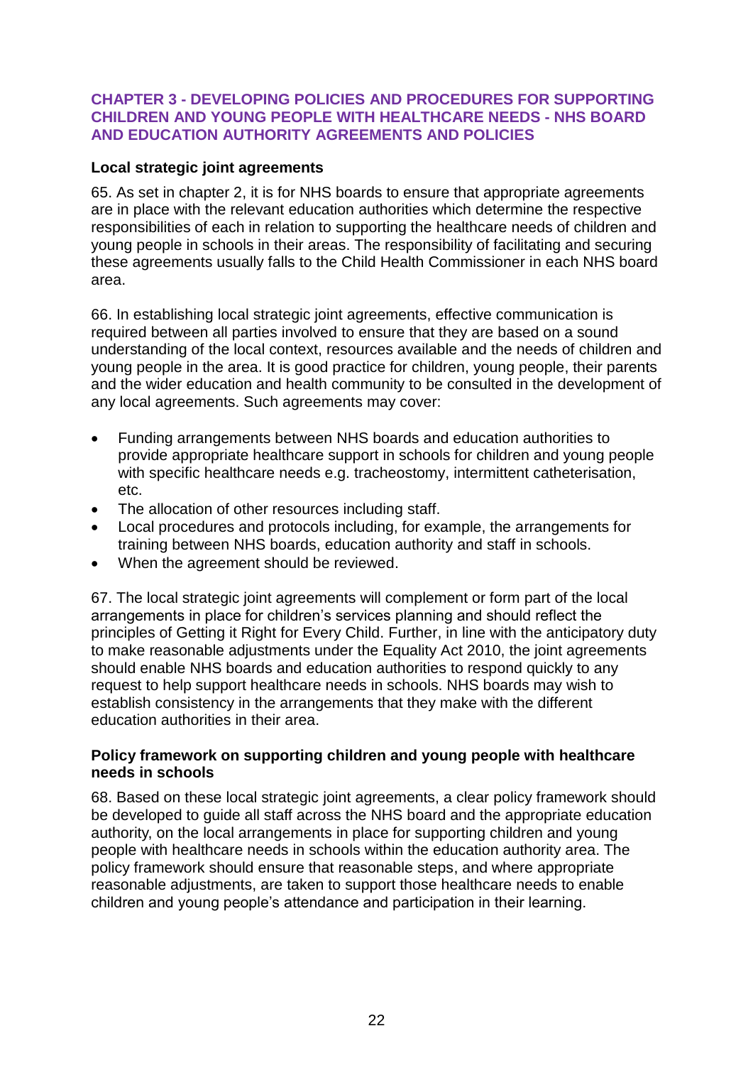## CHAPTER 3 - DEVELOPING POLICIES AND PROCEDURES FOR SUPPORTING CHILDREN AND YOUNG PEOPLE WITH HEALTHCARE NEEDS - NHS BOARD AND EDUCATION AUTHORITY AGREEMENTS AND POLICIES

### Local strategic joint agreements

65. As set in chapter 2, it is for NHS boards to ensure that appropriate agreements are in place with the relevant education authorities which determine the respective responsibilities of each in relation to supporting the healthcare needs of children and young people in schools in their areas. The responsibility of facilitating and securing these agreements usually falls to the Child Health Commissioner in each NHS board area.

66. In establishing local strategic joint agreements, effective communication is required between all parties involved to ensure that they are based on a sound understanding of the local context, resources available and the needs of children and young people in the area. It is good practice for children, young people, their parents and the wider education and health community to be consulted in the development of any local agreements. Such agreements may cover:

- Funding arrangements between NHS boards and education authorities to provide appropriate healthcare support in schools for children and young people with specific healthcare needs e.g. tracheostomy, intermittent catheterisation, etc.
- The allocation of other resources including staff.
- Local procedures and protocols including, for example, the arrangements for training between NHS boards, education authority and staff in schools.
- When the agreement should be reviewed.

67. The local strategic joint agreements will complement or form part of the local arrangements in place for children's services planning and should reflect the principles of Getting it Right for Every Child. Further, in line with the anticipatory duty to make reasonable adjustments under the Equality Act 2010, the joint agreements should enable NHS boards and education authorities to respond quickly to any request to help support healthcare needs in schools. NHS boards may wish to establish consistency in the arrangements that they make with the different education authorities in their area.

### Policy framework on supporting children and young people with healthcare needs in schools

68. Based on these local strategic joint agreements, a clear policy framework should be developed to guide all staff across the NHS board and the appropriate education authority, on the local arrangements in place for supporting children and young people with healthcare needs in schools within the education authority area. The policy framework should ensure that reasonable steps, and where appropriate reasonable adjustments, are taken to support those healthcare needs to enable children and young people's attendance and participation in their learning.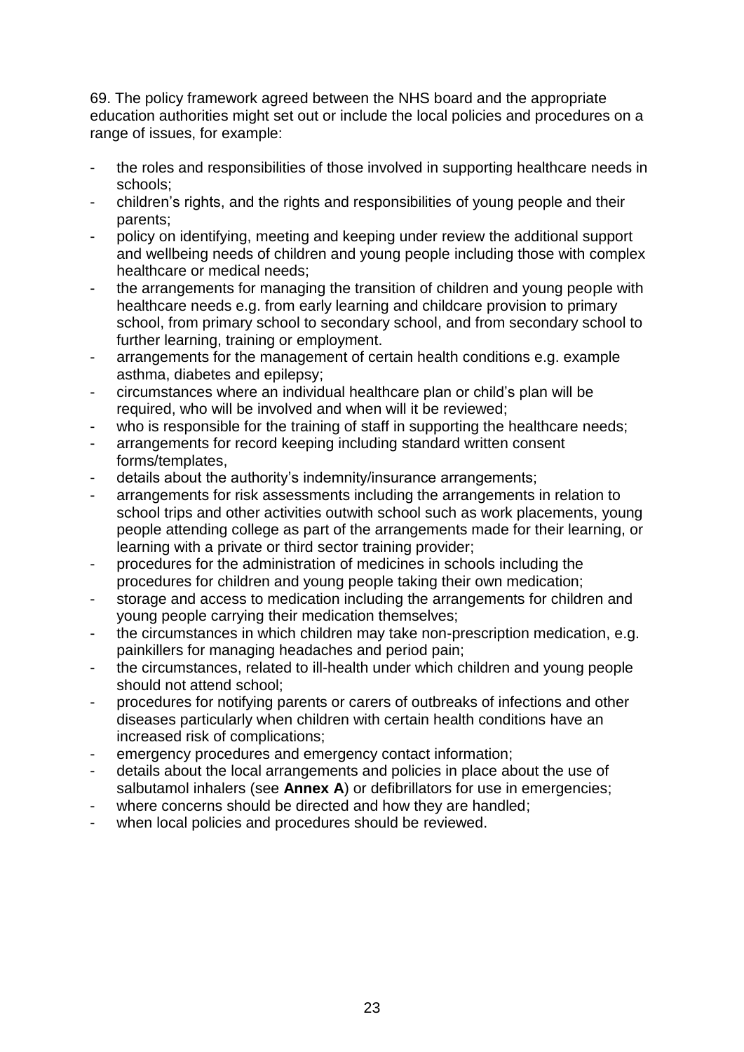69. The policy framework agreed between the NHS board and the appropriate education authorities might set out or include the local policies and procedures on a range of issues, for example:

- the roles and responsibilities of those involved in supporting healthcare needs in schools;
- children's rights, and the rights and responsibilities of young people and their parents;
- policy on identifying, meeting and keeping under review the additional support and wellbeing needs of children and young people including those with complex healthcare or medical needs;
- the arrangements for managing the transition of children and young people with healthcare needs e.g. from early learning and childcare provision to primary school, from primary school to secondary school, and from secondary school to further learning, training or employment.
- arrangements for the management of certain health conditions e.g. example asthma, diabetes and epilepsy;
- circumstances where an individual healthcare plan or child's plan will be required, who will be involved and when will it be reviewed;
- who is responsible for the training of staff in supporting the healthcare needs;
- arrangements for record keeping including standard written consent forms/templates,
- details about the authority's indemnity/insurance arrangements;
- arrangements for risk assessments including the arrangements in relation to school trips and other activities outwith school such as work placements, young people attending college as part of the arrangements made for their learning, or learning with a private or third sector training provider;
- procedures for the administration of medicines in schools including the procedures for children and young people taking their own medication;
- storage and access to medication including the arrangements for children and young people carrying their medication themselves;
- the circumstances in which children may take non-prescription medication, e.g. painkillers for managing headaches and period pain;
- the circumstances, related to ill-health under which children and young people should not attend school;
- procedures for notifying parents or carers of outbreaks of infections and other diseases particularly when children with certain health conditions have an increased risk of complications;
- emergency procedures and emergency contact information;
- details about the local arrangements and policies in place about the use of salbutamol inhalers (see **Annex A**) or defibrillators for use in emergencies;
- where concerns should be directed and how they are handled;
- when local policies and procedures should be reviewed.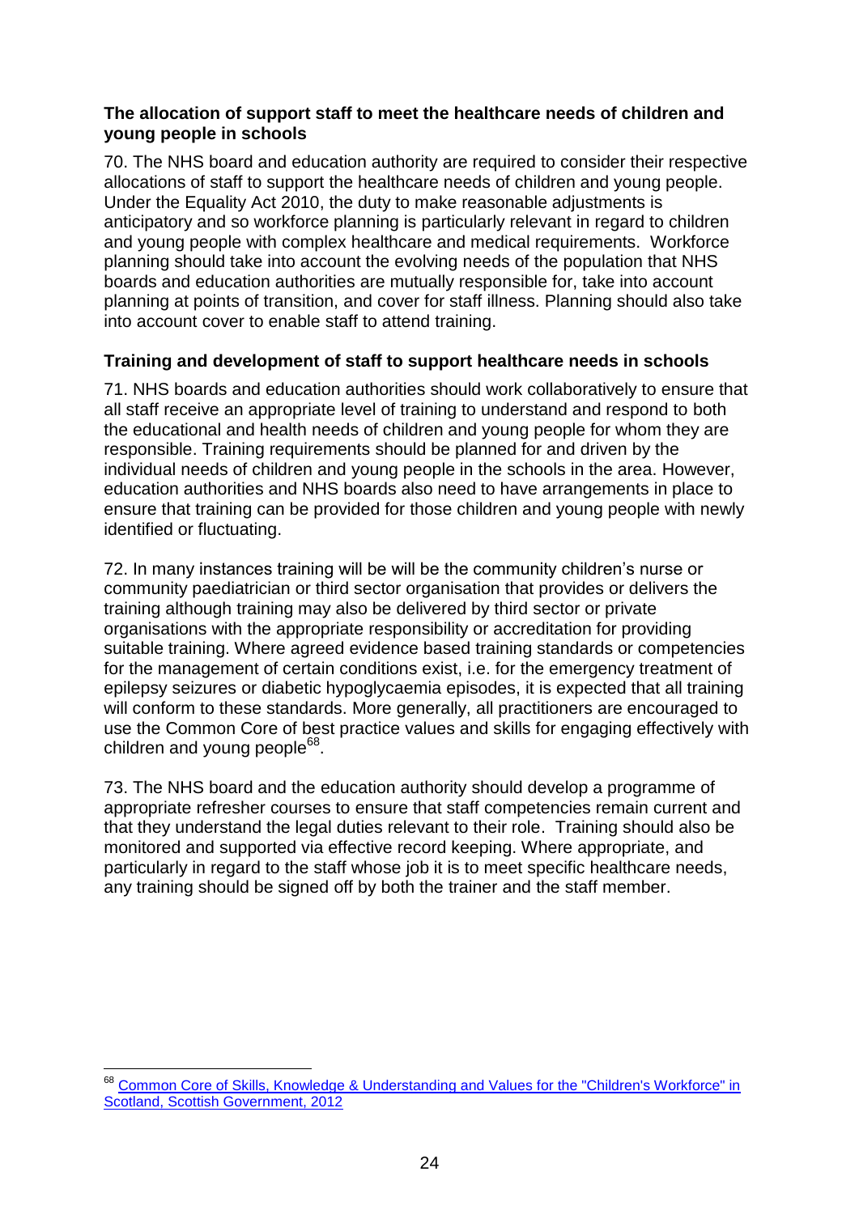### The allocation of support staff to meet the healthcare needs of children and young people in schools

70. The NHS board and education authority are required to consider their respective allocations of staff to support the healthcare needs of children and young people. Under the Equality Act 2010, the duty to make reasonable adjustments is anticipatory and so workforce planning is particularly relevant in regard to children and young people with complex healthcare and medical requirements. Workforce planning should take into account the evolving needs of the population that NHS boards and education authorities are mutually responsible for, take into account planning at points of transition, and cover for staff illness. Planning should also take into account cover to enable staff to attend training.

### Training and development of staff to support healthcare needs in schools

71. NHS boards and education authorities should work collaboratively to ensure that all staff receive an appropriate level of training to understand and respond to both the educational and health needs of children and young people for whom they are responsible. Training requirements should be planned for and driven by the individual needs of children and young people in the schools in the area. However, education authorities and NHS boards also need to have arrangements in place to ensure that training can be provided for those children and young people with newly identified or fluctuating.

72. In many instances training will be will be the community children's nurse or community paediatrician or third sector organisation that provides or delivers the training although training may also be delivered by third sector or private organisations with the appropriate responsibility or accreditation for providing suitable training. Where agreed evidence based training standards or competencies for the management of certain conditions exist, i.e. for the emergency treatment of epilepsy seizures or diabetic hypoglycaemia episodes, it is expected that all training will conform to these standards. More generally, all practitioners are encouraged to use the Common Core of best practice values and skills for engaging effectively with children and young people[68].

73. The NHS board and the education authority should develop a programme of appropriate refresher courses to ensure that staff competencies remain current and that they understand the legal duties relevant to their role. Training should also be monitored and supported via effective record keeping. Where appropriate, and particularly in regard to the staff whose job it is to meet specific healthcare needs, any training should be signed off by both the trainer and the staff member.

---

[68] Common Core of Skills, Knowledge & Understanding and Values for the "Children's Workforce" in Scotland, Scottish Government, 2012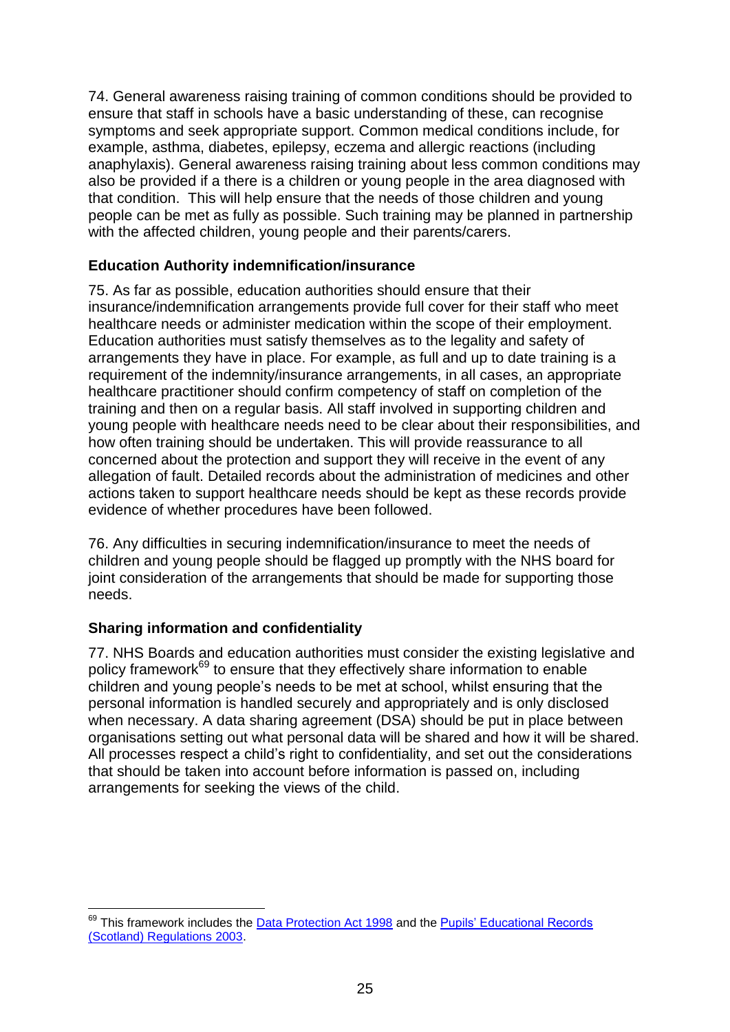74. General awareness raising training of common conditions should be provided to ensure that staff in schools have a basic understanding of these, can recognise symptoms and seek appropriate support. Common medical conditions include, for example, asthma, diabetes, epilepsy, eczema and allergic reactions (including anaphylaxis). General awareness raising training about less common conditions may also be provided if a there is a children or young people in the area diagnosed with that condition. This will help ensure that the needs of those children and young people can be met as fully as possible. Such training may be planned in partnership with the affected children, young people and their parents/carers.

### Education Authority indemnification/insurance

75. As far as possible, education authorities should ensure that their insurance/indemnification arrangements provide full cover for their staff who meet healthcare needs or administer medication within the scope of their employment. Education authorities must satisfy themselves as to the legality and safety of arrangements they have in place. For example, as full and up to date training is a requirement of the indemnity/insurance arrangements, in all cases, an appropriate healthcare practitioner should confirm competency of staff on completion of the training and then on a regular basis. All staff involved in supporting children and young people with healthcare needs need to be clear about their responsibilities, and how often training should be undertaken. This will provide reassurance to all concerned about the protection and support they will receive in the event of any allegation of fault. Detailed records about the administration of medicines and other actions taken to support healthcare needs should be kept as these records provide evidence of whether procedures have been followed.

76. Any difficulties in securing indemnification/insurance to meet the needs of children and young people should be flagged up promptly with the NHS board for joint consideration of the arrangements that should be made for supporting those needs.

### Sharing information and confidentiality

77. NHS Boards and education authorities must consider the existing legislative and policy framework[69] to ensure that they effectively share information to enable children and young people's needs to be met at school, whilst ensuring that the personal information is handled securely and appropriately and is only disclosed when necessary. A data sharing agreement (DSA) should be put in place between organisations setting out what personal data will be shared and how it will be shared. All processes respect a child's right to confidentiality, and set out the considerations that should be taken into account before information is passed on, including arrangements for seeking the views of the child.

---

[69] This framework includes the Data Protection Act 1998 and the Pupils' Educational Records (Scotland) Regulations 2003.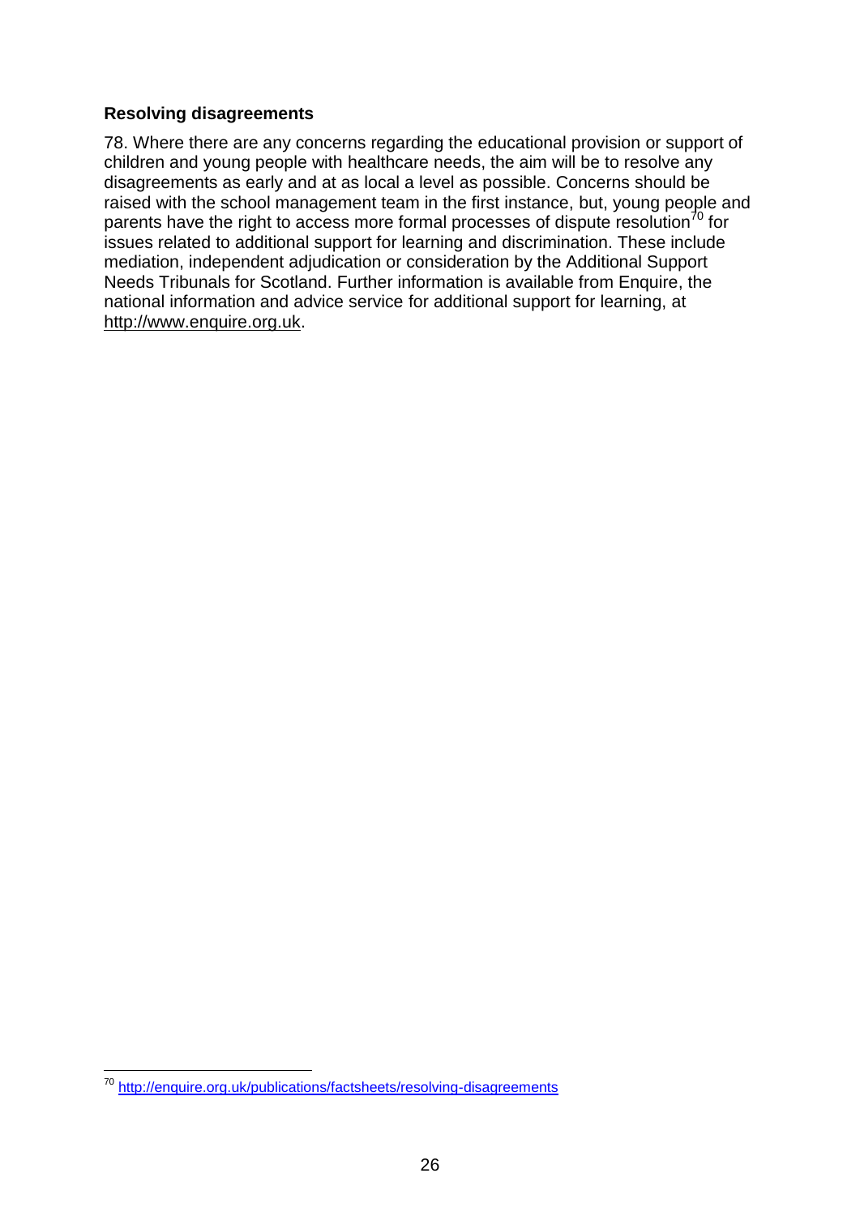### Resolving disagreements

78. Where there are any concerns regarding the educational provision or support of children and young people with healthcare needs, the aim will be to resolve any disagreements as early and at as local a level as possible. Concerns should be raised with the school management team in the first instance, but, young people and parents have the right to access more formal processes of dispute resolution[70] for issues related to additional support for learning and discrimination. These include mediation, independent adjudication or consideration by the Additional Support Needs Tribunals for Scotland. Further information is available from Enquire, the national information and advice service for additional support for learning, at http://www.enquire.org.uk.

---

[70] http://enquire.org.uk/publications/factsheets/resolving-disagreements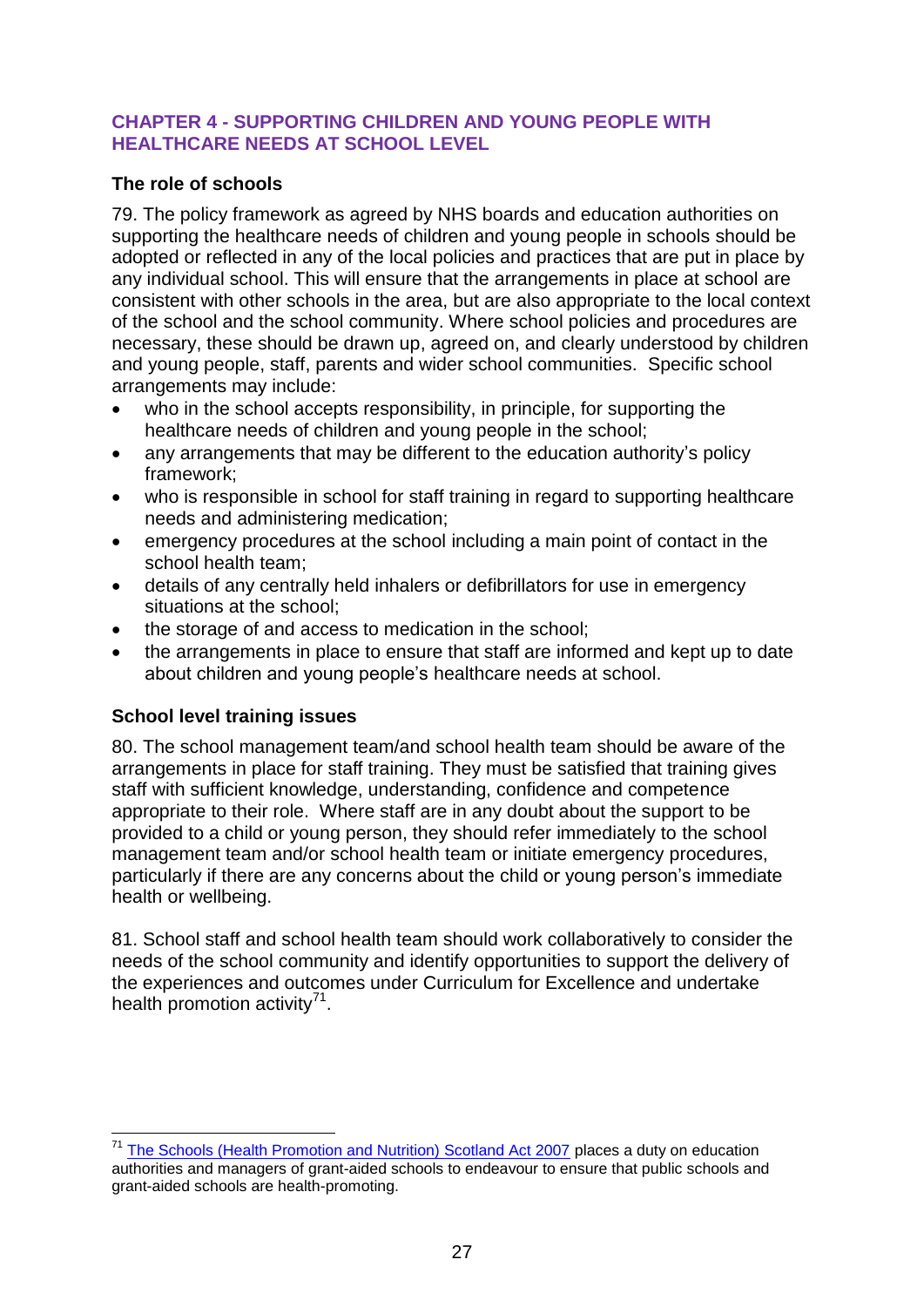## CHAPTER 4 - SUPPORTING CHILDREN AND YOUNG PEOPLE WITH HEALTHCARE NEEDS AT SCHOOL LEVEL

### The role of schools

79. The policy framework as agreed by NHS boards and education authorities on supporting the healthcare needs of children and young people in schools should be adopted or reflected in any of the local policies and practices that are put in place by any individual school. This will ensure that the arrangements in place at school are consistent with other schools in the area, but are also appropriate to the local context of the school and the school community. Where school policies and procedures are necessary, these should be drawn up, agreed on, and clearly understood by children and young people, staff, parents and wider school communities. Specific school arrangements may include:

- who in the school accepts responsibility, in principle, for supporting the healthcare needs of children and young people in the school;
- any arrangements that may be different to the education authority's policy framework;
- who is responsible in school for staff training in regard to supporting healthcare needs and administering medication;
- emergency procedures at the school including a main point of contact in the school health team;
- details of any centrally held inhalers or defibrillators for use in emergency situations at the school;
- the storage of and access to medication in the school;
- the arrangements in place to ensure that staff are informed and kept up to date about children and young people's healthcare needs at school.

### School level training issues

80. The school management team/and school health team should be aware of the arrangements in place for staff training. They must be satisfied that training gives staff with sufficient knowledge, understanding, confidence and competence appropriate to their role. Where staff are in any doubt about the support to be provided to a child or young person, they should refer immediately to the school management team and/or school health team or initiate emergency procedures, particularly if there are any concerns about the child or young person's immediate health or wellbeing.

81. School staff and school health team should work collaboratively to consider the needs of the school community and identify opportunities to support the delivery of the experiences and outcomes under Curriculum for Excellence and undertake health promotion activity[71].

---

[71] The Schools (Health Promotion and Nutrition) Scotland Act 2007 places a duty on education authorities and managers of grant-aided schools to endeavour to ensure that public schools and grant-aided schools are health-promoting.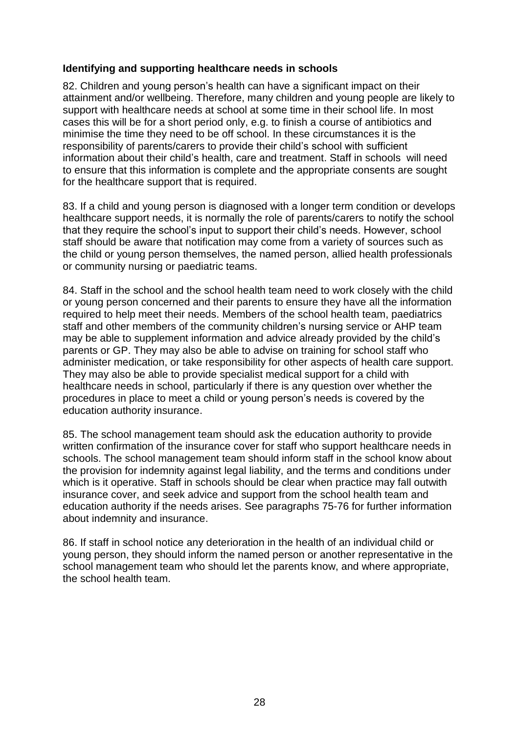**Identifying and supporting healthcare needs in schools**

82. Children and young person's health can have a significant impact on their attainment and/or wellbeing. Therefore, many children and young people are likely to support with healthcare needs at school at some time in their school life. In most cases this will be for a short period only, e.g. to finish a course of antibiotics and minimise the time they need to be off school. In these circumstances it is the responsibility of parents/carers to provide their child's school with sufficient information about their child's health, care and treatment. Staff in schools will need to ensure that this information is complete and the appropriate consents are sought for the healthcare support that is required.

83. If a child and young person is diagnosed with a longer term condition or develops healthcare support needs, it is normally the role of parents/carers to notify the school that they require the school's input to support their child's needs. However, school staff should be aware that notification may come from a variety of sources such as the child or young person themselves, the named person, allied health professionals or community nursing or paediatric teams.

84. Staff in the school and the school health team need to work closely with the child or young person concerned and their parents to ensure they have all the information required to help meet their needs. Members of the school health team, paediatrics staff and other members of the community children's nursing service or AHP team may be able to supplement information and advice already provided by the child's parents or GP. They may also be able to advise on training for school staff who administer medication, or take responsibility for other aspects of health care support. They may also be able to provide specialist medical support for a child with healthcare needs in school, particularly if there is any question over whether the procedures in place to meet a child or young person's needs is covered by the education authority insurance.

85. The school management team should ask the education authority to provide written confirmation of the insurance cover for staff who support healthcare needs in schools. The school management team should inform staff in the school know about the provision for indemnity against legal liability, and the terms and conditions under which is it operative. Staff in schools should be clear when practice may fall outwith insurance cover, and seek advice and support from the school health team and education authority if the needs arises. See paragraphs 75-76 for further information about indemnity and insurance.

86. If staff in school notice any deterioration in the health of an individual child or young person, they should inform the named person or another representative in the school management team who should let the parents know, and where appropriate, the school health team.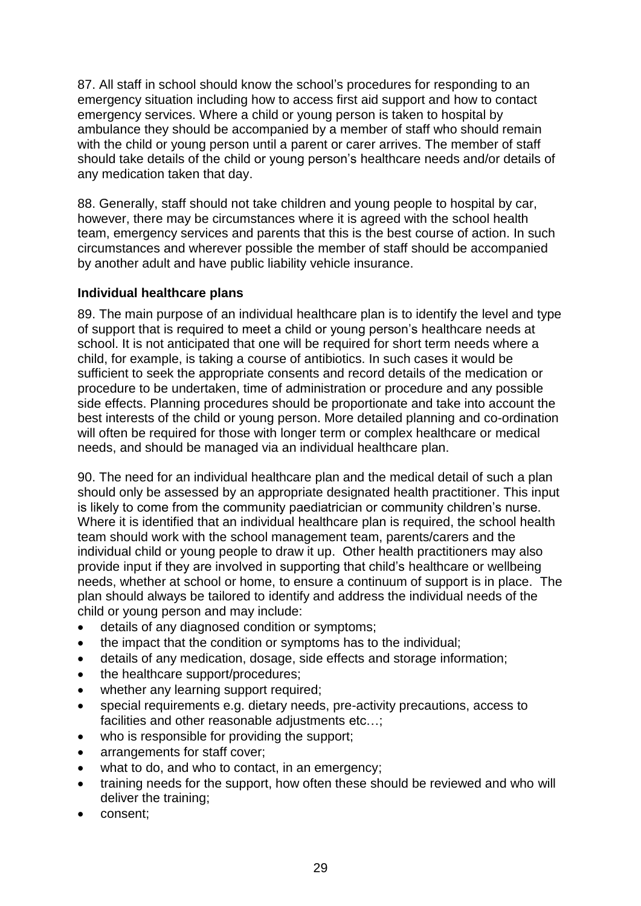87. All staff in school should know the school's procedures for responding to an emergency situation including how to access first aid support and how to contact emergency services. Where a child or young person is taken to hospital by ambulance they should be accompanied by a member of staff who should remain with the child or young person until a parent or carer arrives. The member of staff should take details of the child or young person's healthcare needs and/or details of any medication taken that day.

88. Generally, staff should not take children and young people to hospital by car, however, there may be circumstances where it is agreed with the school health team, emergency services and parents that this is the best course of action. In such circumstances and wherever possible the member of staff should be accompanied by another adult and have public liability vehicle insurance.

### Individual healthcare plans

89. The main purpose of an individual healthcare plan is to identify the level and type of support that is required to meet a child or young person's healthcare needs at school. It is not anticipated that one will be required for short term needs where a child, for example, is taking a course of antibiotics. In such cases it would be sufficient to seek the appropriate consents and record details of the medication or procedure to be undertaken, time of administration or procedure and any possible side effects. Planning procedures should be proportionate and take into account the best interests of the child or young person. More detailed planning and co-ordination will often be required for those with longer term or complex healthcare or medical needs, and should be managed via an individual healthcare plan.

90. The need for an individual healthcare plan and the medical detail of such a plan should only be assessed by an appropriate designated health practitioner. This input is likely to come from the community paediatrician or community children's nurse. Where it is identified that an individual healthcare plan is required, the school health team should work with the school management team, parents/carers and the individual child or young people to draw it up. Other health practitioners may also provide input if they are involved in supporting that child's healthcare or wellbeing needs, whether at school or home, to ensure a continuum of support is in place. The plan should always be tailored to identify and address the individual needs of the child or young person and may include:

- details of any diagnosed condition or symptoms;
- the impact that the condition or symptoms has to the individual;
- details of any medication, dosage, side effects and storage information;
- the healthcare support/procedures;
- whether any learning support required;
- special requirements e.g. dietary needs, pre-activity precautions, access to facilities and other reasonable adjustments etc…;
- who is responsible for providing the support;
- arrangements for staff cover;
- what to do, and who to contact, in an emergency;
- training needs for the support, how often these should be reviewed and who will deliver the training;
- consent;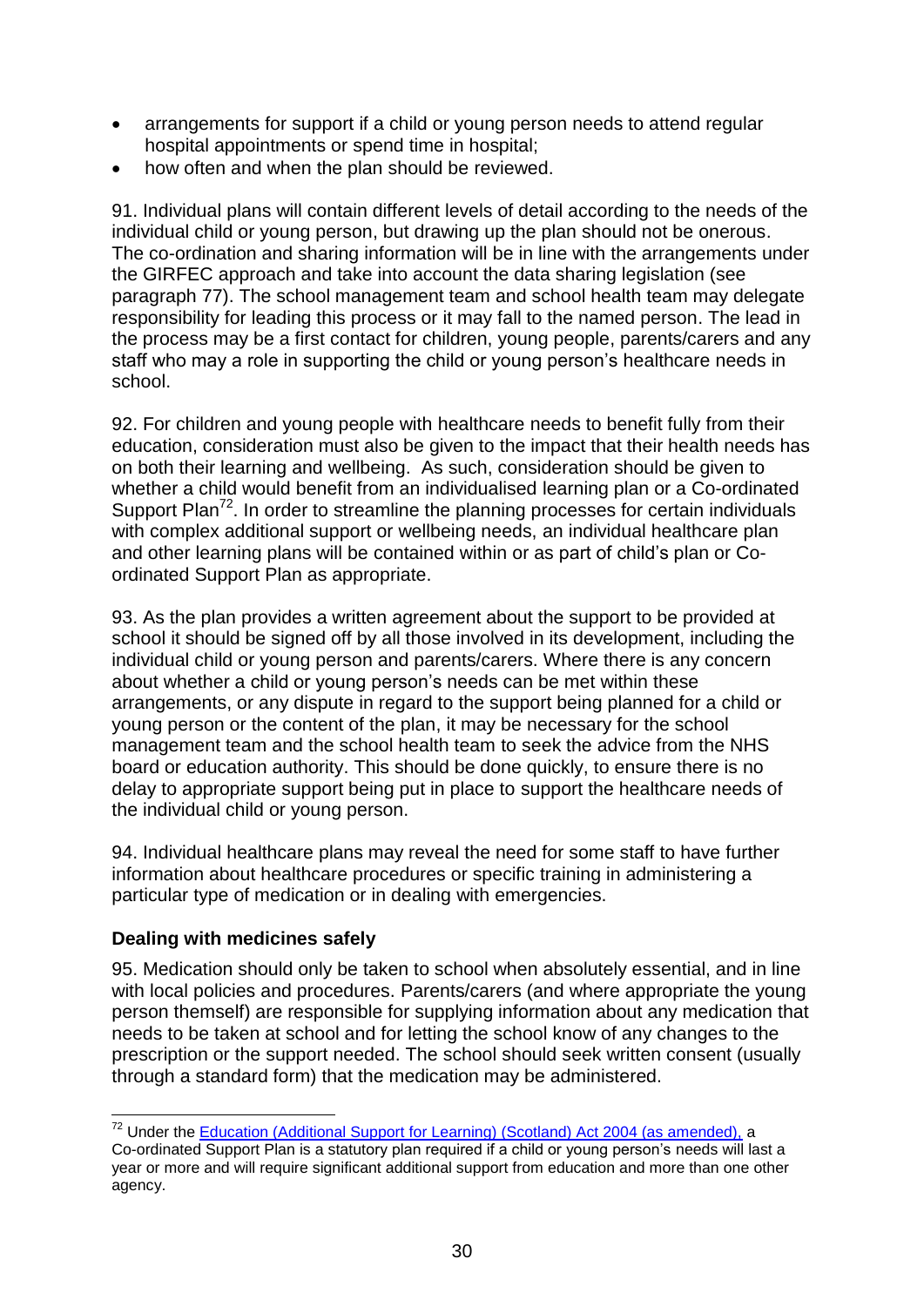- arrangements for support if a child or young person needs to attend regular hospital appointments or spend time in hospital;
- how often and when the plan should be reviewed.

91. Individual plans will contain different levels of detail according to the needs of the individual child or young person, but drawing up the plan should not be onerous. The co-ordination and sharing information will be in line with the arrangements under the GIRFEC approach and take into account the data sharing legislation (see paragraph 77). The school management team and school health team may delegate responsibility for leading this process or it may fall to the named person. The lead in the process may be a first contact for children, young people, parents/carers and any staff who may a role in supporting the child or young person's healthcare needs in school.

92. For children and young people with healthcare needs to benefit fully from their education, consideration must also be given to the impact that their health needs has on both their learning and wellbeing. As such, consideration should be given to whether a child would benefit from an individualised learning plan or a Co-ordinated Support Plan[72]. In order to streamline the planning processes for certain individuals with complex additional support or wellbeing needs, an individual healthcare plan and other learning plans will be contained within or as part of child's plan or Co-ordinated Support Plan as appropriate.

93. As the plan provides a written agreement about the support to be provided at school it should be signed off by all those involved in its development, including the individual child or young person and parents/carers. Where there is any concern about whether a child or young person's needs can be met within these arrangements, or any dispute in regard to the support being planned for a child or young person or the content of the plan, it may be necessary for the school management team and the school health team to seek the advice from the NHS board or education authority. This should be done quickly, to ensure there is no delay to appropriate support being put in place to support the healthcare needs of the individual child or young person.

94. Individual healthcare plans may reveal the need for some staff to have further information about healthcare procedures or specific training in administering a particular type of medication or in dealing with emergencies.

### Dealing with medicines safely

95. Medication should only be taken to school when absolutely essential, and in line with local policies and procedures. Parents/carers (and where appropriate the young person themself) are responsible for supplying information about any medication that needs to be taken at school and for letting the school know of any changes to the prescription or the support needed. The school should seek written consent (usually through a standard form) that the medication may be administered.

---

[72] Under the Education (Additional Support for Learning) (Scotland) Act 2004 (as amended), a Co-ordinated Support Plan is a statutory plan required if a child or young person's needs will last a year or more and will require significant additional support from education and more than one other agency.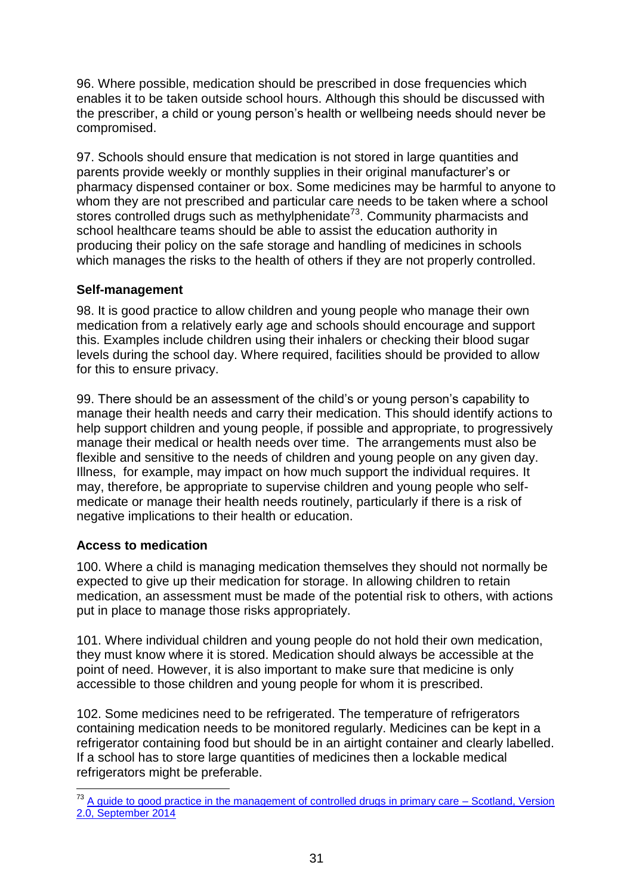96. Where possible, medication should be prescribed in dose frequencies which enables it to be taken outside school hours. Although this should be discussed with the prescriber, a child or young person's health or wellbeing needs should never be compromised.

97. Schools should ensure that medication is not stored in large quantities and parents provide weekly or monthly supplies in their original manufacturer's or pharmacy dispensed container or box. Some medicines may be harmful to anyone to whom they are not prescribed and particular care needs to be taken where a school stores controlled drugs such as methylphenidate[73]. Community pharmacists and school healthcare teams should be able to assist the education authority in producing their policy on the safe storage and handling of medicines in schools which manages the risks to the health of others if they are not properly controlled.

### Self-management

98. It is good practice to allow children and young people who manage their own medication from a relatively early age and schools should encourage and support this. Examples include children using their inhalers or checking their blood sugar levels during the school day. Where required, facilities should be provided to allow for this to ensure privacy.

99. There should be an assessment of the child's or young person's capability to manage their health needs and carry their medication. This should identify actions to help support children and young people, if possible and appropriate, to progressively manage their medical or health needs over time. The arrangements must also be flexible and sensitive to the needs of children and young people on any given day. Illness, for example, may impact on how much support the individual requires. It may, therefore, be appropriate to supervise children and young people who self-medicate or manage their health needs routinely, particularly if there is a risk of negative implications to their health or education.

### Access to medication

100. Where a child is managing medication themselves they should not normally be expected to give up their medication for storage. In allowing children to retain medication, an assessment must be made of the potential risk to others, with actions put in place to manage those risks appropriately.

101. Where individual children and young people do not hold their own medication, they must know where it is stored. Medication should always be accessible at the point of need. However, it is also important to make sure that medicine is only accessible to those children and young people for whom it is prescribed.

102. Some medicines need to be refrigerated. The temperature of refrigerators containing medication needs to be monitored regularly. Medicines can be kept in a refrigerator containing food but should be in an airtight container and clearly labelled. If a school has to store large quantities of medicines then a lockable medical refrigerators might be preferable.

---

[73] A guide to good practice in the management of controlled drugs in primary care – Scotland, Version 2.0, September 2014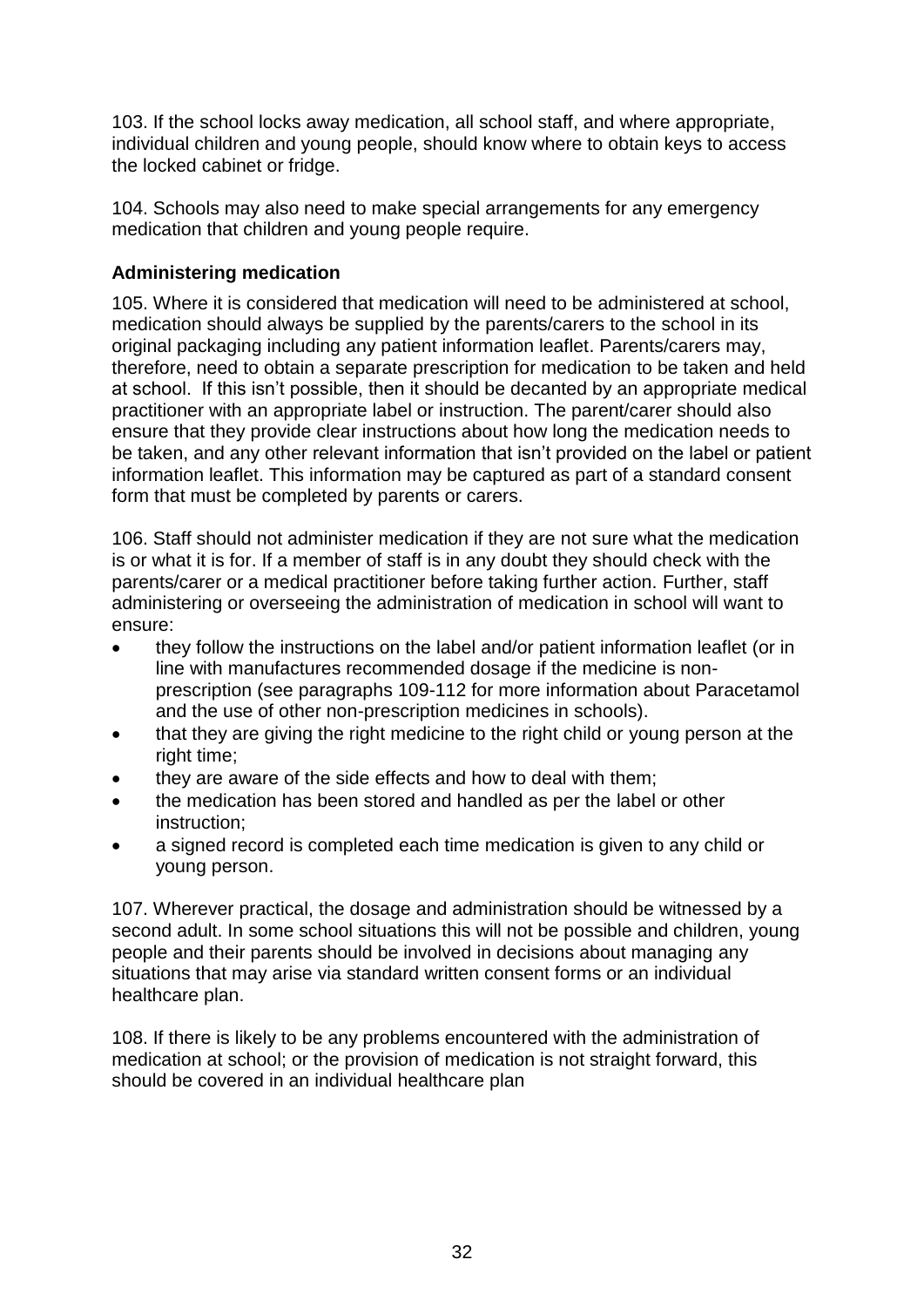103. If the school locks away medication, all school staff, and where appropriate, individual children and young people, should know where to obtain keys to access the locked cabinet or fridge.

104. Schools may also need to make special arrangements for any emergency medication that children and young people require.

**Administering medication**

105. Where it is considered that medication will need to be administered at school, medication should always be supplied by the parents/carers to the school in its original packaging including any patient information leaflet. Parents/carers may, therefore, need to obtain a separate prescription for medication to be taken and held at school. If this isn't possible, then it should be decanted by an appropriate medical practitioner with an appropriate label or instruction. The parent/carer should also ensure that they provide clear instructions about how long the medication needs to be taken, and any other relevant information that isn't provided on the label or patient information leaflet. This information may be captured as part of a standard consent form that must be completed by parents or carers.

106. Staff should not administer medication if they are not sure what the medication is or what it is for. If a member of staff is in any doubt they should check with the parents/carer or a medical practitioner before taking further action. Further, staff administering or overseeing the administration of medication in school will want to ensure:

- they follow the instructions on the label and/or patient information leaflet (or in line with manufactures recommended dosage if the medicine is non-prescription (see paragraphs 109-112 for more information about Paracetamol and the use of other non-prescription medicines in schools).
- that they are giving the right medicine to the right child or young person at the right time;
- they are aware of the side effects and how to deal with them;
- the medication has been stored and handled as per the label or other instruction;
- a signed record is completed each time medication is given to any child or young person.

107. Wherever practical, the dosage and administration should be witnessed by a second adult. In some school situations this will not be possible and children, young people and their parents should be involved in decisions about managing any situations that may arise via standard written consent forms or an individual healthcare plan.

108. If there is likely to be any problems encountered with the administration of medication at school; or the provision of medication is not straight forward, this should be covered in an individual healthcare plan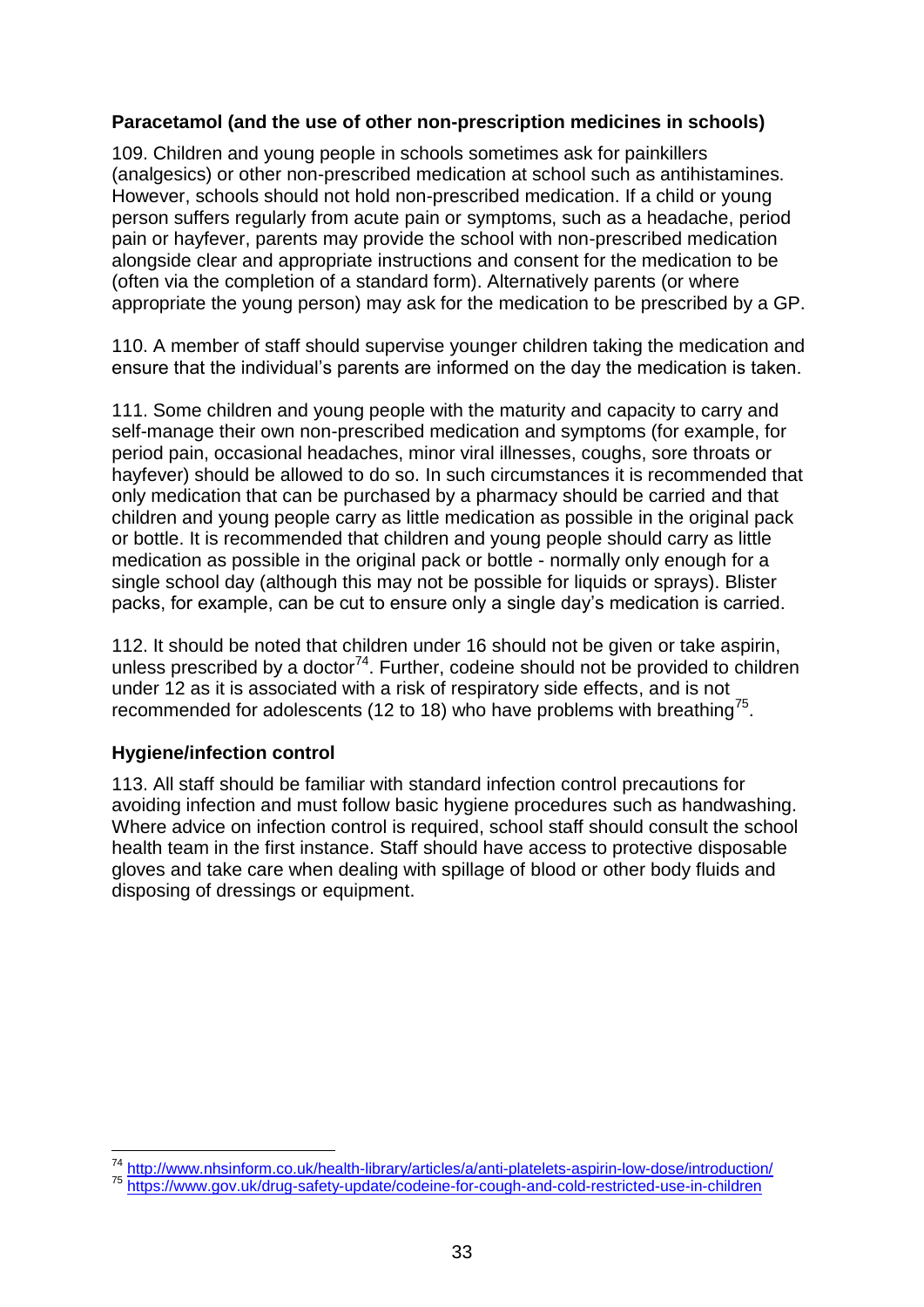### Paracetamol (and the use of other non-prescription medicines in schools)

109. Children and young people in schools sometimes ask for painkillers (analgesics) or other non-prescribed medication at school such as antihistamines. However, schools should not hold non-prescribed medication. If a child or young person suffers regularly from acute pain or symptoms, such as a headache, period pain or hayfever, parents may provide the school with non-prescribed medication alongside clear and appropriate instructions and consent for the medication to be (often via the completion of a standard form). Alternatively parents (or where appropriate the young person) may ask for the medication to be prescribed by a GP.

110. A member of staff should supervise younger children taking the medication and ensure that the individual's parents are informed on the day the medication is taken.

111. Some children and young people with the maturity and capacity to carry and self-manage their own non-prescribed medication and symptoms (for example, for period pain, occasional headaches, minor viral illnesses, coughs, sore throats or hayfever) should be allowed to do so. In such circumstances it is recommended that only medication that can be purchased by a pharmacy should be carried and that children and young people carry as little medication as possible in the original pack or bottle. It is recommended that children and young people should carry as little medication as possible in the original pack or bottle - normally only enough for a single school day (although this may not be possible for liquids or sprays). Blister packs, for example, can be cut to ensure only a single day's medication is carried.

112. It should be noted that children under 16 should not be given or take aspirin, unless prescribed by a doctor[74]. Further, codeine should not be provided to children under 12 as it is associated with a risk of respiratory side effects, and is not recommended for adolescents (12 to 18) who have problems with breathing[75].

### Hygiene/infection control

113. All staff should be familiar with standard infection control precautions for avoiding infection and must follow basic hygiene procedures such as handwashing. Where advice on infection control is required, school staff should consult the school health team in the first instance. Staff should have access to protective disposable gloves and take care when dealing with spillage of blood or other body fluids and disposing of dressings or equipment.

---

[74] http://www.nhsinform.co.uk/health-library/articles/a/anti-platelets-aspirin-low-dose/introduction/

[75] https://www.gov.uk/drug-safety-update/codeine-for-cough-and-cold-restricted-use-in-children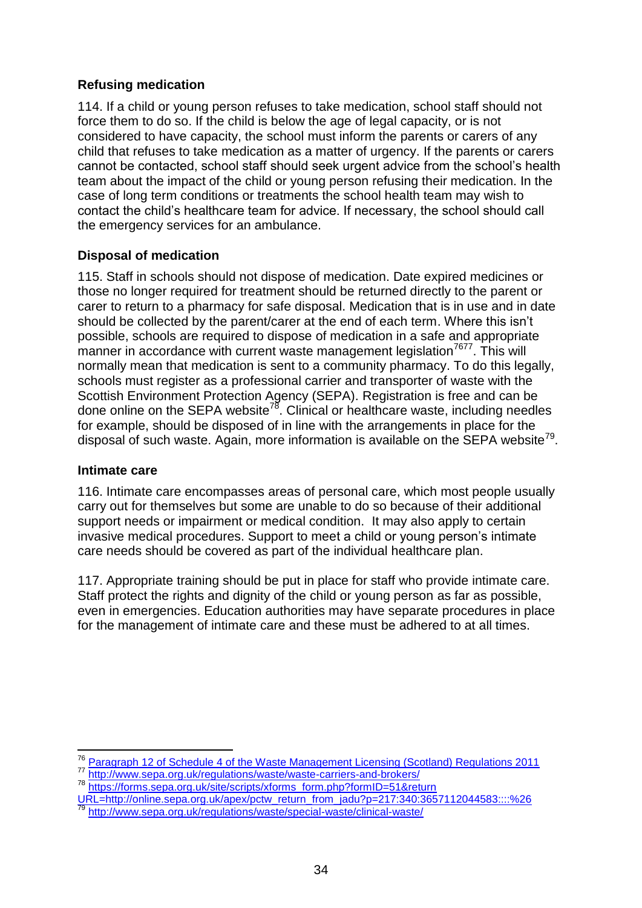### Refusing medication

114. If a child or young person refuses to take medication, school staff should not force them to do so. If the child is below the age of legal capacity, or is not considered to have capacity, the school must inform the parents or carers of any child that refuses to take medication as a matter of urgency. If the parents or carers cannot be contacted, school staff should seek urgent advice from the school's health team about the impact of the child or young person refusing their medication. In the case of long term conditions or treatments the school health team may wish to contact the child's healthcare team for advice. If necessary, the school should call the emergency services for an ambulance.

### Disposal of medication

115. Staff in schools should not dispose of medication. Date expired medicines or those no longer required for treatment should be returned directly to the parent or carer to return to a pharmacy for safe disposal. Medication that is in use and in date should be collected by the parent/carer at the end of each term. Where this isn't possible, schools are required to dispose of medication in a safe and appropriate manner in accordance with current waste management legislation[76][77]. This will normally mean that medication is sent to a community pharmacy. To do this legally, schools must register as a professional carrier and transporter of waste with the Scottish Environment Protection Agency (SEPA). Registration is free and can be done online on the SEPA website[78]. Clinical or healthcare waste, including needles for example, should be disposed of in line with the arrangements in place for the disposal of such waste. Again, more information is available on the SEPA website[79].

### Intimate care

116. Intimate care encompasses areas of personal care, which most people usually carry out for themselves but some are unable to do so because of their additional support needs or impairment or medical condition. It may also apply to certain invasive medical procedures. Support to meet a child or young person's intimate care needs should be covered as part of the individual healthcare plan.

117. Appropriate training should be put in place for staff who provide intimate care. Staff protect the rights and dignity of the child or young person as far as possible, even in emergencies. Education authorities may have separate procedures in place for the management of intimate care and these must be adhered to at all times.

---

[76] Paragraph 12 of Schedule 4 of the Waste Management Licensing (Scotland) Regulations 2011

[77] http://www.sepa.org.uk/regulations/waste/waste-carriers-and-brokers/

[78] https://forms.sepa.org.uk/site/scripts/xforms_form.php?formID=51&returnURL=http://online.sepa.org.uk/apex/pctw_return_from_jadu?p=217:340:3657112044583::::%26

[79] http://www.sepa.org.uk/regulations/waste/special-waste/clinical-waste/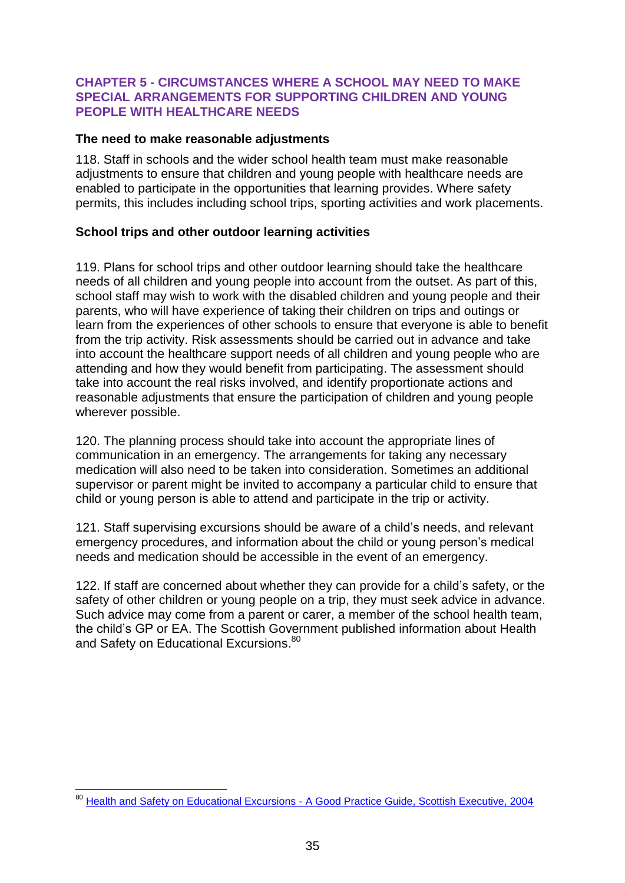## CHAPTER 5 - CIRCUMSTANCES WHERE A SCHOOL MAY NEED TO MAKE SPECIAL ARRANGEMENTS FOR SUPPORTING CHILDREN AND YOUNG PEOPLE WITH HEALTHCARE NEEDS

**The need to make reasonable adjustments**

118. Staff in schools and the wider school health team must make reasonable adjustments to ensure that children and young people with healthcare needs are enabled to participate in the opportunities that learning provides. Where safety permits, this includes including school trips, sporting activities and work placements.

**School trips and other outdoor learning activities**

119. Plans for school trips and other outdoor learning should take the healthcare needs of all children and young people into account from the outset. As part of this, school staff may wish to work with the disabled children and young people and their parents, who will have experience of taking their children on trips and outings or learn from the experiences of other schools to ensure that everyone is able to benefit from the trip activity. Risk assessments should be carried out in advance and take into account the healthcare support needs of all children and young people who are attending and how they would benefit from participating. The assessment should take into account the real risks involved, and identify proportionate actions and reasonable adjustments that ensure the participation of children and young people wherever possible.

120. The planning process should take into account the appropriate lines of communication in an emergency. The arrangements for taking any necessary medication will also need to be taken into consideration. Sometimes an additional supervisor or parent might be invited to accompany a particular child to ensure that child or young person is able to attend and participate in the trip or activity.

121. Staff supervising excursions should be aware of a child's needs, and relevant emergency procedures, and information about the child or young person's medical needs and medication should be accessible in the event of an emergency.

122. If staff are concerned about whether they can provide for a child's safety, or the safety of other children or young people on a trip, they must seek advice in advance. Such advice may come from a parent or carer, a member of the school health team, the child's GP or EA. The Scottish Government published information about Health and Safety on Educational Excursions.[80]

---

[80] Health and Safety on Educational Excursions - A Good Practice Guide, Scottish Executive, 2004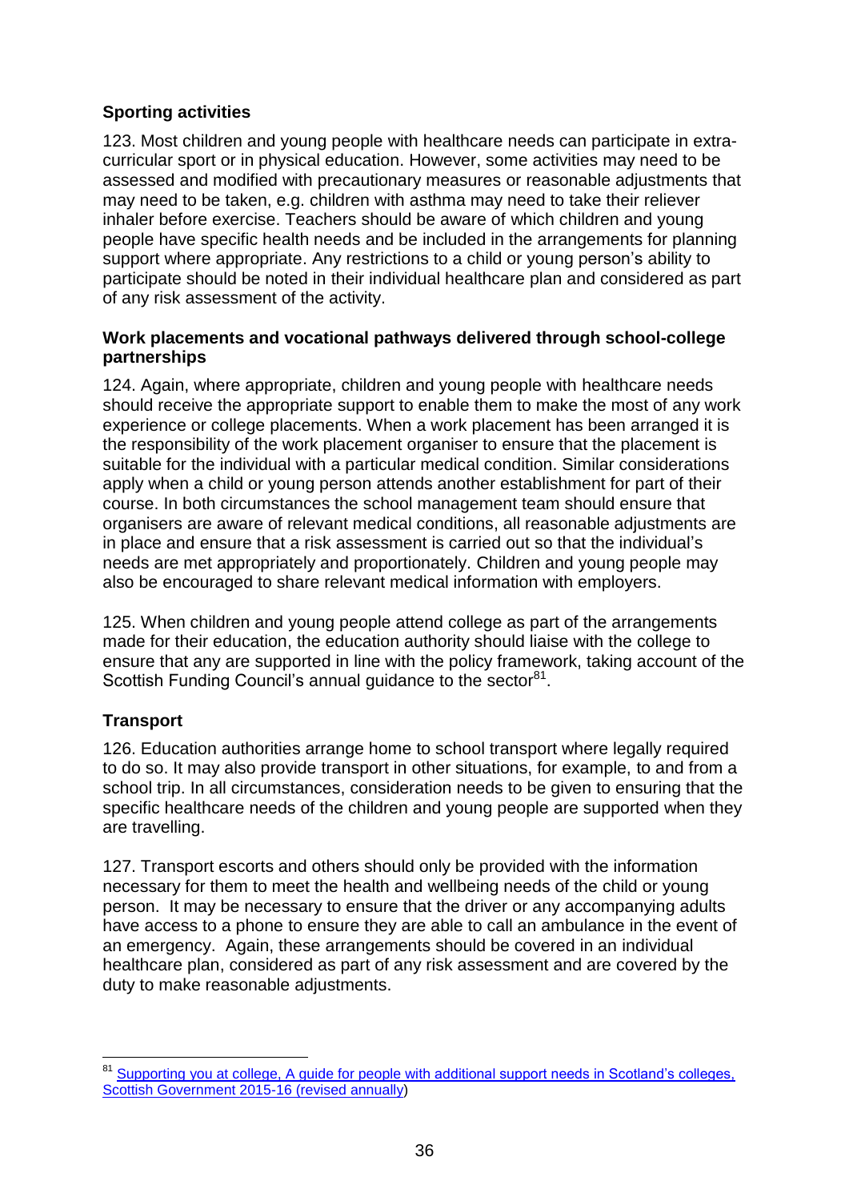## Sporting activities

123. Most children and young people with healthcare needs can participate in extra-curricular sport or in physical education. However, some activities may need to be assessed and modified with precautionary measures or reasonable adjustments that may need to be taken, e.g. children with asthma may need to take their reliever inhaler before exercise. Teachers should be aware of which children and young people have specific health needs and be included in the arrangements for planning support where appropriate. Any restrictions to a child or young person's ability to participate should be noted in their individual healthcare plan and considered as part of any risk assessment of the activity.

**Work placements and vocational pathways delivered through school-college partnerships**

124. Again, where appropriate, children and young people with healthcare needs should receive the appropriate support to enable them to make the most of any work experience or college placements. When a work placement has been arranged it is the responsibility of the work placement organiser to ensure that the placement is suitable for the individual with a particular medical condition. Similar considerations apply when a child or young person attends another establishment for part of their course. In both circumstances the school management team should ensure that organisers are aware of relevant medical conditions, all reasonable adjustments are in place and ensure that a risk assessment is carried out so that the individual's needs are met appropriately and proportionately. Children and young people may also be encouraged to share relevant medical information with employers.

125. When children and young people attend college as part of the arrangements made for their education, the education authority should liaise with the college to ensure that any are supported in line with the policy framework, taking account of the Scottish Funding Council's annual guidance to the sector[81].

## Transport

126. Education authorities arrange home to school transport where legally required to do so. It may also provide transport in other situations, for example, to and from a school trip. In all circumstances, consideration needs to be given to ensuring that the specific healthcare needs of the children and young people are supported when they are travelling.

127. Transport escorts and others should only be provided with the information necessary for them to meet the health and wellbeing needs of the child or young person. It may be necessary to ensure that the driver or any accompanying adults have access to a phone to ensure they are able to call an ambulance in the event of an emergency. Again, these arrangements should be covered in an individual healthcare plan, considered as part of any risk assessment and are covered by the duty to make reasonable adjustments.

---

[81] Supporting you at college, A guide for people with additional support needs in Scotland's colleges, Scottish Government 2015-16 (revised annually)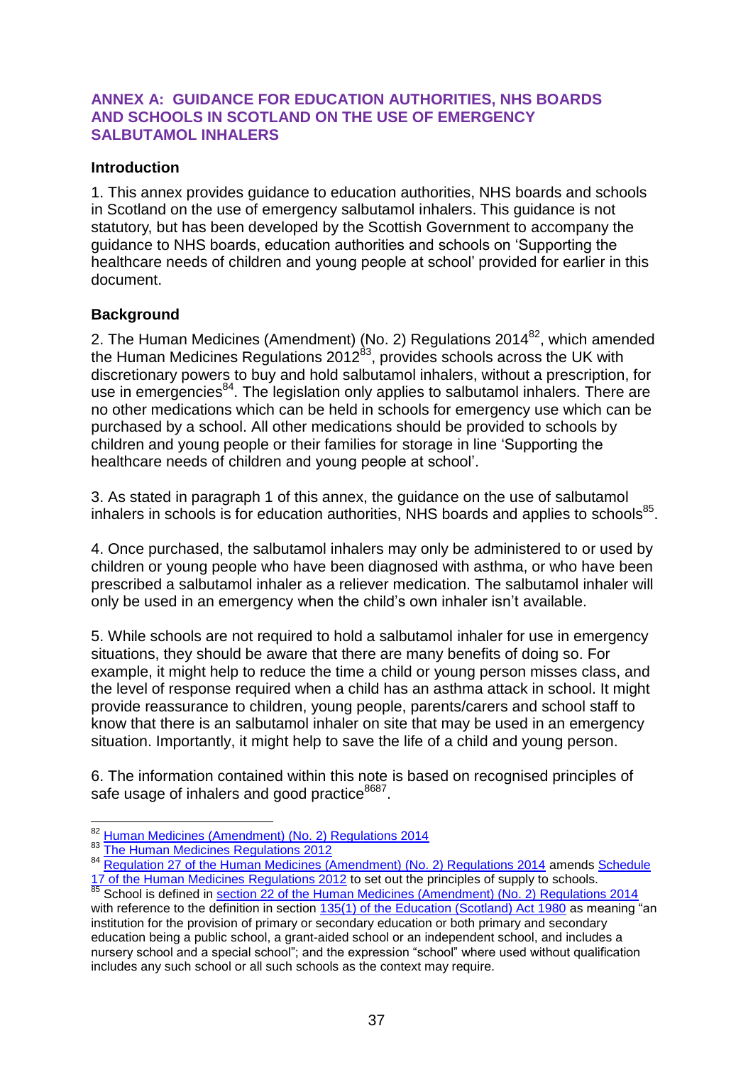## ANNEX A: GUIDANCE FOR EDUCATION AUTHORITIES, NHS BOARDS AND SCHOOLS IN SCOTLAND ON THE USE OF EMERGENCY SALBUTAMOL INHALERS

### Introduction

1. This annex provides guidance to education authorities, NHS boards and schools in Scotland on the use of emergency salbutamol inhalers. This guidance is not statutory, but has been developed by the Scottish Government to accompany the guidance to NHS boards, education authorities and schools on 'Supporting the healthcare needs of children and young people at school' provided for earlier in this document.

### Background

2. The Human Medicines (Amendment) (No. 2) Regulations 2014[82], which amended the Human Medicines Regulations 2012[83], provides schools across the UK with discretionary powers to buy and hold salbutamol inhalers, without a prescription, for use in emergencies[84]. The legislation only applies to salbutamol inhalers. There are no other medications which can be held in schools for emergency use which can be purchased by a school. All other medications should be provided to schools by children and young people or their families for storage in line 'Supporting the healthcare needs of children and young people at school'.

3. As stated in paragraph 1 of this annex, the guidance on the use of salbutamol inhalers in schools is for education authorities, NHS boards and applies to schools[85].

4. Once purchased, the salbutamol inhalers may only be administered to or used by children or young people who have been diagnosed with asthma, or who have been prescribed a salbutamol inhaler as a reliever medication. The salbutamol inhaler will only be used in an emergency when the child's own inhaler isn't available.

5. While schools are not required to hold a salbutamol inhaler for use in emergency situations, they should be aware that there are many benefits of doing so. For example, it might help to reduce the time a child or young person misses class, and the level of response required when a child has an asthma attack in school. It might provide reassurance to children, young people, parents/carers and school staff to know that there is an salbutamol inhaler on site that may be used in an emergency situation. Importantly, it might help to save the life of a child and young person.

6. The information contained within this note is based on recognised principles of safe usage of inhalers and good practice[86][87].

---

[82] Human Medicines (Amendment) (No. 2) Regulations 2014

[83] The Human Medicines Regulations 2012

[84] Regulation 27 of the Human Medicines (Amendment) (No. 2) Regulations 2014 amends Schedule 17 of the Human Medicines Regulations 2012 to set out the principles of supply to schools.

[85] School is defined in section 22 of the Human Medicines (Amendment) (No. 2) Regulations 2014 with reference to the definition in section 135(1) of the Education (Scotland) Act 1980 as meaning "an institution for the provision of primary or secondary education or both primary and secondary education being a public school, a grant-aided school or an independent school, and includes a nursery school and a special school"; and the expression "school" where used without qualification includes any such school or all such schools as the context may require.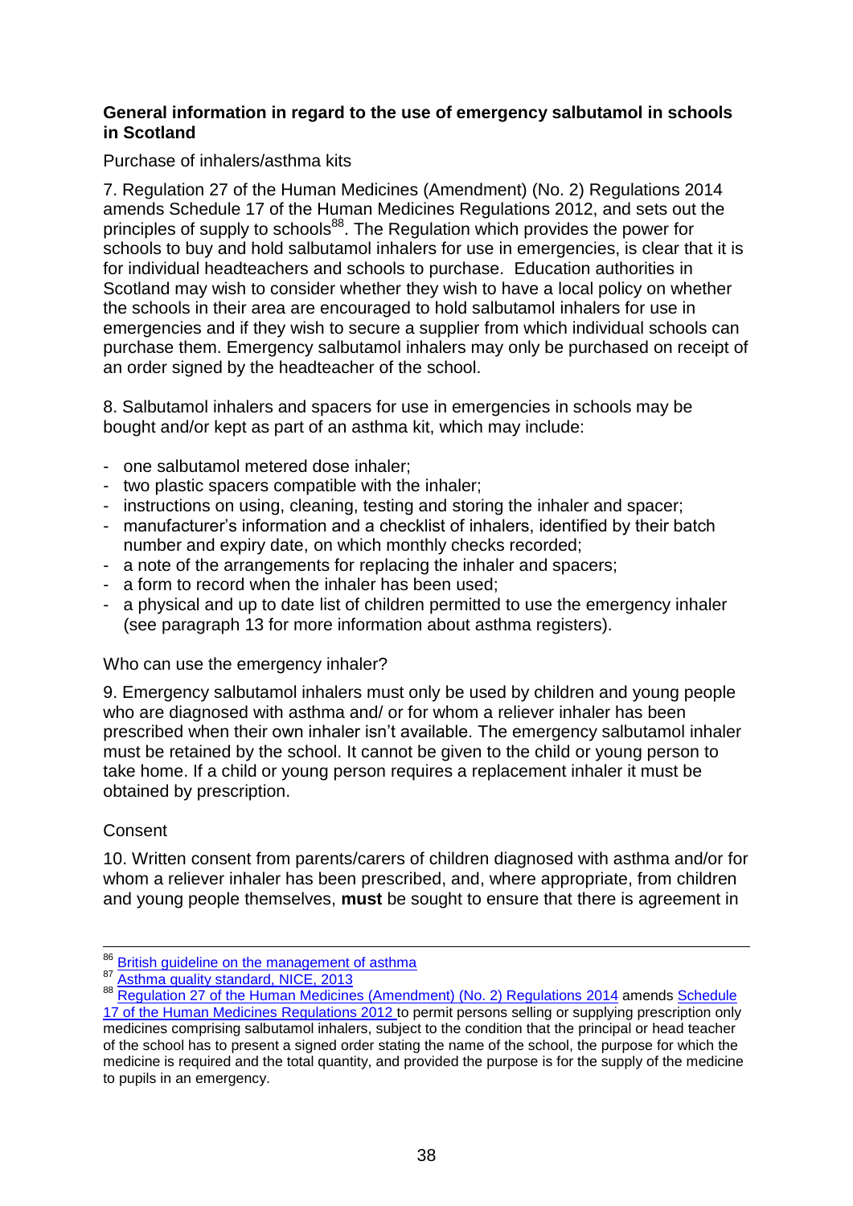**General information in regard to the use of emergency salbutamol in schools in Scotland**

Purchase of inhalers/asthma kits

7. Regulation 27 of the Human Medicines (Amendment) (No. 2) Regulations 2014 amends Schedule 17 of the Human Medicines Regulations 2012, and sets out the principles of supply to schools[88]. The Regulation which provides the power for schools to buy and hold salbutamol inhalers for use in emergencies, is clear that it is for individual headteachers and schools to purchase. Education authorities in Scotland may wish to consider whether they wish to have a local policy on whether the schools in their area are encouraged to hold salbutamol inhalers for use in emergencies and if they wish to secure a supplier from which individual schools can purchase them. Emergency salbutamol inhalers may only be purchased on receipt of an order signed by the headteacher of the school.

8. Salbutamol inhalers and spacers for use in emergencies in schools may be bought and/or kept as part of an asthma kit, which may include:

- one salbutamol metered dose inhaler;
- two plastic spacers compatible with the inhaler;
- instructions on using, cleaning, testing and storing the inhaler and spacer;
- manufacturer's information and a checklist of inhalers, identified by their batch number and expiry date, on which monthly checks recorded;
- a note of the arrangements for replacing the inhaler and spacers;
- a form to record when the inhaler has been used;
- a physical and up to date list of children permitted to use the emergency inhaler (see paragraph 13 for more information about asthma registers).

Who can use the emergency inhaler?

9. Emergency salbutamol inhalers must only be used by children and young people who are diagnosed with asthma and/ or for whom a reliever inhaler has been prescribed when their own inhaler isn't available. The emergency salbutamol inhaler must be retained by the school. It cannot be given to the child or young person to take home. If a child or young person requires a replacement inhaler it must be obtained by prescription.

Consent

10. Written consent from parents/carers of children diagnosed with asthma and/or for whom a reliever inhaler has been prescribed, and, where appropriate, from children and young people themselves, **must** be sought to ensure that there is agreement in

---

[86] British guideline on the management of asthma

[87] Asthma quality standard, NICE, 2013

[88] Regulation 27 of the Human Medicines (Amendment) (No. 2) Regulations 2014 amends Schedule 17 of the Human Medicines Regulations 2012 to permit persons selling or supplying prescription only medicines comprising salbutamol inhalers, subject to the condition that the principal or head teacher of the school has to present a signed order stating the name of the school, the purpose for which the medicine is required and the total quantity, and provided the purpose is for the supply of the medicine to pupils in an emergency.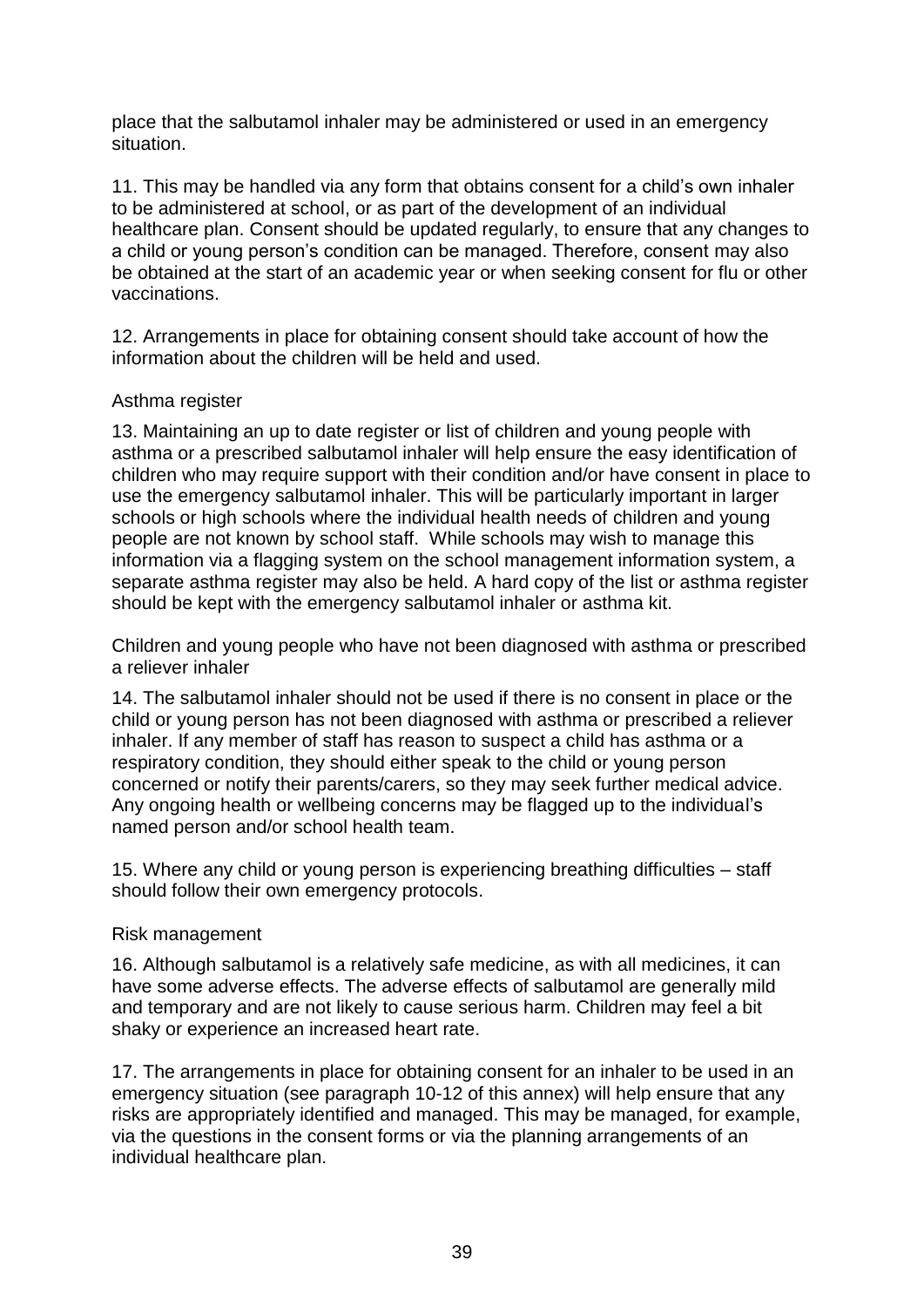place that the salbutamol inhaler may be administered or used in an emergency situation.

11. This may be handled via any form that obtains consent for a child's own inhaler to be administered at school, or as part of the development of an individual healthcare plan. Consent should be updated regularly, to ensure that any changes to a child or young person's condition can be managed. Therefore, consent may also be obtained at the start of an academic year or when seeking consent for flu or other vaccinations.

12. Arrangements in place for obtaining consent should take account of how the information about the children will be held and used.

### Asthma register

13. Maintaining an up to date register or list of children and young people with asthma or a prescribed salbutamol inhaler will help ensure the easy identification of children who may require support with their condition and/or have consent in place to use the emergency salbutamol inhaler. This will be particularly important in larger schools or high schools where the individual health needs of children and young people are not known by school staff. While schools may wish to manage this information via a flagging system on the school management information system, a separate asthma register may also be held. A hard copy of the list or asthma register should be kept with the emergency salbutamol inhaler or asthma kit.

### Children and young people who have not been diagnosed with asthma or prescribed a reliever inhaler

14. The salbutamol inhaler should not be used if there is no consent in place or the child or young person has not been diagnosed with asthma or prescribed a reliever inhaler. If any member of staff has reason to suspect a child has asthma or a respiratory condition, they should either speak to the child or young person concerned or notify their parents/carers, so they may seek further medical advice. Any ongoing health or wellbeing concerns may be flagged up to the individual's named person and/or school health team.

15. Where any child or young person is experiencing breathing difficulties – staff should follow their own emergency protocols.

### Risk management

16. Although salbutamol is a relatively safe medicine, as with all medicines, it can have some adverse effects. The adverse effects of salbutamol are generally mild and temporary and are not likely to cause serious harm. Children may feel a bit shaky or experience an increased heart rate.

17. The arrangements in place for obtaining consent for an inhaler to be used in an emergency situation (see paragraph 10-12 of this annex) will help ensure that any risks are appropriately identified and managed. This may be managed, for example, via the questions in the consent forms or via the planning arrangements of an individual healthcare plan.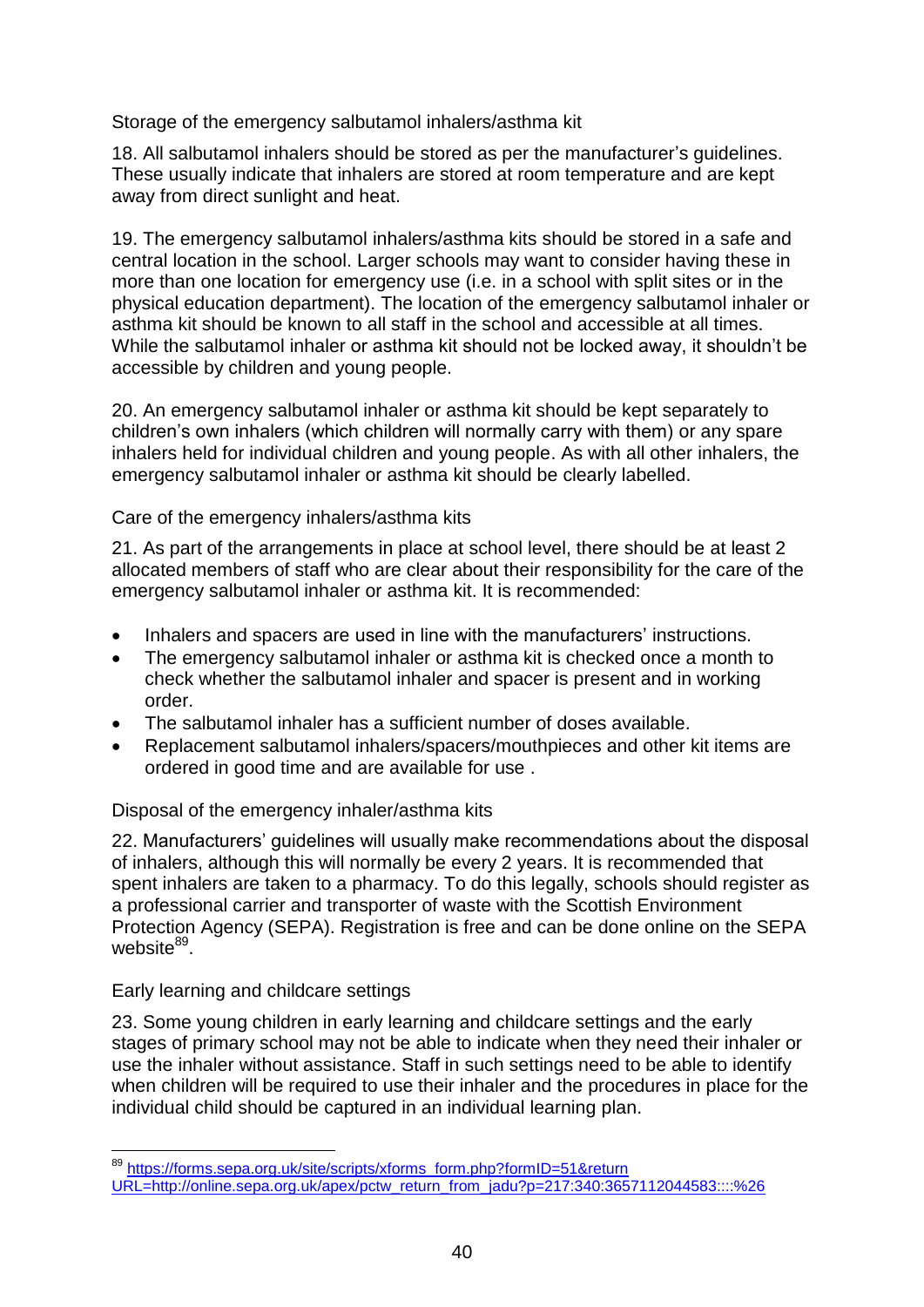### Storage of the emergency salbutamol inhalers/asthma kit

18. All salbutamol inhalers should be stored as per the manufacturer's guidelines. These usually indicate that inhalers are stored at room temperature and are kept away from direct sunlight and heat.

19. The emergency salbutamol inhalers/asthma kits should be stored in a safe and central location in the school. Larger schools may want to consider having these in more than one location for emergency use (i.e. in a school with split sites or in the physical education department). The location of the emergency salbutamol inhaler or asthma kit should be known to all staff in the school and accessible at all times. While the salbutamol inhaler or asthma kit should not be locked away, it shouldn't be accessible by children and young people.

20. An emergency salbutamol inhaler or asthma kit should be kept separately to children's own inhalers (which children will normally carry with them) or any spare inhalers held for individual children and young people. As with all other inhalers, the emergency salbutamol inhaler or asthma kit should be clearly labelled.

### Care of the emergency inhalers/asthma kits

21. As part of the arrangements in place at school level, there should be at least 2 allocated members of staff who are clear about their responsibility for the care of the emergency salbutamol inhaler or asthma kit. It is recommended:

- Inhalers and spacers are used in line with the manufacturers' instructions.
- The emergency salbutamol inhaler or asthma kit is checked once a month to check whether the salbutamol inhaler and spacer is present and in working order.
- The salbutamol inhaler has a sufficient number of doses available.
- Replacement salbutamol inhalers/spacers/mouthpieces and other kit items are ordered in good time and are available for use .

### Disposal of the emergency inhaler/asthma kits

22. Manufacturers' guidelines will usually make recommendations about the disposal of inhalers, although this will normally be every 2 years. It is recommended that spent inhalers are taken to a pharmacy. To do this legally, schools should register as a professional carrier and transporter of waste with the Scottish Environment Protection Agency (SEPA). Registration is free and can be done online on the SEPA website[89].

### Early learning and childcare settings

23. Some young children in early learning and childcare settings and the early stages of primary school may not be able to indicate when they need their inhaler or use the inhaler without assistance. Staff in such settings need to be able to identify when children will be required to use their inhaler and the procedures in place for the individual child should be captured in an individual learning plan.

---

[89] https://forms.sepa.org.uk/site/scripts/xforms_form.php?formID=51&returnURL=http://online.sepa.org.uk/apex/pctw_return_from_jadu?p=217:340:3657112044583::::%26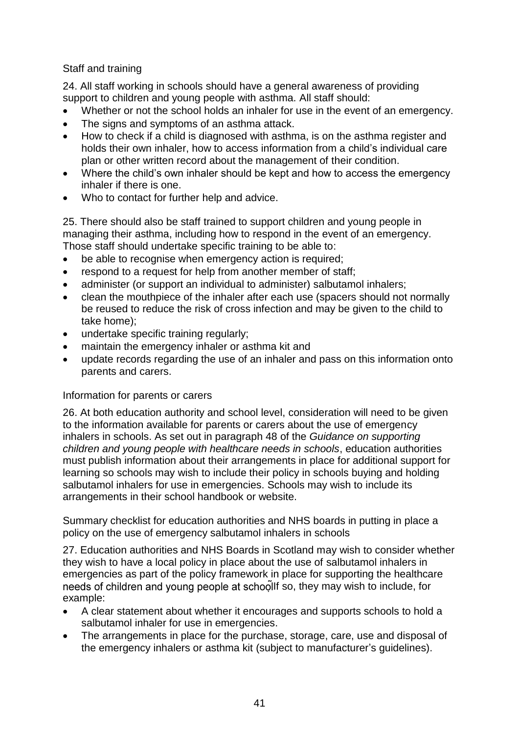### Staff and training

24. All staff working in schools should have a general awareness of providing support to children and young people with asthma. All staff should:

- Whether or not the school holds an inhaler for use in the event of an emergency.
- The signs and symptoms of an asthma attack.
- How to check if a child is diagnosed with asthma, is on the asthma register and holds their own inhaler, how to access information from a child's individual care plan or other written record about the management of their condition.
- Where the child's own inhaler should be kept and how to access the emergency inhaler if there is one.
- Who to contact for further help and advice.

25. There should also be staff trained to support children and young people in managing their asthma, including how to respond in the event of an emergency. Those staff should undertake specific training to be able to:

- be able to recognise when emergency action is required;
- respond to a request for help from another member of staff;
- administer (or support an individual to administer) salbutamol inhalers;
- clean the mouthpiece of the inhaler after each use (spacers should not normally be reused to reduce the risk of cross infection and may be given to the child to take home);
- undertake specific training regularly;
- maintain the emergency inhaler or asthma kit and
- update records regarding the use of an inhaler and pass on this information onto parents and carers.

### Information for parents or carers

26. At both education authority and school level, consideration will need to be given to the information available for parents or carers about the use of emergency inhalers in schools. As set out in paragraph 48 of the *Guidance on supporting children and young people with healthcare needs in schools*, education authorities must publish information about their arrangements in place for additional support for learning so schools may wish to include their policy in schools buying and holding salbutamol inhalers for use in emergencies. Schools may wish to include its arrangements in their school handbook or website.

### Summary checklist for education authorities and NHS boards in putting in place a policy on the use of emergency salbutamol inhalers in schools

27. Education authorities and NHS Boards in Scotland may wish to consider whether they wish to have a local policy in place about the use of salbutamol inhalers in emergencies as part of the policy framework in place for supporting the healthcare needs of children and young people at school. If so, they may wish to include, for example:

- A clear statement about whether it encourages and supports schools to hold a salbutamol inhaler for use in emergencies.
- The arrangements in place for the purchase, storage, care, use and disposal of the emergency inhalers or asthma kit (subject to manufacturer's guidelines).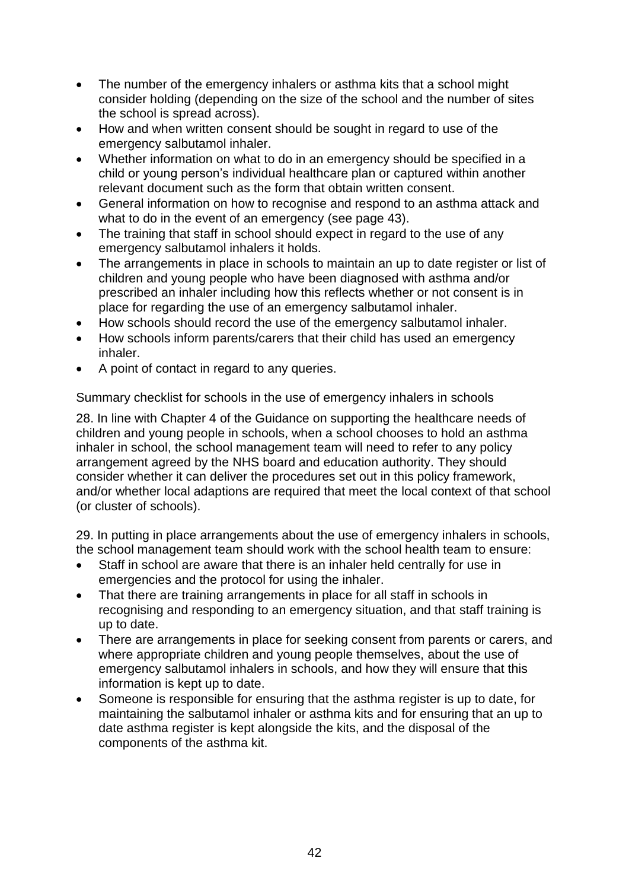- The number of the emergency inhalers or asthma kits that a school might consider holding (depending on the size of the school and the number of sites the school is spread across).
- How and when written consent should be sought in regard to use of the emergency salbutamol inhaler.
- Whether information on what to do in an emergency should be specified in a child or young person's individual healthcare plan or captured within another relevant document such as the form that obtain written consent.
- General information on how to recognise and respond to an asthma attack and what to do in the event of an emergency (see page 43).
- The training that staff in school should expect in regard to the use of any emergency salbutamol inhalers it holds.
- The arrangements in place in schools to maintain an up to date register or list of children and young people who have been diagnosed with asthma and/or prescribed an inhaler including how this reflects whether or not consent is in place for regarding the use of an emergency salbutamol inhaler.
- How schools should record the use of the emergency salbutamol inhaler.
- How schools inform parents/carers that their child has used an emergency inhaler.
- A point of contact in regard to any queries.

Summary checklist for schools in the use of emergency inhalers in schools

28. In line with Chapter 4 of the Guidance on supporting the healthcare needs of children and young people in schools, when a school chooses to hold an asthma inhaler in school, the school management team will need to refer to any policy arrangement agreed by the NHS board and education authority. They should consider whether it can deliver the procedures set out in this policy framework, and/or whether local adaptions are required that meet the local context of that school (or cluster of schools).

29. In putting in place arrangements about the use of emergency inhalers in schools, the school management team should work with the school health team to ensure:

- Staff in school are aware that there is an inhaler held centrally for use in emergencies and the protocol for using the inhaler.
- That there are training arrangements in place for all staff in schools in recognising and responding to an emergency situation, and that staff training is up to date.
- There are arrangements in place for seeking consent from parents or carers, and where appropriate children and young people themselves, about the use of emergency salbutamol inhalers in schools, and how they will ensure that this information is kept up to date.
- Someone is responsible for ensuring that the asthma register is up to date, for maintaining the salbutamol inhaler or asthma kits and for ensuring that an up to date asthma register is kept alongside the kits, and the disposal of the components of the asthma kit.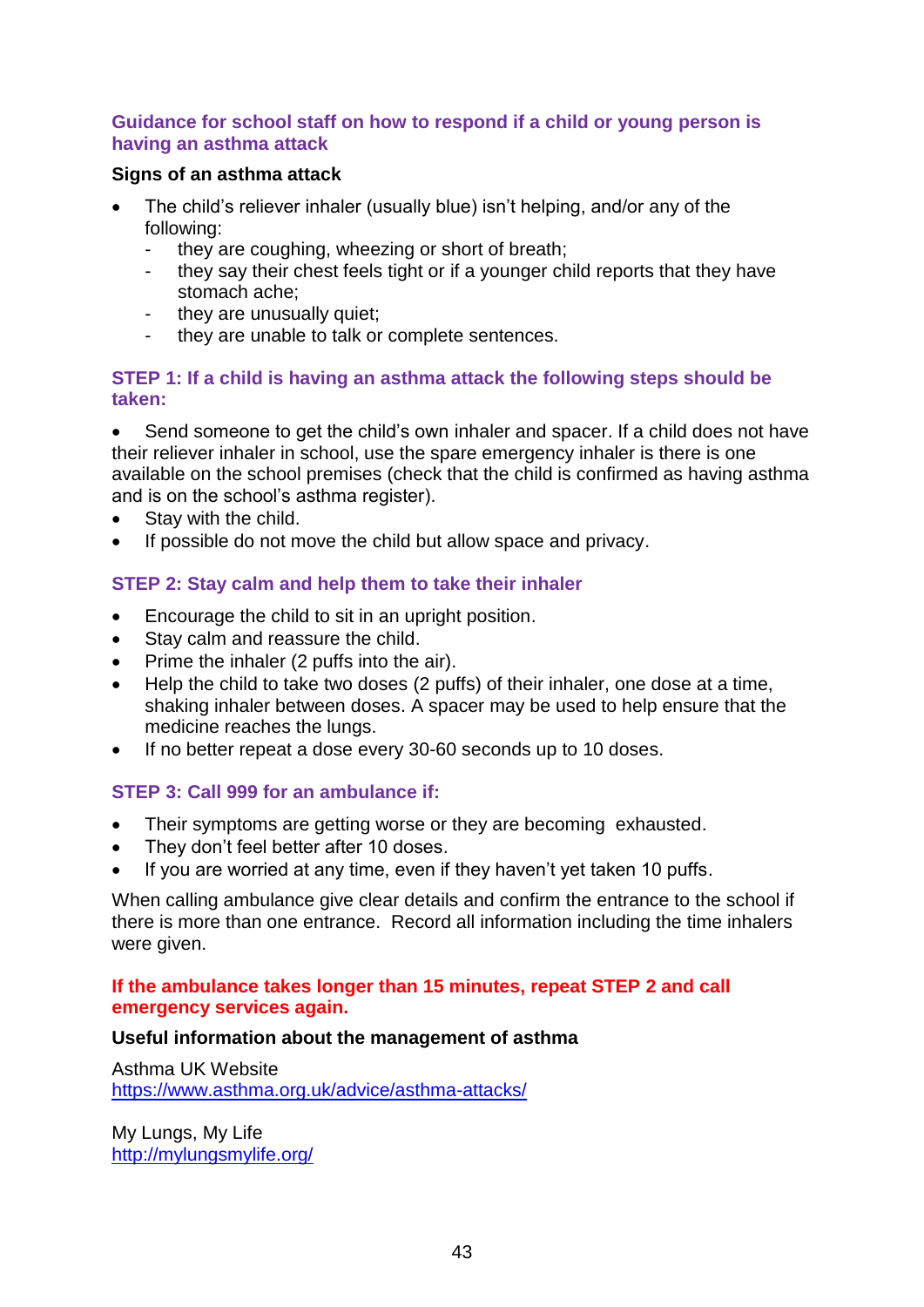## Guidance for school staff on how to respond if a child or young person is having an asthma attack

**Signs of an asthma attack**

- The child's reliever inhaler (usually blue) isn't helping, and/or any of the following:
  - they are coughing, wheezing or short of breath;
  - they say their chest feels tight or if a younger child reports that they have stomach ache;
  - they are unusually quiet;
  - they are unable to talk or complete sentences.

### STEP 1: If a child is having an asthma attack the following steps should be taken:

- Send someone to get the child's own inhaler and spacer. If a child does not have their reliever inhaler in school, use the spare emergency inhaler is there is one available on the school premises (check that the child is confirmed as having asthma and is on the school's asthma register).
- Stay with the child.
- If possible do not move the child but allow space and privacy.

### STEP 2: Stay calm and help them to take their inhaler

- Encourage the child to sit in an upright position.
- Stay calm and reassure the child.
- Prime the inhaler (2 puffs into the air).
- Help the child to take two doses (2 puffs) of their inhaler, one dose at a time, shaking inhaler between doses. A spacer may be used to help ensure that the medicine reaches the lungs.
- If no better repeat a dose every 30-60 seconds up to 10 doses.

### STEP 3: Call 999 for an ambulance if:

- Their symptoms are getting worse or they are becoming exhausted.
- They don't feel better after 10 doses.
- If you are worried at any time, even if they haven't yet taken 10 puffs.

When calling ambulance give clear details and confirm the entrance to the school if there is more than one entrance. Record all information including the time inhalers were given.

**If the ambulance takes longer than 15 minutes, repeat STEP 2 and call emergency services again.**

**Useful information about the management of asthma**

Asthma UK Website
https://www.asthma.org.uk/advice/asthma-attacks/

My Lungs, My Life
http://mylungsmylife.org/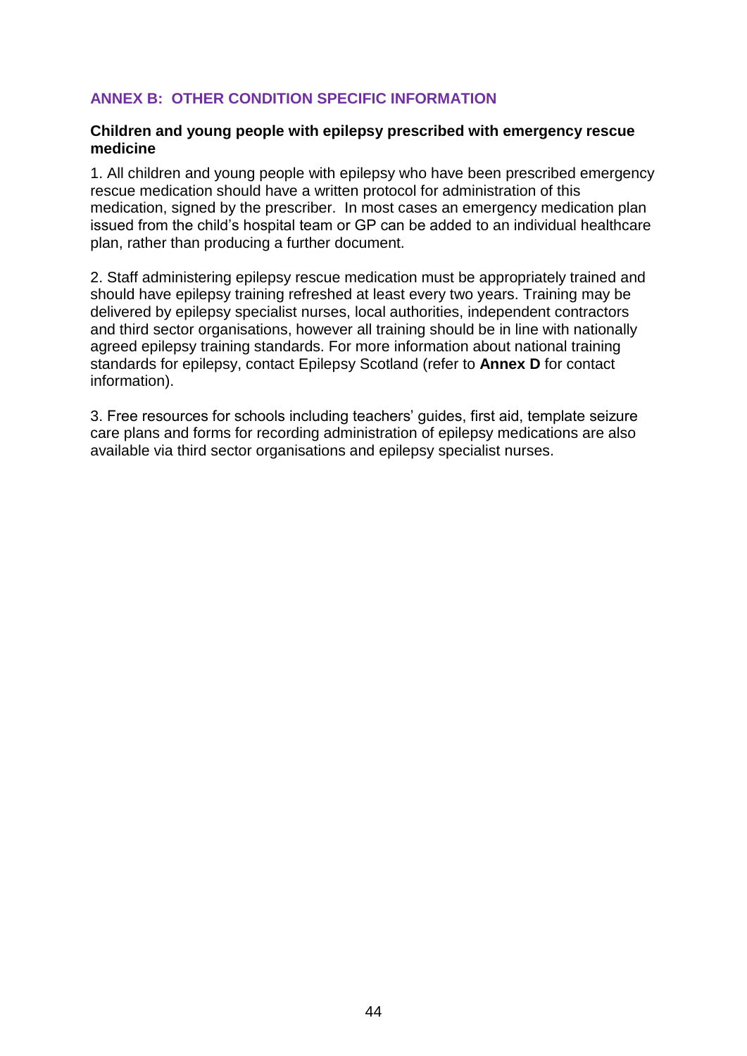## ANNEX B: OTHER CONDITION SPECIFIC INFORMATION

**Children and young people with epilepsy prescribed with emergency rescue medicine**

1. All children and young people with epilepsy who have been prescribed emergency rescue medication should have a written protocol for administration of this medication, signed by the prescriber. In most cases an emergency medication plan issued from the child's hospital team or GP can be added to an individual healthcare plan, rather than producing a further document.

2. Staff administering epilepsy rescue medication must be appropriately trained and should have epilepsy training refreshed at least every two years. Training may be delivered by epilepsy specialist nurses, local authorities, independent contractors and third sector organisations, however all training should be in line with nationally agreed epilepsy training standards. For more information about national training standards for epilepsy, contact Epilepsy Scotland (refer to **Annex D** for contact information).

3. Free resources for schools including teachers' guides, first aid, template seizure care plans and forms for recording administration of epilepsy medications are also available via third sector organisations and epilepsy specialist nurses.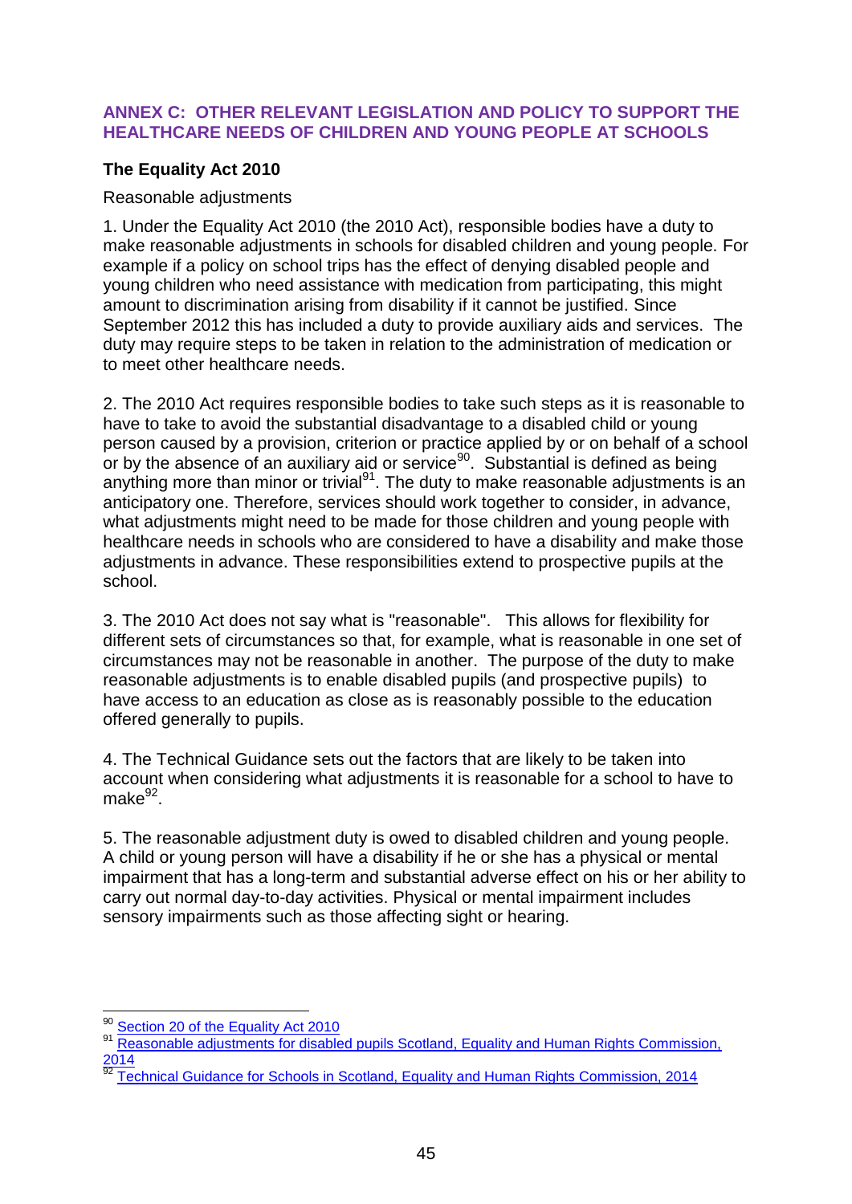## ANNEX C: OTHER RELEVANT LEGISLATION AND POLICY TO SUPPORT THE HEALTHCARE NEEDS OF CHILDREN AND YOUNG PEOPLE AT SCHOOLS

### The Equality Act 2010

Reasonable adjustments

1. Under the Equality Act 2010 (the 2010 Act), responsible bodies have a duty to make reasonable adjustments in schools for disabled children and young people. For example if a policy on school trips has the effect of denying disabled people and young children who need assistance with medication from participating, this might amount to discrimination arising from disability if it cannot be justified. Since September 2012 this has included a duty to provide auxiliary aids and services. The duty may require steps to be taken in relation to the administration of medication or to meet other healthcare needs.

2. The 2010 Act requires responsible bodies to take such steps as it is reasonable to have to take to avoid the substantial disadvantage to a disabled child or young person caused by a provision, criterion or practice applied by or on behalf of a school or by the absence of an auxiliary aid or service[90]. Substantial is defined as being anything more than minor or trivial[91]. The duty to make reasonable adjustments is an anticipatory one. Therefore, services should work together to consider, in advance, what adjustments might need to be made for those children and young people with healthcare needs in schools who are considered to have a disability and make those adjustments in advance. These responsibilities extend to prospective pupils at the school.

3. The 2010 Act does not say what is "reasonable". This allows for flexibility for different sets of circumstances so that, for example, what is reasonable in one set of circumstances may not be reasonable in another. The purpose of the duty to make reasonable adjustments is to enable disabled pupils (and prospective pupils) to have access to an education as close as is reasonably possible to the education offered generally to pupils.

4. The Technical Guidance sets out the factors that are likely to be taken into account when considering what adjustments it is reasonable for a school to have to make[92].

5. The reasonable adjustment duty is owed to disabled children and young people. A child or young person will have a disability if he or she has a physical or mental impairment that has a long-term and substantial adverse effect on his or her ability to carry out normal day-to-day activities. Physical or mental impairment includes sensory impairments such as those affecting sight or hearing.

---

[90] Section 20 of the Equality Act 2010

[91] Reasonable adjustments for disabled pupils Scotland, Equality and Human Rights Commission, 2014

[92] Technical Guidance for Schools in Scotland, Equality and Human Rights Commission, 2014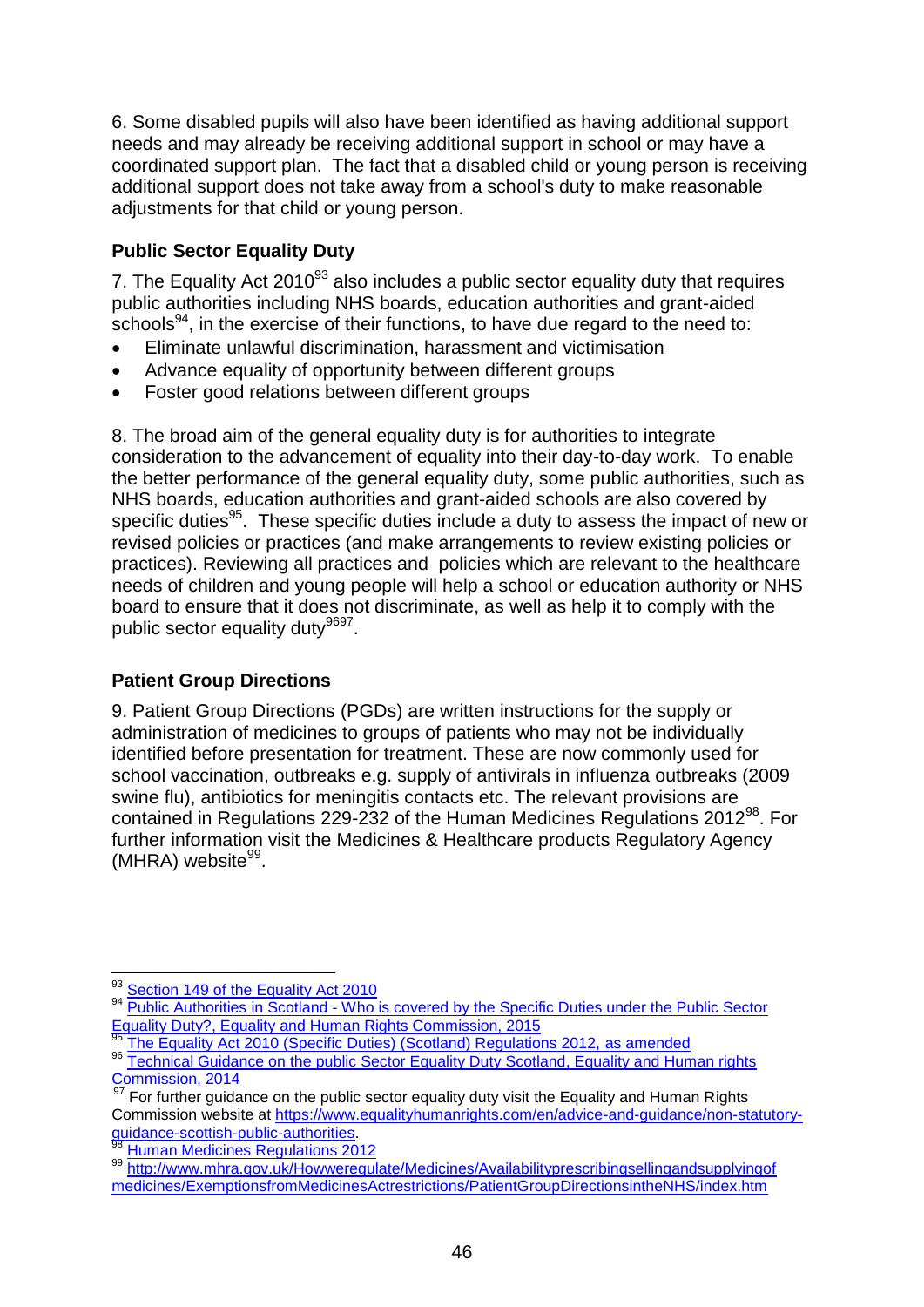6. Some disabled pupils will also have been identified as having additional support needs and may already be receiving additional support in school or may have a coordinated support plan. The fact that a disabled child or young person is receiving additional support does not take away from a school's duty to make reasonable adjustments for that child or young person.

### Public Sector Equality Duty

7. The Equality Act 2010[93] also includes a public sector equality duty that requires public authorities including NHS boards, education authorities and grant-aided schools[94], in the exercise of their functions, to have due regard to the need to:

- Eliminate unlawful discrimination, harassment and victimisation
- Advance equality of opportunity between different groups
- Foster good relations between different groups

8. The broad aim of the general equality duty is for authorities to integrate consideration to the advancement of equality into their day-to-day work. To enable the better performance of the general equality duty, some public authorities, such as NHS boards, education authorities and grant-aided schools are also covered by specific duties[95]. These specific duties include a duty to assess the impact of new or revised policies or practices (and make arrangements to review existing policies or practices). Reviewing all practices and policies which are relevant to the healthcare needs of children and young people will help a school or education authority or NHS board to ensure that it does not discriminate, as well as help it to comply with the public sector equality duty[96][97].

### Patient Group Directions

9. Patient Group Directions (PGDs) are written instructions for the supply or administration of medicines to groups of patients who may not be individually identified before presentation for treatment. These are now commonly used for school vaccination, outbreaks e.g. supply of antivirals in influenza outbreaks (2009 swine flu), antibiotics for meningitis contacts etc. The relevant provisions are contained in Regulations 229-232 of the Human Medicines Regulations 2012[98]. For further information visit the Medicines & Healthcare products Regulatory Agency (MHRA) website[99].

---

[93] Section 149 of the Equality Act 2010

[94] Public Authorities in Scotland - Who is covered by the Specific Duties under the Public Sector Equality Duty?, Equality and Human Rights Commission, 2015

[95] The Equality Act 2010 (Specific Duties) (Scotland) Regulations 2012, as amended

[96] Technical Guidance on the public Sector Equality Duty Scotland, Equality and Human rights Commission, 2014

[97] For further guidance on the public sector equality duty visit the Equality and Human Rights Commission website at https://www.equalityhumanrights.com/en/advice-and-guidance/non-statutory-guidance-scottish-public-authorities.

[98] Human Medicines Regulations 2012

[99] http://www.mhra.gov.uk/Howweregulate/Medicines/Availabilityprescribingsellingandsupplyingofmedicines/ExemptionsfromMedicinesActrestrictions/PatientGroupDirectionsintheNHS/index.htm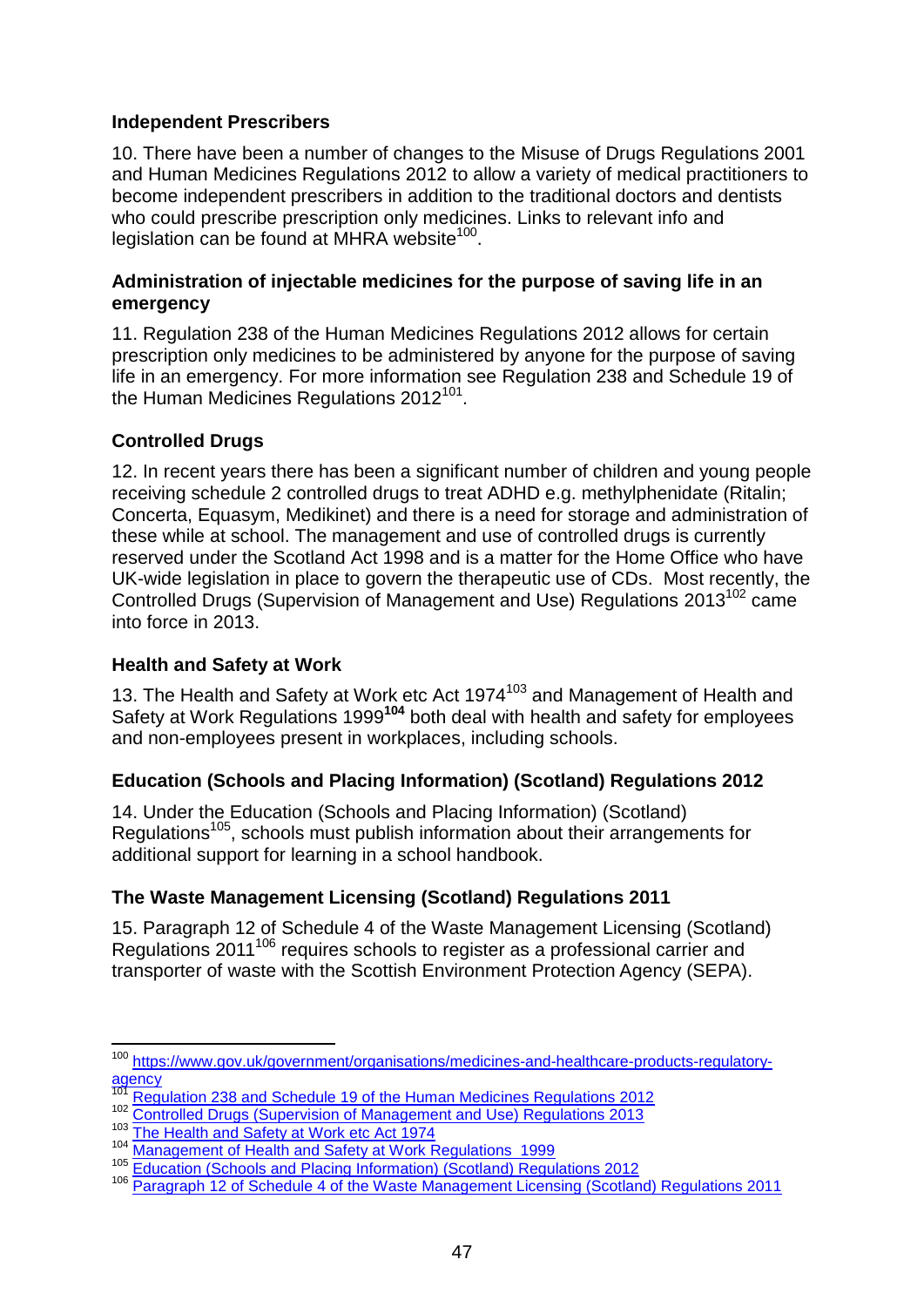### Independent Prescribers

10. There have been a number of changes to the Misuse of Drugs Regulations 2001 and Human Medicines Regulations 2012 to allow a variety of medical practitioners to become independent prescribers in addition to the traditional doctors and dentists who could prescribe prescription only medicines. Links to relevant info and legislation can be found at MHRA website[100].

### Administration of injectable medicines for the purpose of saving life in an emergency

11. Regulation 238 of the Human Medicines Regulations 2012 allows for certain prescription only medicines to be administered by anyone for the purpose of saving life in an emergency. For more information see Regulation 238 and Schedule 19 of the Human Medicines Regulations 2012[101].

### Controlled Drugs

12. In recent years there has been a significant number of children and young people receiving schedule 2 controlled drugs to treat ADHD e.g. methylphenidate (Ritalin; Concerta, Equasym, Medikinet) and there is a need for storage and administration of these while at school. The management and use of controlled drugs is currently reserved under the Scotland Act 1998 and is a matter for the Home Office who have UK-wide legislation in place to govern the therapeutic use of CDs. Most recently, the Controlled Drugs (Supervision of Management and Use) Regulations 2013[102] came into force in 2013.

### Health and Safety at Work

13. The Health and Safety at Work etc Act 1974[103] and Management of Health and Safety at Work Regulations 1999[104] both deal with health and safety for employees and non-employees present in workplaces, including schools.

### Education (Schools and Placing Information) (Scotland) Regulations 2012

14. Under the Education (Schools and Placing Information) (Scotland) Regulations[105], schools must publish information about their arrangements for additional support for learning in a school handbook.

### The Waste Management Licensing (Scotland) Regulations 2011

15. Paragraph 12 of Schedule 4 of the Waste Management Licensing (Scotland) Regulations 2011[106] requires schools to register as a professional carrier and transporter of waste with the Scottish Environment Protection Agency (SEPA).

---

[100] https://www.gov.uk/government/organisations/medicines-and-healthcare-products-regulatory-agency

[101] Regulation 238 and Schedule 19 of the Human Medicines Regulations 2012

[102] Controlled Drugs (Supervision of Management and Use) Regulations 2013

[103] The Health and Safety at Work etc Act 1974

[104] Management of Health and Safety at Work Regulations 1999

[105] Education (Schools and Placing Information) (Scotland) Regulations 2012

[106] Paragraph 12 of Schedule 4 of the Waste Management Licensing (Scotland) Regulations 2011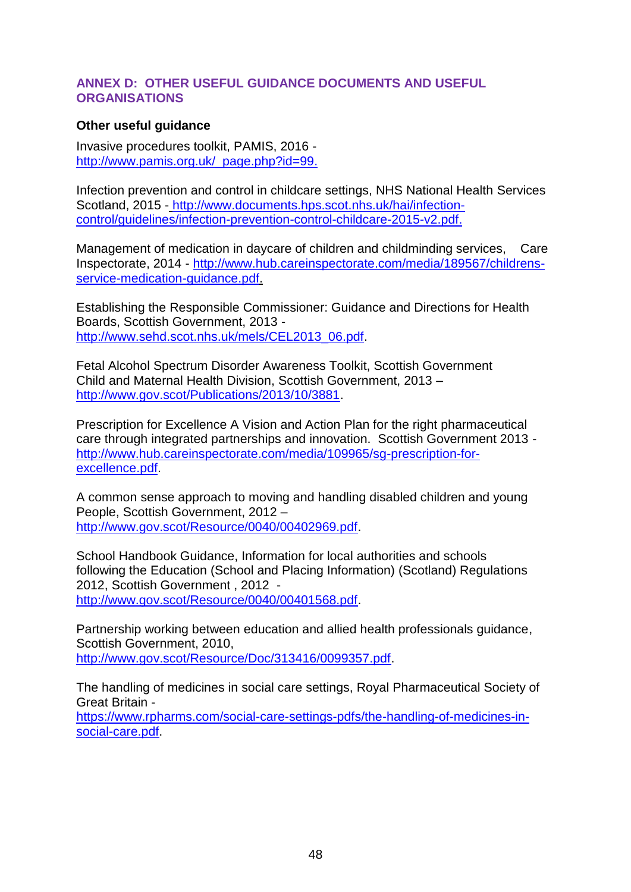## ANNEX D: OTHER USEFUL GUIDANCE DOCUMENTS AND USEFUL ORGANISATIONS

**Other useful guidance**

Invasive procedures toolkit, PAMIS, 2016 - http://www.pamis.org.uk/_page.php?id=99.

Infection prevention and control in childcare settings, NHS National Health Services Scotland, 2015 - http://www.documents.hps.scot.nhs.uk/hai/infection-control/guidelines/infection-prevention-control-childcare-2015-v2.pdf.

Management of medication in daycare of children and childminding services, Care Inspectorate, 2014 - http://www.hub.careinspectorate.com/media/189567/childrens-service-medication-guidance.pdf.

Establishing the Responsible Commissioner: Guidance and Directions for Health Boards, Scottish Government, 2013 - http://www.sehd.scot.nhs.uk/mels/CEL2013_06.pdf.

Fetal Alcohol Spectrum Disorder Awareness Toolkit, Scottish Government Child and Maternal Health Division, Scottish Government, 2013 – http://www.gov.scot/Publications/2013/10/3881.

Prescription for Excellence A Vision and Action Plan for the right pharmaceutical care through integrated partnerships and innovation. Scottish Government 2013 - http://www.hub.careinspectorate.com/media/109965/sg-prescription-for-excellence.pdf.

A common sense approach to moving and handling disabled children and young People, Scottish Government, 2012 – http://www.gov.scot/Resource/0040/00402969.pdf.

School Handbook Guidance, Information for local authorities and schools following the Education (School and Placing Information) (Scotland) Regulations 2012, Scottish Government , 2012 - http://www.gov.scot/Resource/0040/00401568.pdf.

Partnership working between education and allied health professionals guidance, Scottish Government, 2010, http://www.gov.scot/Resource/Doc/313416/0099357.pdf.

The handling of medicines in social care settings, Royal Pharmaceutical Society of Great Britain - https://www.rpharms.com/social-care-settings-pdfs/the-handling-of-medicines-in-social-care.pdf.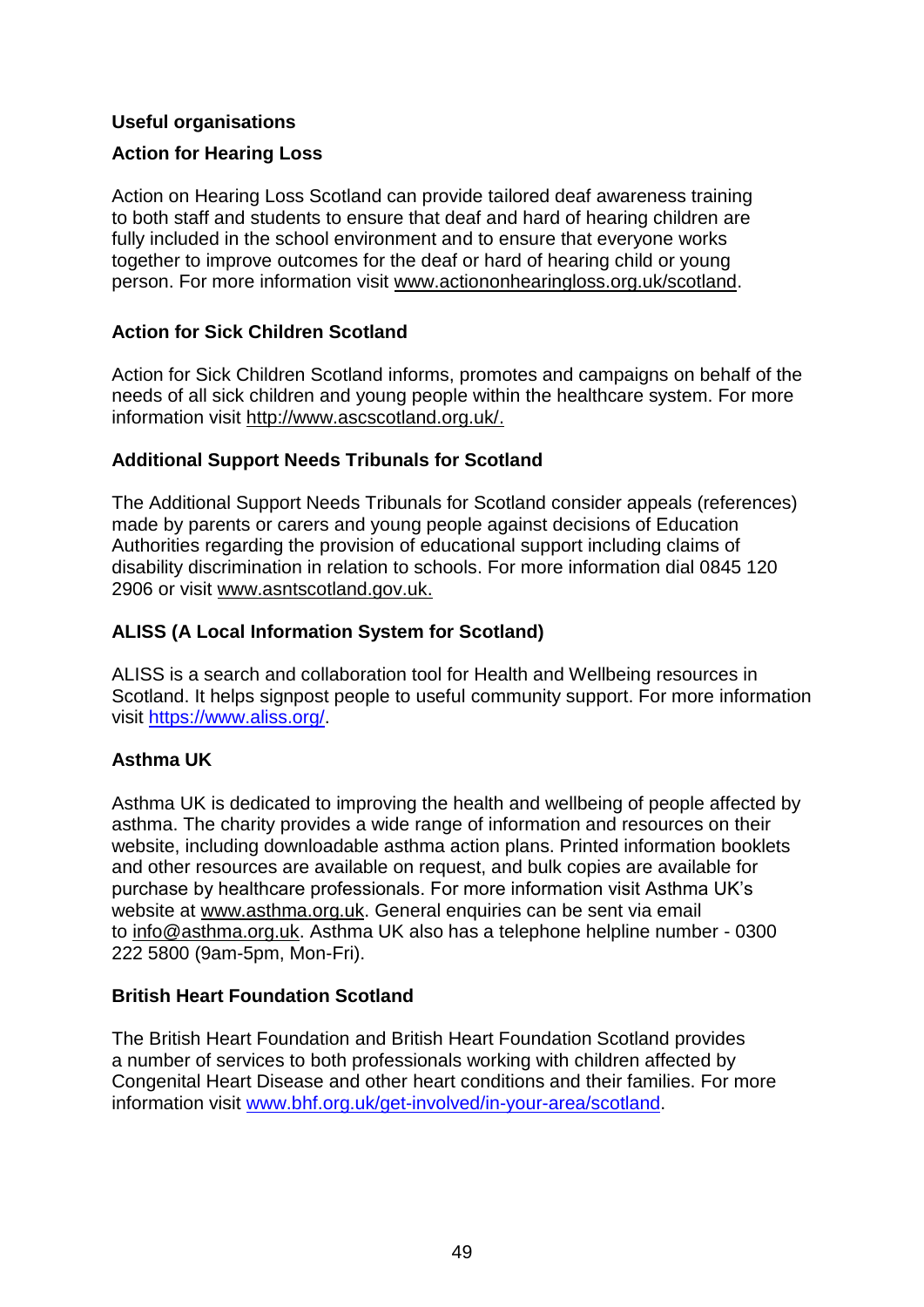## Useful organisations

### Action for Hearing Loss

Action on Hearing Loss Scotland can provide tailored deaf awareness training to both staff and students to ensure that deaf and hard of hearing children are fully included in the school environment and to ensure that everyone works together to improve outcomes for the deaf or hard of hearing child or young person. For more information visit www.actiononhearingloss.org.uk/scotland.

### Action for Sick Children Scotland

Action for Sick Children Scotland informs, promotes and campaigns on behalf of the needs of all sick children and young people within the healthcare system. For more information visit http://www.ascscotland.org.uk/.

### Additional Support Needs Tribunals for Scotland

The Additional Support Needs Tribunals for Scotland consider appeals (references) made by parents or carers and young people against decisions of Education Authorities regarding the provision of educational support including claims of disability discrimination in relation to schools. For more information dial 0845 120 2906 or visit www.asntscotland.gov.uk.

### ALISS (A Local Information System for Scotland)

ALISS is a search and collaboration tool for Health and Wellbeing resources in Scotland. It helps signpost people to useful community support. For more information visit https://www.aliss.org/.

### Asthma UK

Asthma UK is dedicated to improving the health and wellbeing of people affected by asthma. The charity provides a wide range of information and resources on their website, including downloadable asthma action plans. Printed information booklets and other resources are available on request, and bulk copies are available for purchase by healthcare professionals. For more information visit Asthma UK's website at www.asthma.org.uk. General enquiries can be sent via email to info@asthma.org.uk. Asthma UK also has a telephone helpline number - 0300 222 5800 (9am-5pm, Mon-Fri).

### British Heart Foundation Scotland

The British Heart Foundation and British Heart Foundation Scotland provides a number of services to both professionals working with children affected by Congenital Heart Disease and other heart conditions and their families. For more information visit www.bhf.org.uk/get-involved/in-your-area/scotland.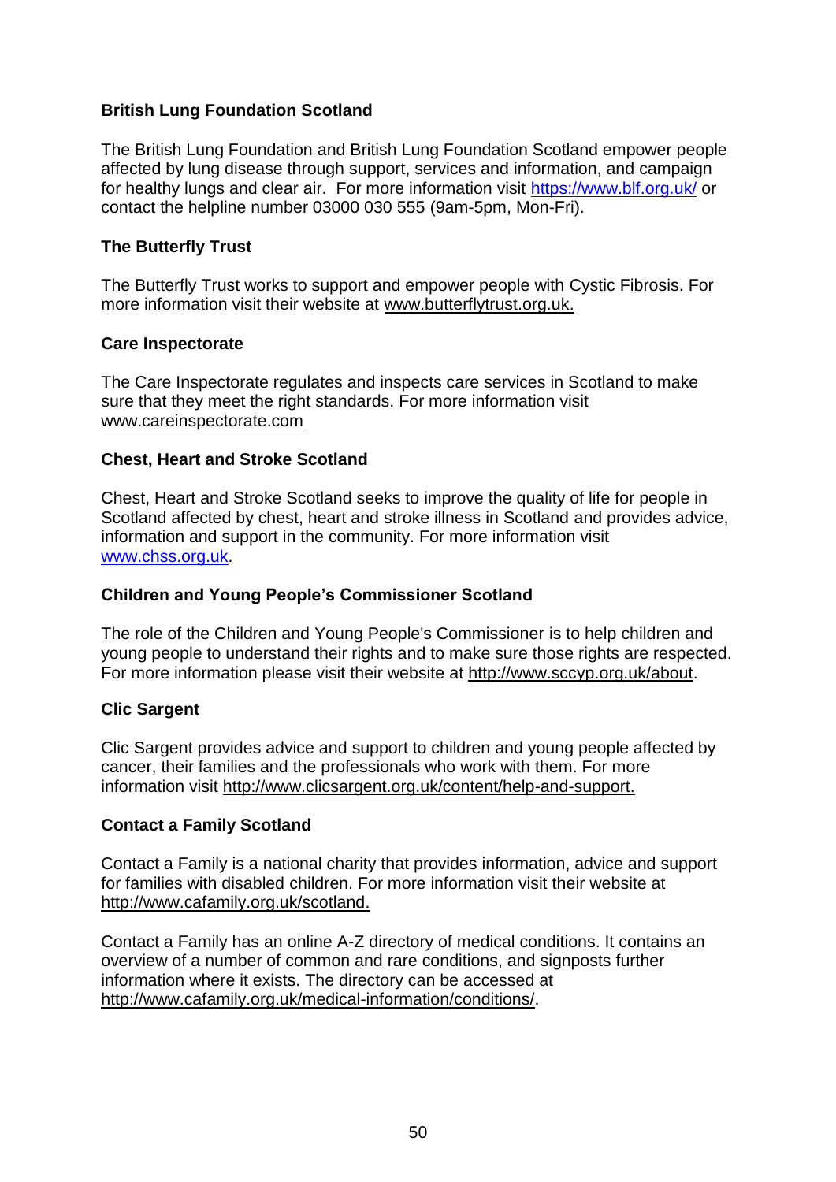**British Lung Foundation Scotland**

The British Lung Foundation and British Lung Foundation Scotland empower people affected by lung disease through support, services and information, and campaign for healthy lungs and clear air. For more information visit https://www.blf.org.uk/ or contact the helpline number 03000 030 555 (9am-5pm, Mon-Fri).

**The Butterfly Trust**

The Butterfly Trust works to support and empower people with Cystic Fibrosis. For more information visit their website at www.butterflytrust.org.uk.

**Care Inspectorate**

The Care Inspectorate regulates and inspects care services in Scotland to make sure that they meet the right standards. For more information visit www.careinspectorate.com

**Chest, Heart and Stroke Scotland**

Chest, Heart and Stroke Scotland seeks to improve the quality of life for people in Scotland affected by chest, heart and stroke illness in Scotland and provides advice, information and support in the community. For more information visit www.chss.org.uk.

**Children and Young People's Commissioner Scotland**

The role of the Children and Young People's Commissioner is to help children and young people to understand their rights and to make sure those rights are respected. For more information please visit their website at http://www.sccyp.org.uk/about.

**Clic Sargent**

Clic Sargent provides advice and support to children and young people affected by cancer, their families and the professionals who work with them. For more information visit http://www.clicsargent.org.uk/content/help-and-support.

**Contact a Family Scotland**

Contact a Family is a national charity that provides information, advice and support for families with disabled children. For more information visit their website at http://www.cafamily.org.uk/scotland.

Contact a Family has an online A-Z directory of medical conditions. It contains an overview of a number of common and rare conditions, and signposts further information where it exists. The directory can be accessed at http://www.cafamily.org.uk/medical-information/conditions/.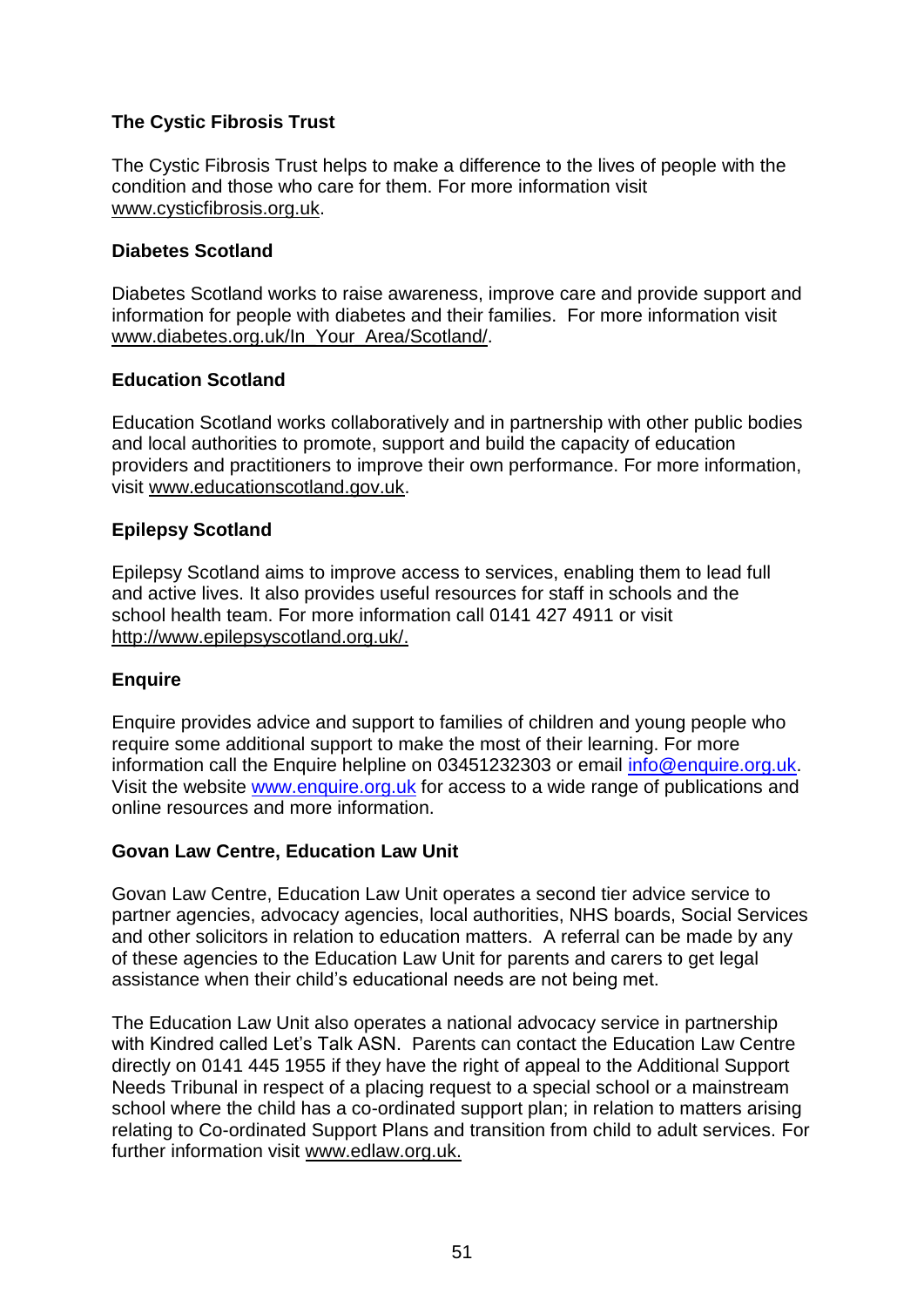**The Cystic Fibrosis Trust**

The Cystic Fibrosis Trust helps to make a difference to the lives of people with the condition and those who care for them. For more information visit www.cysticfibrosis.org.uk.

**Diabetes Scotland**

Diabetes Scotland works to raise awareness, improve care and provide support and information for people with diabetes and their families. For more information visit www.diabetes.org.uk/In_Your_Area/Scotland/.

**Education Scotland**

Education Scotland works collaboratively and in partnership with other public bodies and local authorities to promote, support and build the capacity of education providers and practitioners to improve their own performance. For more information, visit www.educationscotland.gov.uk.

**Epilepsy Scotland**

Epilepsy Scotland aims to improve access to services, enabling them to lead full and active lives. It also provides useful resources for staff in schools and the school health team. For more information call 0141 427 4911 or visit http://www.epilepsyscotland.org.uk/.

**Enquire**

Enquire provides advice and support to families of children and young people who require some additional support to make the most of their learning. For more information call the Enquire helpline on 03451232303 or email info@enquire.org.uk. Visit the website www.enquire.org.uk for access to a wide range of publications and online resources and more information.

**Govan Law Centre, Education Law Unit**

Govan Law Centre, Education Law Unit operates a second tier advice service to partner agencies, advocacy agencies, local authorities, NHS boards, Social Services and other solicitors in relation to education matters. A referral can be made by any of these agencies to the Education Law Unit for parents and carers to get legal assistance when their child's educational needs are not being met.

The Education Law Unit also operates a national advocacy service in partnership with Kindred called Let's Talk ASN. Parents can contact the Education Law Centre directly on 0141 445 1955 if they have the right of appeal to the Additional Support Needs Tribunal in respect of a placing request to a special school or a mainstream school where the child has a co-ordinated support plan; in relation to matters arising relating to Co-ordinated Support Plans and transition from child to adult services. For further information visit www.edlaw.org.uk.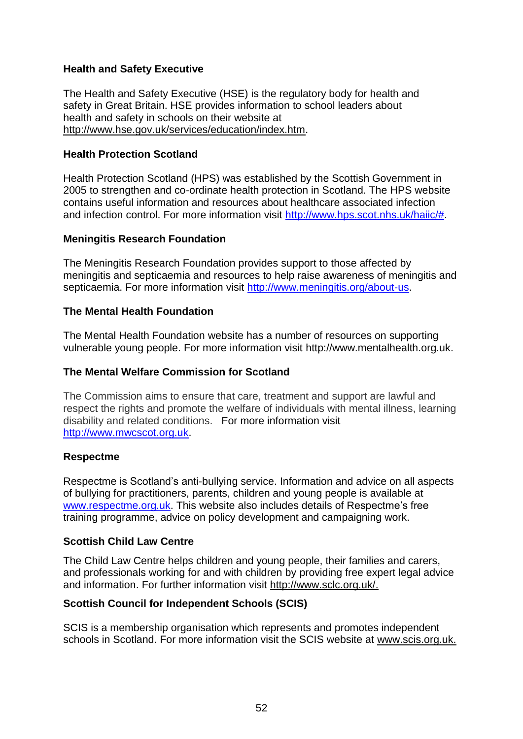### Health and Safety Executive

The Health and Safety Executive (HSE) is the regulatory body for health and safety in Great Britain. HSE provides information to school leaders about health and safety in schools on their website at http://www.hse.gov.uk/services/education/index.htm.

### Health Protection Scotland

Health Protection Scotland (HPS) was established by the Scottish Government in 2005 to strengthen and co-ordinate health protection in Scotland. The HPS website contains useful information and resources about healthcare associated infection and infection control. For more information visit http://www.hps.scot.nhs.uk/haiic/#.

### Meningitis Research Foundation

The Meningitis Research Foundation provides support to those affected by meningitis and septicaemia and resources to help raise awareness of meningitis and septicaemia. For more information visit http://www.meningitis.org/about-us.

### The Mental Health Foundation

The Mental Health Foundation website has a number of resources on supporting vulnerable young people. For more information visit http://www.mentalhealth.org.uk.

### The Mental Welfare Commission for Scotland

The Commission aims to ensure that care, treatment and support are lawful and respect the rights and promote the welfare of individuals with mental illness, learning disability and related conditions. For more information visit http://www.mwcscot.org.uk.

### Respectme

Respectme is Scotland's anti-bullying service. Information and advice on all aspects of bullying for practitioners, parents, children and young people is available at www.respectme.org.uk. This website also includes details of Respectme's free training programme, advice on policy development and campaigning work.

### Scottish Child Law Centre

The Child Law Centre helps children and young people, their families and carers, and professionals working for and with children by providing free expert legal advice and information. For further information visit http://www.sclc.org.uk/.

### Scottish Council for Independent Schools (SCIS)

SCIS is a membership organisation which represents and promotes independent schools in Scotland. For more information visit the SCIS website at www.scis.org.uk.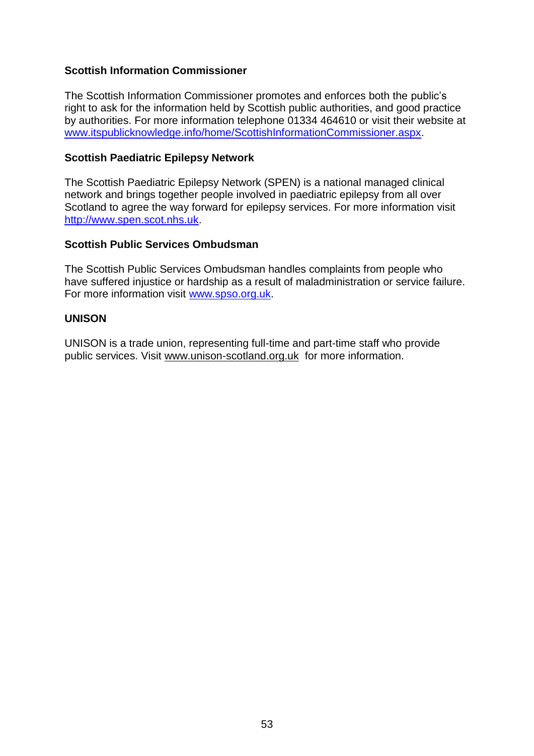**Scottish Information Commissioner**

The Scottish Information Commissioner promotes and enforces both the public's right to ask for the information held by Scottish public authorities, and good practice by authorities. For more information telephone 01334 464610 or visit their website at www.itspublicknowledge.info/home/ScottishInformationCommissioner.aspx.

**Scottish Paediatric Epilepsy Network**

The Scottish Paediatric Epilepsy Network (SPEN) is a national managed clinical network and brings together people involved in paediatric epilepsy from all over Scotland to agree the way forward for epilepsy services. For more information visit http://www.spen.scot.nhs.uk.

**Scottish Public Services Ombudsman**

The Scottish Public Services Ombudsman handles complaints from people who have suffered injustice or hardship as a result of maladministration or service failure. For more information visit www.spso.org.uk.

**UNISON**

UNISON is a trade union, representing full-time and part-time staff who provide public services. Visit www.unison-scotland.org.uk for more information.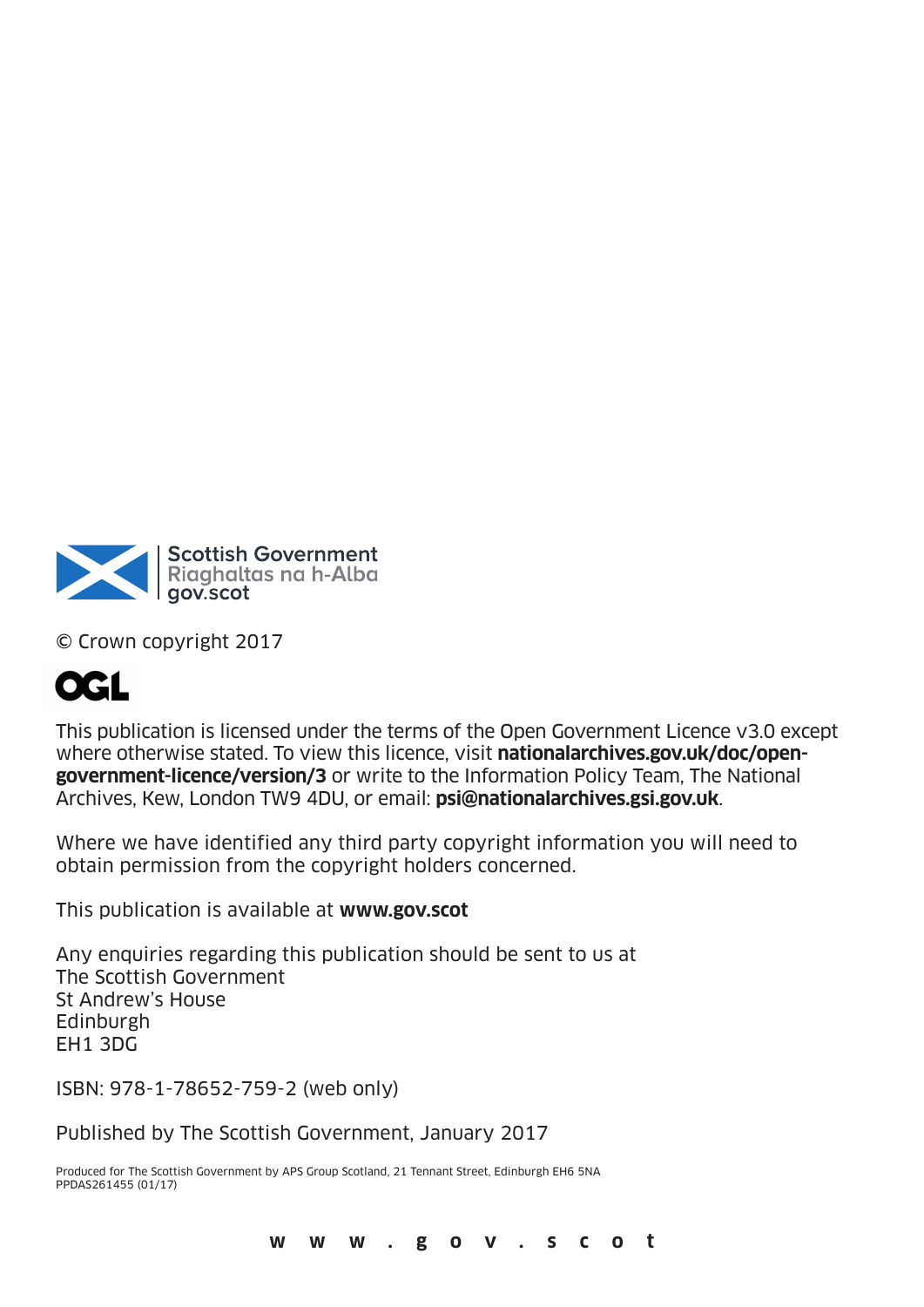Scottish Government
Riaghaltas na h-Alba
gov.scot

© Crown copyright 2017

OGL

This publication is licensed under the terms of the Open Government Licence v3.0 except where otherwise stated. To view this licence, visit **nationalarchives.gov.uk/doc/open-government-licence/version/3** or write to the Information Policy Team, The National Archives, Kew, London TW9 4DU, or email: **psi@nationalarchives.gsi.gov.uk**.

Where we have identified any third party copyright information you will need to obtain permission from the copyright holders concerned.

This publication is available at **www.gov.scot**

Any enquiries regarding this publication should be sent to us at
The Scottish Government
St Andrew's House
Edinburgh
EH1 3DG

ISBN: 978-1-78652-759-2 (web only)

Published by The Scottish Government, January 2017

Produced for The Scottish Government by APS Group Scotland, 21 Tennant Street, Edinburgh EH6 5NA
PPDAS261455 (01/17)

**w w w . g o v . s c o t**